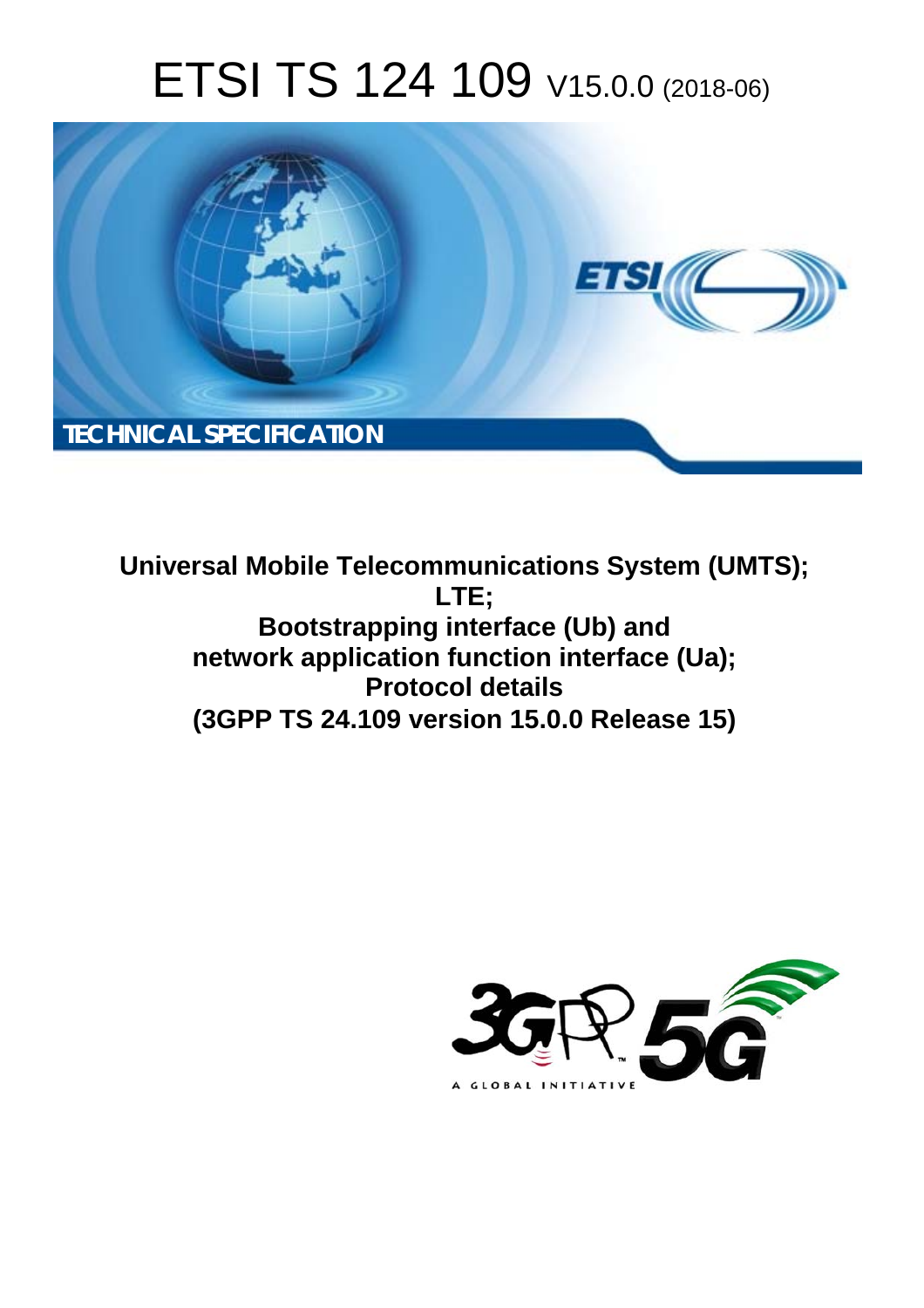# ETSI TS 124 109 V15.0.0 (2018-06)

TECHNICAL SPECIFICATION

**Universal Mobile Telecommunications System (UMTS); LTE; Bootstrapping interface (Ub) and network application function interface (Ua); Protocol details (3GPP TS 24.109 version 15.0.0 Release 15)**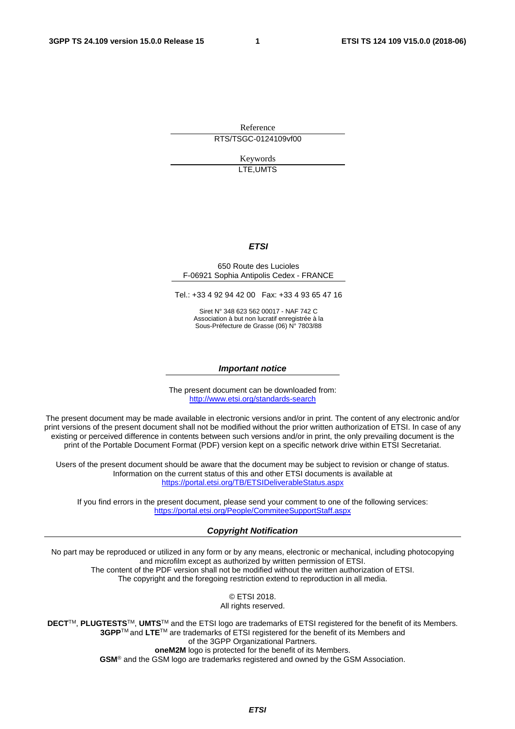Reference

RTS/TSGC-0124109vf00

Keywords

LTE,UMTS

***ETSI***

650 Route des Lucioles
F-06921 Sophia Antipolis Cedex - FRANCE

Tel.: +33 4 92 94 42 00   Fax: +33 4 93 65 47 16

Siret N° 348 623 562 00017 - NAF 742 C
Association à but non lucratif enregistrée à la
Sous-Préfecture de Grasse (06) N° 7803/88

***Important notice***

The present document can be downloaded from:
http://www.etsi.org/standards-search

The present document may be made available in electronic versions and/or in print. The content of any electronic and/or print versions of the present document shall not be modified without the prior written authorization of ETSI. In case of any existing or perceived difference in contents between such versions and/or in print, the only prevailing document is the print of the Portable Document Format (PDF) version kept on a specific network drive within ETSI Secretariat.

Users of the present document should be aware that the document may be subject to revision or change of status. Information on the current status of this and other ETSI documents is available at
https://portal.etsi.org/TB/ETSIDeliverableStatus.aspx

If you find errors in the present document, please send your comment to one of the following services:
https://portal.etsi.org/People/CommiteeSupportStaff.aspx

***Copyright Notification***

No part may be reproduced or utilized in any form or by any means, electronic or mechanical, including photocopying and microfilm except as authorized by written permission of ETSI.
The content of the PDF version shall not be modified without the written authorization of ETSI.
The copyright and the foregoing restriction extend to reproduction in all media.

© ETSI 2018.
All rights reserved.

**DECT**™, **PLUGTESTS**™, **UMTS**™ and the ETSI logo are trademarks of ETSI registered for the benefit of its Members.
**3GPP**™ and **LTE**™ are trademarks of ETSI registered for the benefit of its Members and
of the 3GPP Organizational Partners.
**oneM2M** logo is protected for the benefit of its Members.
**GSM**® and the GSM logo are trademarks registered and owned by the GSM Association.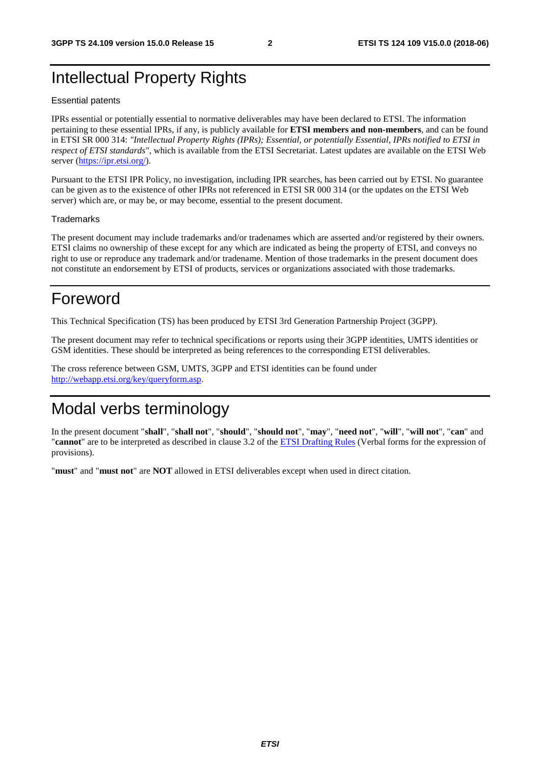# Intellectual Property Rights

Essential patents

IPRs essential or potentially essential to normative deliverables may have been declared to ETSI. The information pertaining to these essential IPRs, if any, is publicly available for **ETSI members and non-members**, and can be found in ETSI SR 000 314: *"Intellectual Property Rights (IPRs); Essential, or potentially Essential, IPRs notified to ETSI in respect of ETSI standards"*, which is available from the ETSI Secretariat. Latest updates are available on the ETSI Web server (https://ipr.etsi.org/).

Pursuant to the ETSI IPR Policy, no investigation, including IPR searches, has been carried out by ETSI. No guarantee can be given as to the existence of other IPRs not referenced in ETSI SR 000 314 (or the updates on the ETSI Web server) which are, or may be, or may become, essential to the present document.

Trademarks

The present document may include trademarks and/or tradenames which are asserted and/or registered by their owners. ETSI claims no ownership of these except for any which are indicated as being the property of ETSI, and conveys no right to use or reproduce any trademark and/or tradename. Mention of those trademarks in the present document does not constitute an endorsement by ETSI of products, services or organizations associated with those trademarks.

# Foreword

This Technical Specification (TS) has been produced by ETSI 3rd Generation Partnership Project (3GPP).

The present document may refer to technical specifications or reports using their 3GPP identities, UMTS identities or GSM identities. These should be interpreted as being references to the corresponding ETSI deliverables.

The cross reference between GSM, UMTS, 3GPP and ETSI identities can be found under http://webapp.etsi.org/key/queryform.asp.

# Modal verbs terminology

In the present document "**shall**", "**shall not**", "**should**", "**should not**", "**may**", "**need not**", "**will**", "**will not**", "**can**" and "**cannot**" are to be interpreted as described in clause 3.2 of the ETSI Drafting Rules (Verbal forms for the expression of provisions).

"**must**" and "**must not**" are **NOT** allowed in ETSI deliverables except when used in direct citation.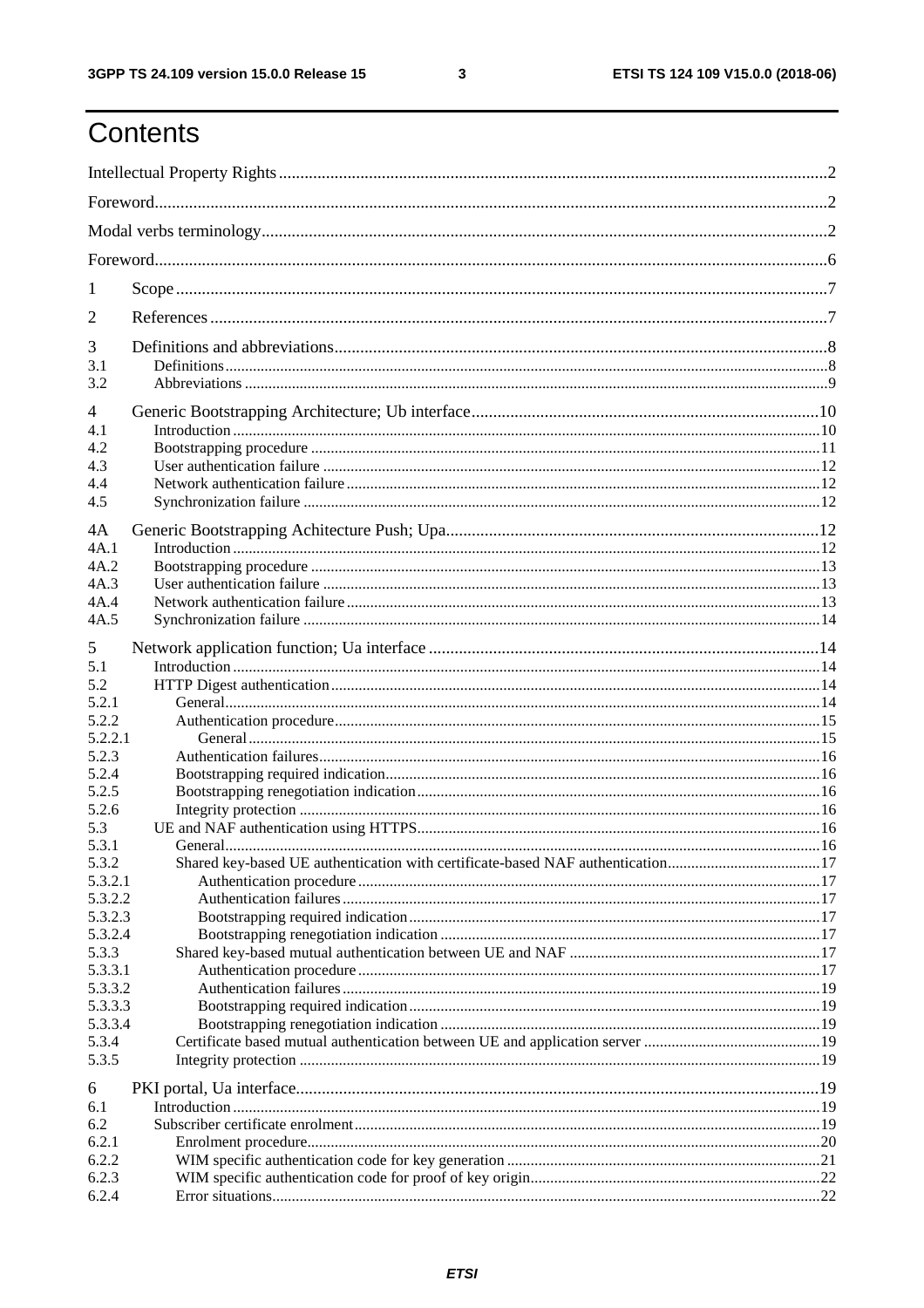# Contents

Intellectual Property Rights ..... 2
Foreword ..... 2
Modal verbs terminology ..... 2
Foreword ..... 6
1 Scope ..... 7
2 References ..... 7
3 Definitions and abbreviations ..... 8
3.1 Definitions ..... 8
3.2 Abbreviations ..... 9
4 Generic Bootstrapping Architecture; Ub interface ..... 10
4.1 Introduction ..... 10
4.2 Bootstrapping procedure ..... 11
4.3 User authentication failure ..... 12
4.4 Network authentication failure ..... 12
4.5 Synchronization failure ..... 12
4A Generic Bootstrapping Achitecture Push; Upa ..... 12
4A.1 Introduction ..... 12
4A.2 Bootstrapping procedure ..... 13
4A.3 User authentication failure ..... 13
4A.4 Network authentication failure ..... 13
4A.5 Synchronization failure ..... 14
5 Network application function; Ua interface ..... 14
5.1 Introduction ..... 14
5.2 HTTP Digest authentication ..... 14
5.2.1 General ..... 14
5.2.2 Authentication procedure ..... 15
5.2.2.1 General ..... 15
5.2.3 Authentication failures ..... 16
5.2.4 Bootstrapping required indication ..... 16
5.2.5 Bootstrapping renegotiation indication ..... 16
5.2.6 Integrity protection ..... 16
5.3 UE and NAF authentication using HTTPS ..... 16
5.3.1 General ..... 16
5.3.2 Shared key-based UE authentication with certificate-based NAF authentication ..... 17
5.3.2.1 Authentication procedure ..... 17
5.3.2.2 Authentication failures ..... 17
5.3.2.3 Bootstrapping required indication ..... 17
5.3.2.4 Bootstrapping renegotiation indication ..... 17
5.3.3 Shared key-based mutual authentication between UE and NAF ..... 17
5.3.3.1 Authentication procedure ..... 17
5.3.3.2 Authentication failures ..... 19
5.3.3.3 Bootstrapping required indication ..... 19
5.3.3.4 Bootstrapping renegotiation indication ..... 19
5.3.4 Certificate based mutual authentication between UE and application server ..... 19
5.3.5 Integrity protection ..... 19
6 PKI portal, Ua interface ..... 19
6.1 Introduction ..... 19
6.2 Subscriber certificate enrolment ..... 19
6.2.1 Enrolment procedure ..... 20
6.2.2 WIM specific authentication code for key generation ..... 21
6.2.3 WIM specific authentication code for proof of key origin ..... 22
6.2.4 Error situations ..... 22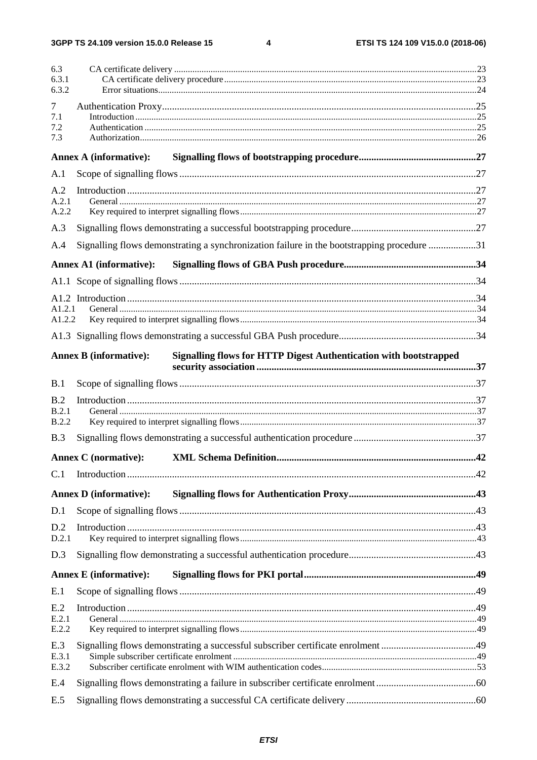6.3 CA certificate delivery ....................................................................................................................................23
6.3.1 CA certificate delivery procedure .............................................................................................................23
6.3.2 Error situations...........................................................................................................................................24

7 Authentication Proxy.............................................................................................................................25
7.1 Introduction .......................................................................................................................................................25
7.2 Authentication ...................................................................................................................................................25
7.3 Authorization.....................................................................................................................................................26

**Annex A (informative): Signalling flows of bootstrapping procedure...............................................27**

A.1 Scope of signalling flows ......................................................................................................................27

A.2 Introduction ...........................................................................................................................................27
A.2.1 General ..............................................................................................................................................................27
A.2.2 Key required to interpret signalling flows.........................................................................................................27

A.3 Signalling flows demonstrating a successful bootstrapping procedure..................................................27

A.4 Signalling flows demonstrating a synchronization failure in the bootstrapping procedure ...................31

**Annex A1 (informative): Signalling flows of GBA Push procedure.....................................................34**

A1.1 Scope of signalling flows ......................................................................................................................34

A1.2 Introduction ...........................................................................................................................................34
A1.2.1 General ..............................................................................................................................................................34
A1.2.2 Key required to interpret signalling flows.........................................................................................................34

A1.3 Signalling flows demonstrating a successful GBA Push procedure.......................................................34

**Annex B (informative): Signalling flows for HTTP Digest Authentication with bootstrapped security association ........................................................................................37**

B.1 Scope of signalling flows ......................................................................................................................37

B.2 Introduction ...........................................................................................................................................37
B.2.1 General ..............................................................................................................................................................37
B.2.2 Key required to interpret signalling flows.........................................................................................................37

B.3 Signalling flows demonstrating a successful authentication procedure .................................................37

**Annex C (normative): XML Schema Definition................................................................................42**

C.1 Introduction ...........................................................................................................................................42

**Annex D (informative): Signalling flows for Authentication Proxy...................................................43**

D.1 Scope of signalling flows ......................................................................................................................43

D.2 Introduction ...........................................................................................................................................43
D.2.1 Key required to interpret signalling flows.........................................................................................................43

D.3 Signalling flow demonstrating a successful authentication procedure...................................................43

**Annex E (informative): Signalling flows for PKI portal.....................................................................49**

E.1 Scope of signalling flows ......................................................................................................................49

E.2 Introduction ...........................................................................................................................................49
E.2.1 General ..............................................................................................................................................................49
E.2.2 Key required to interpret signalling flows.........................................................................................................49

E.3 Signalling flows demonstrating a successful subscriber certificate enrolment ......................................49
E.3.1 Simple subscriber certificate enrolment ............................................................................................................49
E.3.2 Subscriber certificate enrolment with WIM authentication codes.....................................................................53

E.4 Signalling flows demonstrating a failure in subscriber certificate enrolment ........................................60

E.5 Signalling flows demonstrating a successful CA certificate delivery ....................................................60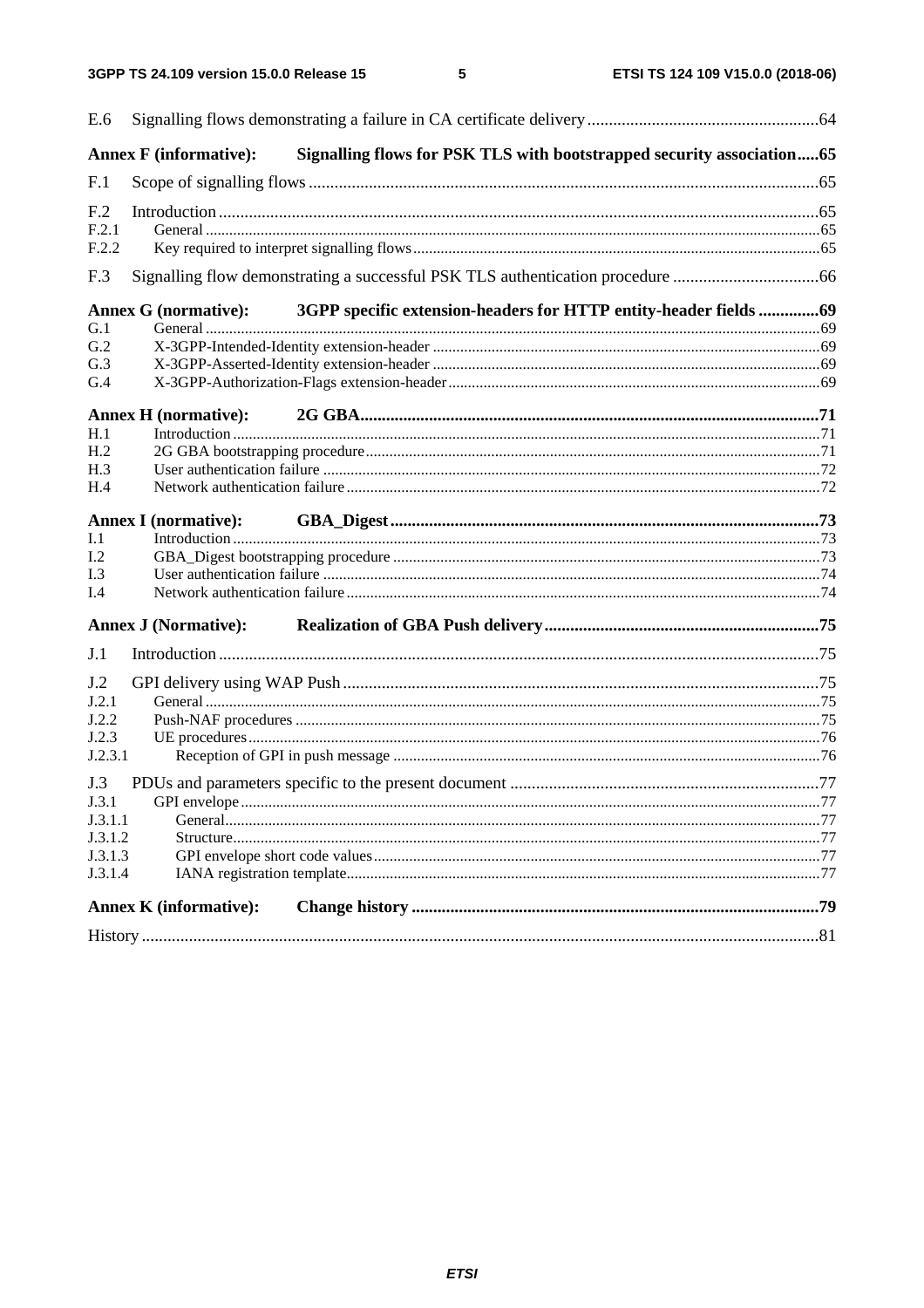E.6 Signalling flows demonstrating a failure in CA certificate delivery ..... 64

**Annex F (informative): Signalling flows for PSK TLS with bootstrapped security association ..... 65**

F.1 Scope of signalling flows ..... 65

F.2 Introduction ..... 65
F.2.1 General ..... 65
F.2.2 Key required to interpret signalling flows ..... 65

F.3 Signalling flow demonstrating a successful PSK TLS authentication procedure ..... 66

**Annex G (normative): 3GPP specific extension-headers for HTTP entity-header fields ..... 69**
G.1 General ..... 69
G.2 X-3GPP-Intended-Identity extension-header ..... 69
G.3 X-3GPP-Asserted-Identity extension-header ..... 69
G.4 X-3GPP-Authorization-Flags extension-header ..... 69

**Annex H (normative): 2G GBA ..... 71**
H.1 Introduction ..... 71
H.2 2G GBA bootstrapping procedure ..... 71
H.3 User authentication failure ..... 72
H.4 Network authentication failure ..... 72

**Annex I (normative): GBA_Digest ..... 73**
I.1 Introduction ..... 73
I.2 GBA_Digest bootstrapping procedure ..... 73
I.3 User authentication failure ..... 74
I.4 Network authentication failure ..... 74

**Annex J (Normative): Realization of GBA Push delivery ..... 75**

J.1 Introduction ..... 75

J.2 GPI delivery using WAP Push ..... 75
J.2.1 General ..... 75
J.2.2 Push-NAF procedures ..... 75
J.2.3 UE procedures ..... 76
J.2.3.1 Reception of GPI in push message ..... 76

J.3 PDUs and parameters specific to the present document ..... 77
J.3.1 GPI envelope ..... 77
J.3.1.1 General ..... 77
J.3.1.2 Structure ..... 77
J.3.1.3 GPI envelope short code values ..... 77
J.3.1.4 IANA registration template ..... 77

**Annex K (informative): Change history ..... 79**

History ..... 81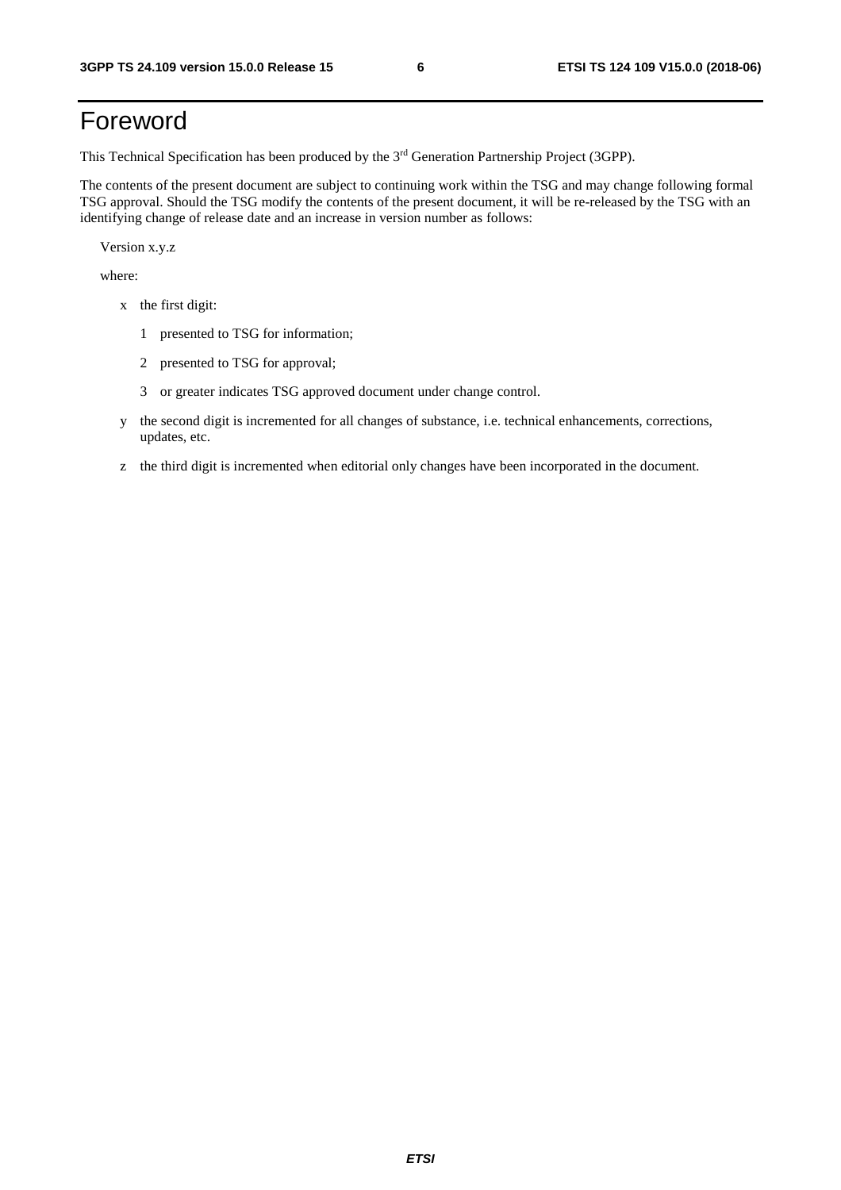# Foreword

This Technical Specification has been produced by the 3rd Generation Partnership Project (3GPP).

The contents of the present document are subject to continuing work within the TSG and may change following formal TSG approval. Should the TSG modify the contents of the present document, it will be re-released by the TSG with an identifying change of release date and an increase in version number as follows:

Version x.y.z

where:

- x the first digit:
  - 1 presented to TSG for information;
  - 2 presented to TSG for approval;
  - 3 or greater indicates TSG approved document under change control.
- y the second digit is incremented for all changes of substance, i.e. technical enhancements, corrections, updates, etc.
- z the third digit is incremented when editorial only changes have been incorporated in the document.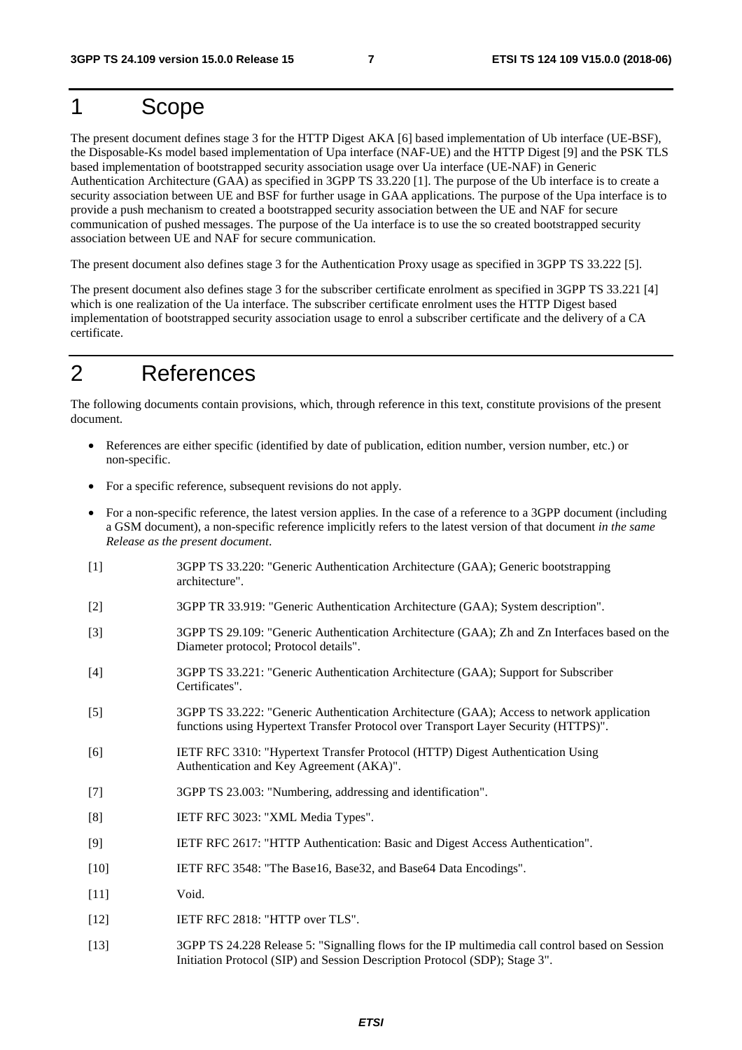# 1 Scope

The present document defines stage 3 for the HTTP Digest AKA [6] based implementation of Ub interface (UE-BSF), the Disposable-Ks model based implementation of Upa interface (NAF-UE) and the HTTP Digest [9] and the PSK TLS based implementation of bootstrapped security association usage over Ua interface (UE-NAF) in Generic Authentication Architecture (GAA) as specified in 3GPP TS 33.220 [1]. The purpose of the Ub interface is to create a security association between UE and BSF for further usage in GAA applications. The purpose of the Upa interface is to provide a push mechanism to created a bootstrapped security association between the UE and NAF for secure communication of pushed messages. The purpose of the Ua interface is to use the so created bootstrapped security association between UE and NAF for secure communication.

The present document also defines stage 3 for the Authentication Proxy usage as specified in 3GPP TS 33.222 [5].

The present document also defines stage 3 for the subscriber certificate enrolment as specified in 3GPP TS 33.221 [4] which is one realization of the Ua interface. The subscriber certificate enrolment uses the HTTP Digest based implementation of bootstrapped security association usage to enrol a subscriber certificate and the delivery of a CA certificate.

# 2 References

The following documents contain provisions, which, through reference in this text, constitute provisions of the present document.

- References are either specific (identified by date of publication, edition number, version number, etc.) or non-specific.
- For a specific reference, subsequent revisions do not apply.
- For a non-specific reference, the latest version applies. In the case of a reference to a 3GPP document (including a GSM document), a non-specific reference implicitly refers to the latest version of that document *in the same Release as the present document*.

[1] 3GPP TS 33.220: "Generic Authentication Architecture (GAA); Generic bootstrapping architecture".

[2] 3GPP TR 33.919: "Generic Authentication Architecture (GAA); System description".

[3] 3GPP TS 29.109: "Generic Authentication Architecture (GAA); Zh and Zn Interfaces based on the Diameter protocol; Protocol details".

[4] 3GPP TS 33.221: "Generic Authentication Architecture (GAA); Support for Subscriber Certificates".

[5] 3GPP TS 33.222: "Generic Authentication Architecture (GAA); Access to network application functions using Hypertext Transfer Protocol over Transport Layer Security (HTTPS)".

[6] IETF RFC 3310: "Hypertext Transfer Protocol (HTTP) Digest Authentication Using Authentication and Key Agreement (AKA)".

[7] 3GPP TS 23.003: "Numbering, addressing and identification".

[8] IETF RFC 3023: "XML Media Types".

[9] IETF RFC 2617: "HTTP Authentication: Basic and Digest Access Authentication".

[10] IETF RFC 3548: "The Base16, Base32, and Base64 Data Encodings".

[11] Void.

[12] IETF RFC 2818: "HTTP over TLS".

[13] 3GPP TS 24.228 Release 5: "Signalling flows for the IP multimedia call control based on Session Initiation Protocol (SIP) and Session Description Protocol (SDP); Stage 3".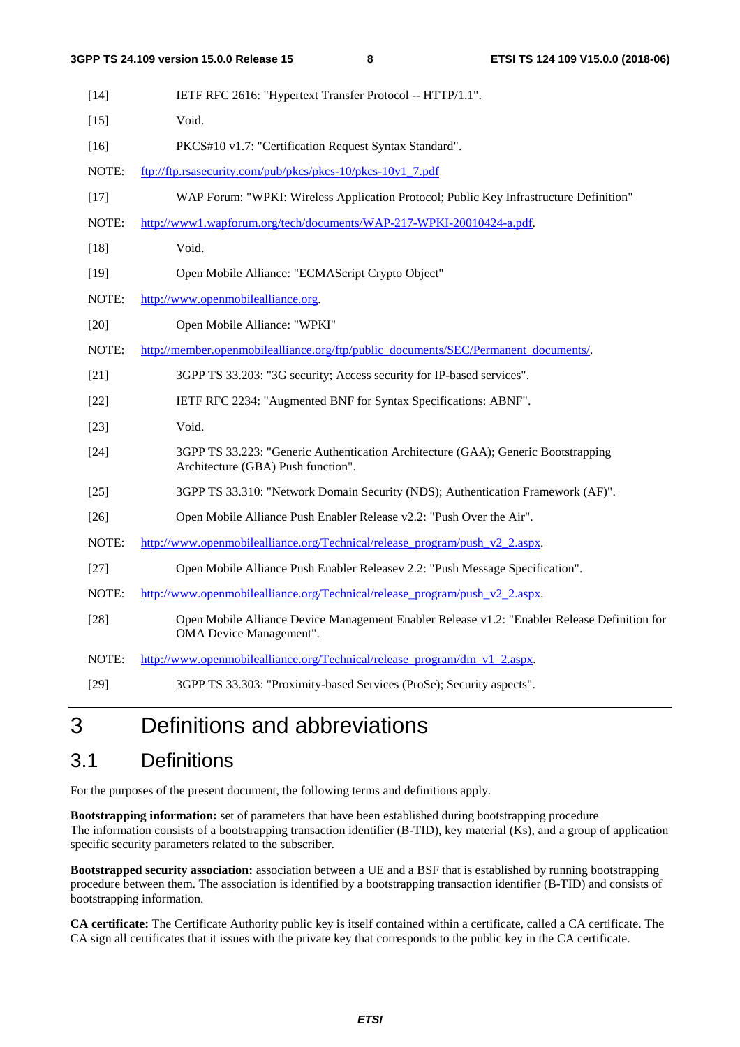[14] IETF RFC 2616: "Hypertext Transfer Protocol -- HTTP/1.1".

[15] Void.

[16] PKCS#10 v1.7: "Certification Request Syntax Standard".

NOTE: ftp://ftp.rsasecurity.com/pub/pkcs/pkcs-10/pkcs-10v1_7.pdf

[17] WAP Forum: "WPKI: Wireless Application Protocol; Public Key Infrastructure Definition"

NOTE: http://www1.wapforum.org/tech/documents/WAP-217-WPKI-20010424-a.pdf.

[18] Void.

[19] Open Mobile Alliance: "ECMAScript Crypto Object"

NOTE: http://www.openmobilealliance.org.

[20] Open Mobile Alliance: "WPKI"

NOTE: http://member.openmobilealliance.org/ftp/public_documents/SEC/Permanent_documents/.

[21] 3GPP TS 33.203: "3G security; Access security for IP-based services".

[22] IETF RFC 2234: "Augmented BNF for Syntax Specifications: ABNF".

[23] Void.

[24] 3GPP TS 33.223: "Generic Authentication Architecture (GAA); Generic Bootstrapping Architecture (GBA) Push function".

[25] 3GPP TS 33.310: "Network Domain Security (NDS); Authentication Framework (AF)".

[26] Open Mobile Alliance Push Enabler Release v2.2: "Push Over the Air".

NOTE: http://www.openmobilealliance.org/Technical/release_program/push_v2_2.aspx.

[27] Open Mobile Alliance Push Enabler Releasev 2.2: "Push Message Specification".

NOTE: http://www.openmobilealliance.org/Technical/release_program/push_v2_2.aspx.

[28] Open Mobile Alliance Device Management Enabler Release v1.2: "Enabler Release Definition for OMA Device Management".

NOTE: http://www.openmobilealliance.org/Technical/release_program/dm_v1_2.aspx.

[29] 3GPP TS 33.303: "Proximity-based Services (ProSe); Security aspects".

# 3 Definitions and abbreviations

## 3.1 Definitions

For the purposes of the present document, the following terms and definitions apply.

**Bootstrapping information:** set of parameters that have been established during bootstrapping procedure
The information consists of a bootstrapping transaction identifier (B-TID), key material (Ks), and a group of application specific security parameters related to the subscriber.

**Bootstrapped security association:** association between a UE and a BSF that is established by running bootstrapping procedure between them. The association is identified by a bootstrapping transaction identifier (B-TID) and consists of bootstrapping information.

**CA certificate:** The Certificate Authority public key is itself contained within a certificate, called a CA certificate. The CA sign all certificates that it issues with the private key that corresponds to the public key in the CA certificate.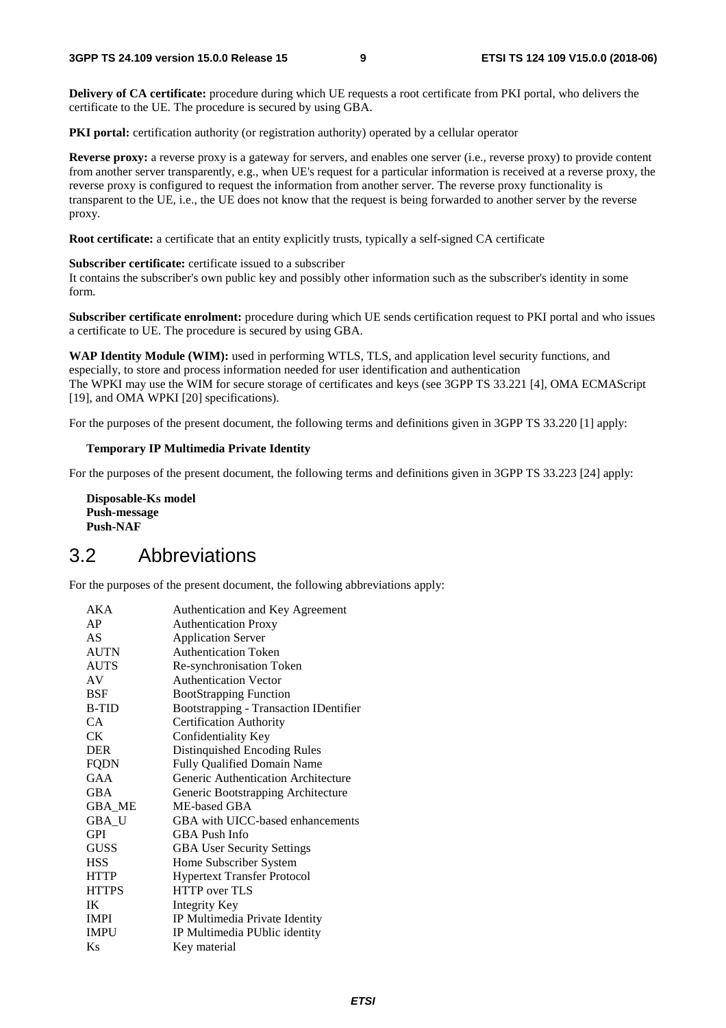**Delivery of CA certificate:** procedure during which UE requests a root certificate from PKI portal, who delivers the certificate to the UE. The procedure is secured by using GBA.

**PKI portal:** certification authority (or registration authority) operated by a cellular operator

**Reverse proxy:** a reverse proxy is a gateway for servers, and enables one server (i.e., reverse proxy) to provide content from another server transparently, e.g., when UE's request for a particular information is received at a reverse proxy, the reverse proxy is configured to request the information from another server. The reverse proxy functionality is transparent to the UE, i.e., the UE does not know that the request is being forwarded to another server by the reverse proxy.

**Root certificate:** a certificate that an entity explicitly trusts, typically a self-signed CA certificate

**Subscriber certificate:** certificate issued to a subscriber
It contains the subscriber's own public key and possibly other information such as the subscriber's identity in some form.

**Subscriber certificate enrolment:** procedure during which UE sends certification request to PKI portal and who issues a certificate to UE. The procedure is secured by using GBA.

**WAP Identity Module (WIM):** used in performing WTLS, TLS, and application level security functions, and especially, to store and process information needed for user identification and authentication
The WPKI may use the WIM for secure storage of certificates and keys (see 3GPP TS 33.221 [4], OMA ECMAScript [19], and OMA WPKI [20] specifications).

For the purposes of the present document, the following terms and definitions given in 3GPP TS 33.220 [1] apply:

**Temporary IP Multimedia Private Identity**

For the purposes of the present document, the following terms and definitions given in 3GPP TS 33.223 [24] apply:

**Disposable-Ks model**
**Push-message**
**Push-NAF**

## 3.2 Abbreviations

For the purposes of the present document, the following abbreviations apply:

| | |
|---|---|
| AKA | Authentication and Key Agreement |
| AP | Authentication Proxy |
| AS | Application Server |
| AUTN | Authentication Token |
| AUTS | Re-synchronisation Token |
| AV | Authentication Vector |
| BSF | BootStrapping Function |
| B-TID | Bootstrapping - Transaction IDentifier |
| CA | Certification Authority |
| CK | Confidentiality Key |
| DER | Distinquished Encoding Rules |
| FQDN | Fully Qualified Domain Name |
| GAA | Generic Authentication Architecture |
| GBA | Generic Bootstrapping Architecture |
| GBA_ME | ME-based GBA |
| GBA_U | GBA with UICC-based enhancements |
| GPI | GBA Push Info |
| GUSS | GBA User Security Settings |
| HSS | Home Subscriber System |
| HTTP | Hypertext Transfer Protocol |
| HTTPS | HTTP over TLS |
| IK | Integrity Key |
| IMPI | IP Multimedia Private Identity |
| IMPU | IP Multimedia PUblic identity |
| Ks | Key material |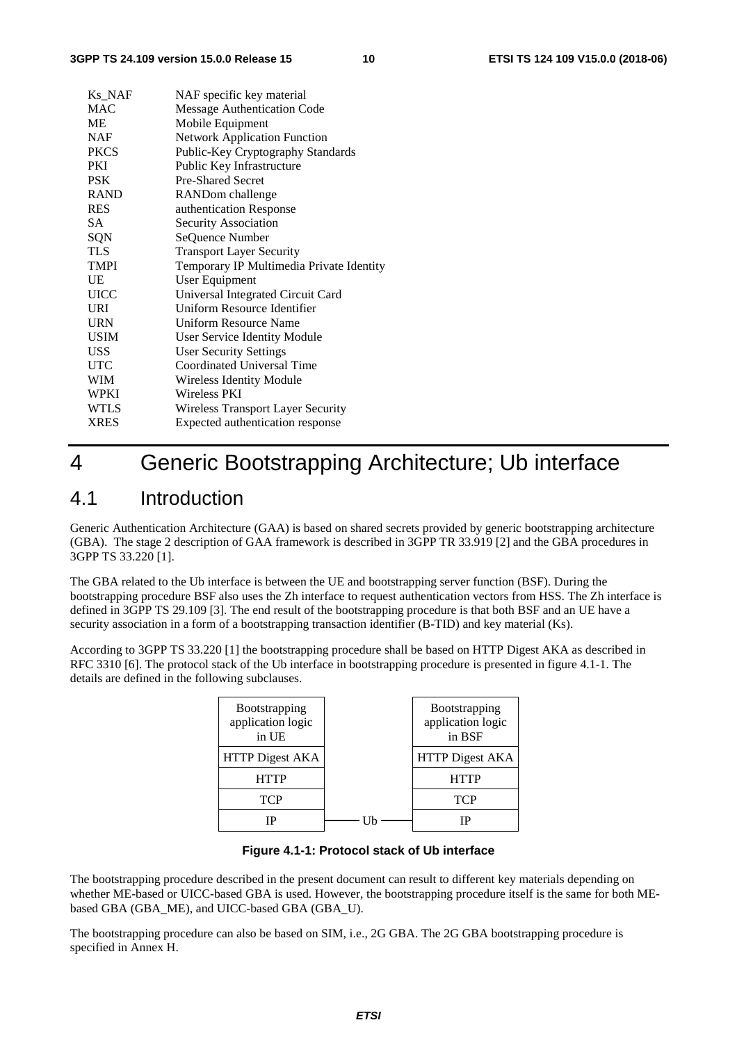| | |
|---|---|
| Ks_NAF | NAF specific key material |
| MAC | Message Authentication Code |
| ME | Mobile Equipment |
| NAF | Network Application Function |
| PKCS | Public-Key Cryptography Standards |
| PKI | Public Key Infrastructure |
| PSK | Pre-Shared Secret |
| RAND | RANDom challenge |
| RES | authentication Response |
| SA | Security Association |
| SQN | SeQuence Number |
| TLS | Transport Layer Security |
| TMPI | Temporary IP Multimedia Private Identity |
| UE | User Equipment |
| UICC | Universal Integrated Circuit Card |
| URI | Uniform Resource Identifier |
| URN | Uniform Resource Name |
| USIM | User Service Identity Module |
| USS | User Security Settings |
| UTC | Coordinated Universal Time |
| WIM | Wireless Identity Module |
| WPKI | Wireless PKI |
| WTLS | Wireless Transport Layer Security |
| XRES | Expected authentication response |

# 4 Generic Bootstrapping Architecture; Ub interface

## 4.1 Introduction

Generic Authentication Architecture (GAA) is based on shared secrets provided by generic bootstrapping architecture (GBA). The stage 2 description of GAA framework is described in 3GPP TR 33.919 [2] and the GBA procedures in 3GPP TS 33.220 [1].

The GBA related to the Ub interface is between the UE and bootstrapping server function (BSF). During the bootstrapping procedure BSF also uses the Zh interface to request authentication vectors from HSS. The Zh interface is defined in 3GPP TS 29.109 [3]. The end result of the bootstrapping procedure is that both BSF and an UE have a security association in a form of a bootstrapping transaction identifier (B-TID) and key material (Ks).

According to 3GPP TS 33.220 [1] the bootstrapping procedure shall be based on HTTP Digest AKA as described in RFC 3310 [6]. The protocol stack of the Ub interface in bootstrapping procedure is presented in figure 4.1-1. The details are defined in the following subclauses.

| Bootstrapping application logic in UE | | Bootstrapping application logic in BSF |
|---|---|---|
| HTTP Digest AKA | | HTTP Digest AKA |
| HTTP | | HTTP |
| TCP | | TCP |
| IP | Ub | IP |

**Figure 4.1-1: Protocol stack of Ub interface**

The bootstrapping procedure described in the present document can result to different key materials depending on whether ME-based or UICC-based GBA is used. However, the bootstrapping procedure itself is the same for both ME-based GBA (GBA_ME), and UICC-based GBA (GBA_U).

The bootstrapping procedure can also be based on SIM, i.e., 2G GBA. The 2G GBA bootstrapping procedure is specified in Annex H.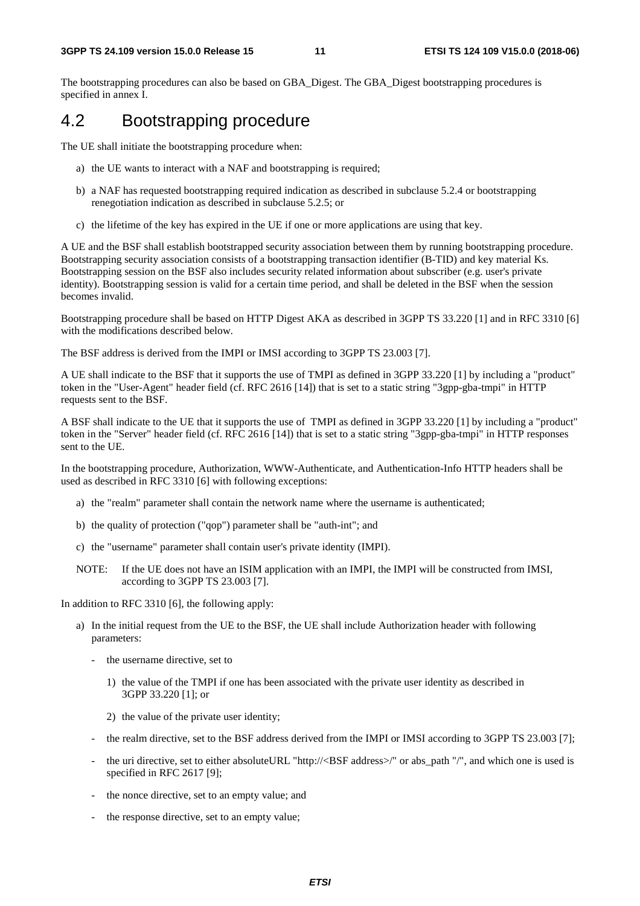The bootstrapping procedures can also be based on GBA_Digest. The GBA_Digest bootstrapping procedures is specified in annex I.

## 4.2 Bootstrapping procedure

The UE shall initiate the bootstrapping procedure when:

a) the UE wants to interact with a NAF and bootstrapping is required;

b) a NAF has requested bootstrapping required indication as described in subclause 5.2.4 or bootstrapping renegotiation indication as described in subclause 5.2.5; or

c) the lifetime of the key has expired in the UE if one or more applications are using that key.

A UE and the BSF shall establish bootstrapped security association between them by running bootstrapping procedure. Bootstrapping security association consists of a bootstrapping transaction identifier (B-TID) and key material Ks. Bootstrapping session on the BSF also includes security related information about subscriber (e.g. user's private identity). Bootstrapping session is valid for a certain time period, and shall be deleted in the BSF when the session becomes invalid.

Bootstrapping procedure shall be based on HTTP Digest AKA as described in 3GPP TS 33.220 [1] and in RFC 3310 [6] with the modifications described below.

The BSF address is derived from the IMPI or IMSI according to 3GPP TS 23.003 [7].

A UE shall indicate to the BSF that it supports the use of TMPI as defined in 3GPP 33.220 [1] by including a "product" token in the "User-Agent" header field (cf. RFC 2616 [14]) that is set to a static string "3gpp-gba-tmpi" in HTTP requests sent to the BSF.

A BSF shall indicate to the UE that it supports the use of TMPI as defined in 3GPP 33.220 [1] by including a "product" token in the "Server" header field (cf. RFC 2616 [14]) that is set to a static string "3gpp-gba-tmpi" in HTTP responses sent to the UE.

In the bootstrapping procedure, Authorization, WWW-Authenticate, and Authentication-Info HTTP headers shall be used as described in RFC 3310 [6] with following exceptions:

a) the "realm" parameter shall contain the network name where the username is authenticated;

b) the quality of protection ("qop") parameter shall be "auth-int"; and

c) the "username" parameter shall contain user's private identity (IMPI).

NOTE: If the UE does not have an ISIM application with an IMPI, the IMPI will be constructed from IMSI, according to 3GPP TS 23.003 [7].

In addition to RFC 3310 [6], the following apply:

a) In the initial request from the UE to the BSF, the UE shall include Authorization header with following parameters:

  - the username directive, set to

    1) the value of the TMPI if one has been associated with the private user identity as described in 3GPP 33.220 [1]; or

    2) the value of the private user identity;

  - the realm directive, set to the BSF address derived from the IMPI or IMSI according to 3GPP TS 23.003 [7];

  - the uri directive, set to either absoluteURL "http://<BSF address>/" or abs_path "/", and which one is used is specified in RFC 2617 [9];

  - the nonce directive, set to an empty value; and

  - the response directive, set to an empty value;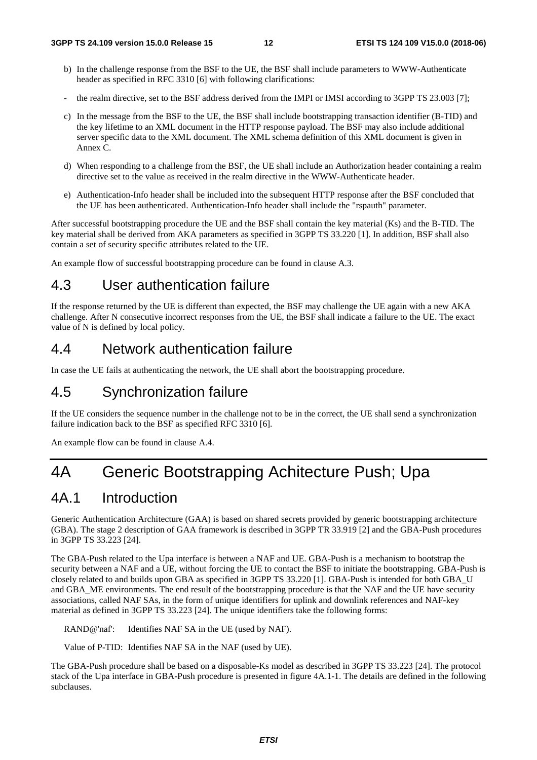b) In the challenge response from the BSF to the UE, the BSF shall include parameters to WWW-Authenticate header as specified in RFC 3310 [6] with following clarifications:

- the realm directive, set to the BSF address derived from the IMPI or IMSI according to 3GPP TS 23.003 [7];

c) In the message from the BSF to the UE, the BSF shall include bootstrapping transaction identifier (B-TID) and the key lifetime to an XML document in the HTTP response payload. The BSF may also include additional server specific data to the XML document. The XML schema definition of this XML document is given in Annex C.

d) When responding to a challenge from the BSF, the UE shall include an Authorization header containing a realm directive set to the value as received in the realm directive in the WWW-Authenticate header.

e) Authentication-Info header shall be included into the subsequent HTTP response after the BSF concluded that the UE has been authenticated. Authentication-Info header shall include the "rspauth" parameter.

After successful bootstrapping procedure the UE and the BSF shall contain the key material (Ks) and the B-TID. The key material shall be derived from AKA parameters as specified in 3GPP TS 33.220 [1]. In addition, BSF shall also contain a set of security specific attributes related to the UE.

An example flow of successful bootstrapping procedure can be found in clause A.3.

## 4.3 User authentication failure

If the response returned by the UE is different than expected, the BSF may challenge the UE again with a new AKA challenge. After N consecutive incorrect responses from the UE, the BSF shall indicate a failure to the UE. The exact value of N is defined by local policy.

## 4.4 Network authentication failure

In case the UE fails at authenticating the network, the UE shall abort the bootstrapping procedure.

## 4.5 Synchronization failure

If the UE considers the sequence number in the challenge not to be in the correct, the UE shall send a synchronization failure indication back to the BSF as specified RFC 3310 [6].

An example flow can be found in clause A.4.

# 4A Generic Bootstrapping Achitecture Push; Upa

## 4A.1 Introduction

Generic Authentication Architecture (GAA) is based on shared secrets provided by generic bootstrapping architecture (GBA). The stage 2 description of GAA framework is described in 3GPP TR 33.919 [2] and the GBA-Push procedures in 3GPP TS 33.223 [24].

The GBA-Push related to the Upa interface is between a NAF and UE. GBA-Push is a mechanism to bootstrap the security between a NAF and a UE, without forcing the UE to contact the BSF to initiate the bootstrapping. GBA-Push is closely related to and builds upon GBA as specified in 3GPP TS 33.220 [1]. GBA-Push is intended for both GBA_U and GBA_ME environments. The end result of the bootstrapping procedure is that the NAF and the UE have security associations, called NAF SAs, in the form of unique identifiers for uplink and downlink references and NAF-key material as defined in 3GPP TS 33.223 [24]. The unique identifiers take the following forms:

RAND@'naf': Identifies NAF SA in the UE (used by NAF).

Value of P-TID: Identifies NAF SA in the NAF (used by UE).

The GBA-Push procedure shall be based on a disposable-Ks model as described in 3GPP TS 33.223 [24]. The protocol stack of the Upa interface in GBA-Push procedure is presented in figure 4A.1-1. The details are defined in the following subclauses.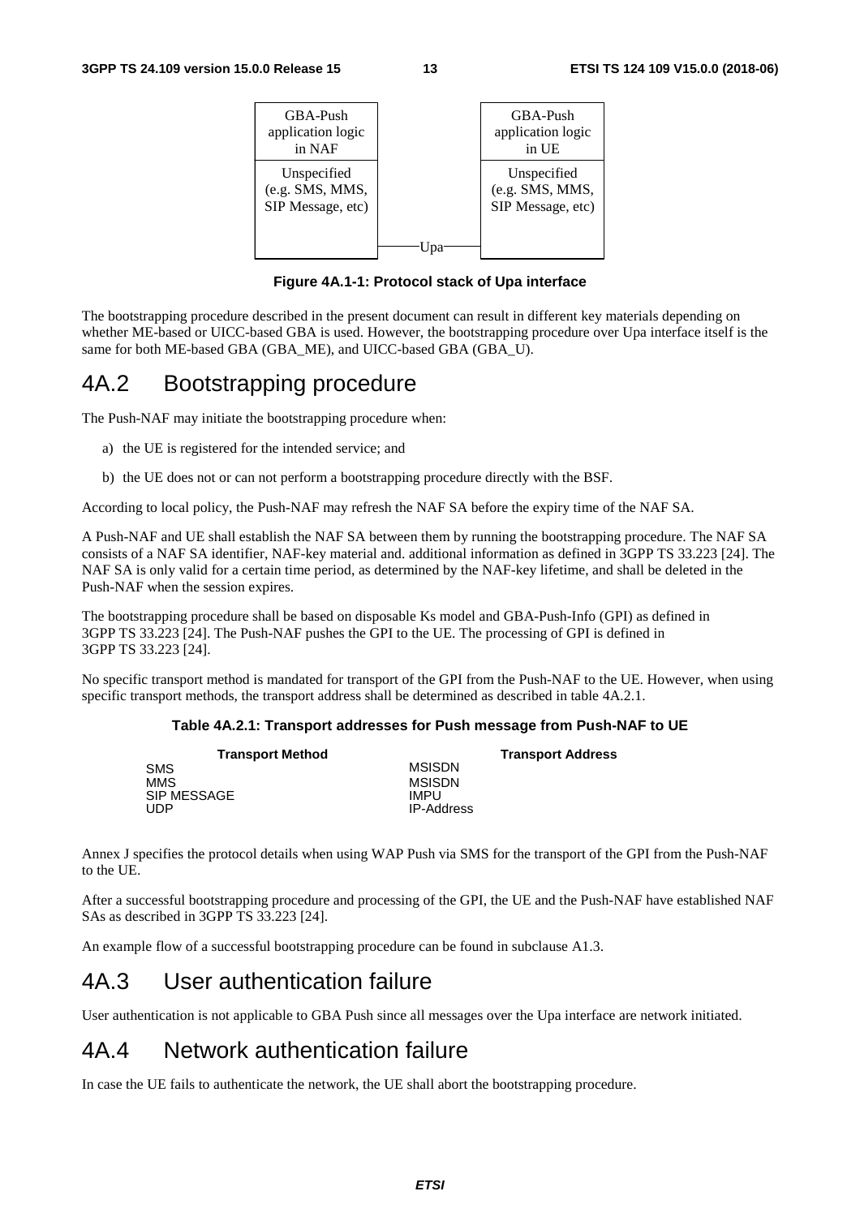GBA-Push application logic in NAF

Unspecified (e.g. SMS, MMS, SIP Message, etc)

Upa

GBA-Push application logic in UE

Unspecified (e.g. SMS, MMS, SIP Message, etc)

**Figure 4A.1-1: Protocol stack of Upa interface**

The bootstrapping procedure described in the present document can result in different key materials depending on whether ME-based or UICC-based GBA is used. However, the bootstrapping procedure over Upa interface itself is the same for both ME-based GBA (GBA_ME), and UICC-based GBA (GBA_U).

# 4A.2 Bootstrapping procedure

The Push-NAF may initiate the bootstrapping procedure when:

a) the UE is registered for the intended service; and

b) the UE does not or can not perform a bootstrapping procedure directly with the BSF.

According to local policy, the Push-NAF may refresh the NAF SA before the expiry time of the NAF SA.

A Push-NAF and UE shall establish the NAF SA between them by running the bootstrapping procedure. The NAF SA consists of a NAF SA identifier, NAF-key material and. additional information as defined in 3GPP TS 33.223 [24]. The NAF SA is only valid for a certain time period, as determined by the NAF-key lifetime, and shall be deleted in the Push-NAF when the session expires.

The bootstrapping procedure shall be based on disposable Ks model and GBA-Push-Info (GPI) as defined in 3GPP TS 33.223 [24]. The Push-NAF pushes the GPI to the UE. The processing of GPI is defined in 3GPP TS 33.223 [24].

No specific transport method is mandated for transport of the GPI from the Push-NAF to the UE. However, when using specific transport methods, the transport address shall be determined as described in table 4A.2.1.

**Table 4A.2.1: Transport addresses for Push message from Push-NAF to UE**

| Transport Method | Transport Address |
|---|---|
| SMS | MSISDN |
| MMS | MSISDN |
| SIP MESSAGE | IMPU |
| UDP | IP-Address |

Annex J specifies the protocol details when using WAP Push via SMS for the transport of the GPI from the Push-NAF to the UE.

After a successful bootstrapping procedure and processing of the GPI, the UE and the Push-NAF have established NAF SAs as described in 3GPP TS 33.223 [24].

An example flow of a successful bootstrapping procedure can be found in subclause A1.3.

# 4A.3 User authentication failure

User authentication is not applicable to GBA Push since all messages over the Upa interface are network initiated.

# 4A.4 Network authentication failure

In case the UE fails to authenticate the network, the UE shall abort the bootstrapping procedure.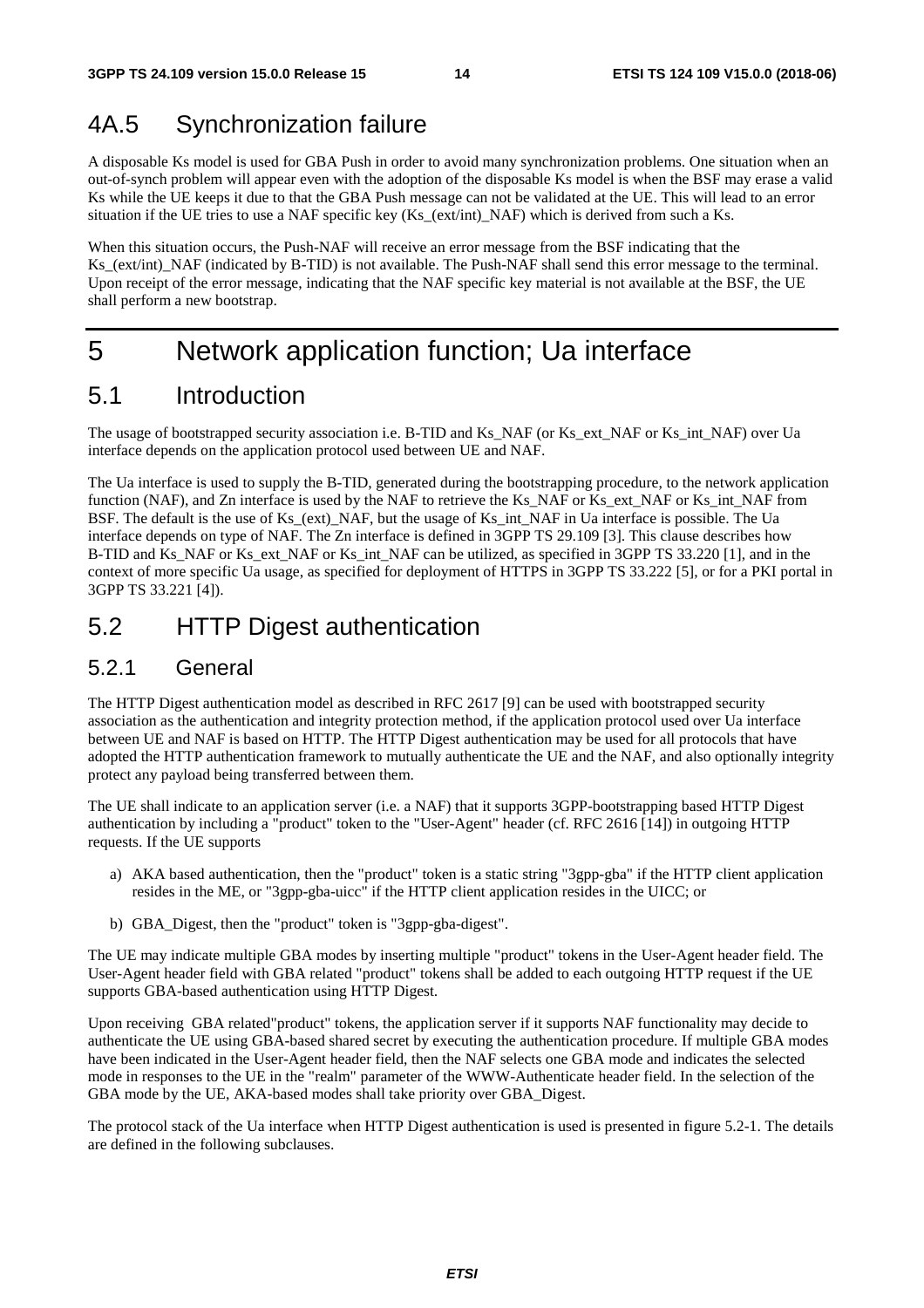## 4A.5 Synchronization failure

A disposable Ks model is used for GBA Push in order to avoid many synchronization problems. One situation when an out-of-synch problem will appear even with the adoption of the disposable Ks model is when the BSF may erase a valid Ks while the UE keeps it due to that the GBA Push message can not be validated at the UE. This will lead to an error situation if the UE tries to use a NAF specific key (Ks_(ext/int)_NAF) which is derived from such a Ks.

When this situation occurs, the Push-NAF will receive an error message from the BSF indicating that the Ks_(ext/int)_NAF (indicated by B-TID) is not available. The Push-NAF shall send this error message to the terminal. Upon receipt of the error message, indicating that the NAF specific key material is not available at the BSF, the UE shall perform a new bootstrap.

# 5 Network application function; Ua interface

## 5.1 Introduction

The usage of bootstrapped security association i.e. B-TID and Ks_NAF (or Ks_ext_NAF or Ks_int_NAF) over Ua interface depends on the application protocol used between UE and NAF.

The Ua interface is used to supply the B-TID, generated during the bootstrapping procedure, to the network application function (NAF), and Zn interface is used by the NAF to retrieve the Ks_NAF or Ks_ext_NAF or Ks_int_NAF from BSF. The default is the use of Ks_(ext)_NAF, but the usage of Ks_int_NAF in Ua interface is possible. The Ua interface depends on type of NAF. The Zn interface is defined in 3GPP TS 29.109 [3]. This clause describes how B-TID and Ks_NAF or Ks_ext_NAF or Ks_int_NAF can be utilized, as specified in 3GPP TS 33.220 [1], and in the context of more specific Ua usage, as specified for deployment of HTTPS in 3GPP TS 33.222 [5], or for a PKI portal in 3GPP TS 33.221 [4]).

## 5.2 HTTP Digest authentication

### 5.2.1 General

The HTTP Digest authentication model as described in RFC 2617 [9] can be used with bootstrapped security association as the authentication and integrity protection method, if the application protocol used over Ua interface between UE and NAF is based on HTTP. The HTTP Digest authentication may be used for all protocols that have adopted the HTTP authentication framework to mutually authenticate the UE and the NAF, and also optionally integrity protect any payload being transferred between them.

The UE shall indicate to an application server (i.e. a NAF) that it supports 3GPP-bootstrapping based HTTP Digest authentication by including a "product" token to the "User-Agent" header (cf. RFC 2616 [14]) in outgoing HTTP requests. If the UE supports

a) AKA based authentication, then the "product" token is a static string "3gpp-gba" if the HTTP client application resides in the ME, or "3gpp-gba-uicc" if the HTTP client application resides in the UICC; or

b) GBA_Digest, then the "product" token is "3gpp-gba-digest".

The UE may indicate multiple GBA modes by inserting multiple "product" tokens in the User-Agent header field. The User-Agent header field with GBA related "product" tokens shall be added to each outgoing HTTP request if the UE supports GBA-based authentication using HTTP Digest.

Upon receiving GBA related"product" tokens, the application server if it supports NAF functionality may decide to authenticate the UE using GBA-based shared secret by executing the authentication procedure. If multiple GBA modes have been indicated in the User-Agent header field, then the NAF selects one GBA mode and indicates the selected mode in responses to the UE in the "realm" parameter of the WWW-Authenticate header field. In the selection of the GBA mode by the UE, AKA-based modes shall take priority over GBA_Digest.

The protocol stack of the Ua interface when HTTP Digest authentication is used is presented in figure 5.2-1. The details are defined in the following subclauses.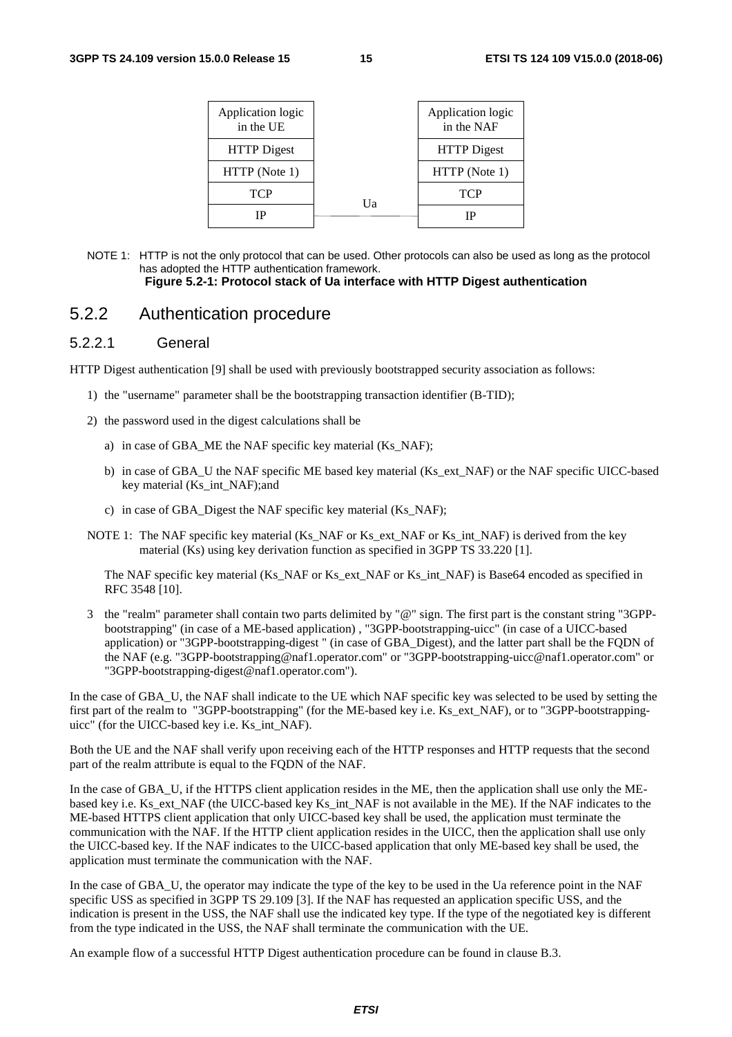| Application logic in the UE | | Application logic in the NAF |
|---|---|---|
| HTTP Digest | | HTTP Digest |
| HTTP (Note 1) | | HTTP (Note 1) |
| TCP | Ua | TCP |
| IP | | IP |

NOTE 1: HTTP is not the only protocol that can be used. Other protocols can also be used as long as the protocol has adopted the HTTP authentication framework.

**Figure 5.2-1: Protocol stack of Ua interface with HTTP Digest authentication**

## 5.2.2 Authentication procedure

### 5.2.2.1 General

HTTP Digest authentication [9] shall be used with previously bootstrapped security association as follows:

1) the "username" parameter shall be the bootstrapping transaction identifier (B-TID);

2) the password used in the digest calculations shall be

   a) in case of GBA_ME the NAF specific key material (Ks_NAF);

   b) in case of GBA_U the NAF specific ME based key material (Ks_ext_NAF) or the NAF specific UICC-based key material (Ks_int_NAF);and

   c) in case of GBA_Digest the NAF specific key material (Ks_NAF);

NOTE 1: The NAF specific key material (Ks_NAF or Ks_ext_NAF or Ks_int_NAF) is derived from the key material (Ks) using key derivation function as specified in 3GPP TS 33.220 [1].

The NAF specific key material (Ks_NAF or Ks_ext_NAF or Ks_int_NAF) is Base64 encoded as specified in RFC 3548 [10].

3 the "realm" parameter shall contain two parts delimited by "@" sign. The first part is the constant string "3GPP-bootstrapping" (in case of a ME-based application) , "3GPP-bootstrapping-uicc" (in case of a UICC-based application) or "3GPP-bootstrapping-digest " (in case of GBA_Digest), and the latter part shall be the FQDN of the NAF (e.g. "3GPP-bootstrapping@naf1.operator.com" or "3GPP-bootstrapping-uicc@naf1.operator.com" or "3GPP-bootstrapping-digest@naf1.operator.com").

In the case of GBA_U, the NAF shall indicate to the UE which NAF specific key was selected to be used by setting the first part of the realm to "3GPP-bootstrapping" (for the ME-based key i.e. Ks_ext_NAF), or to "3GPP-bootstrapping-uicc" (for the UICC-based key i.e. Ks_int_NAF).

Both the UE and the NAF shall verify upon receiving each of the HTTP responses and HTTP requests that the second part of the realm attribute is equal to the FQDN of the NAF.

In the case of GBA_U, if the HTTPS client application resides in the ME, then the application shall use only the ME-based key i.e. Ks_ext_NAF (the UICC-based key Ks_int_NAF is not available in the ME). If the NAF indicates to the ME-based HTTPS client application that only UICC-based key shall be used, the application must terminate the communication with the NAF. If the HTTP client application resides in the UICC, then the application shall use only the UICC-based key. If the NAF indicates to the UICC-based application that only ME-based key shall be used, the application must terminate the communication with the NAF.

In the case of GBA_U, the operator may indicate the type of the key to be used in the Ua reference point in the NAF specific USS as specified in 3GPP TS 29.109 [3]. If the NAF has requested an application specific USS, and the indication is present in the USS, the NAF shall use the indicated key type. If the type of the negotiated key is different from the type indicated in the USS, the NAF shall terminate the communication with the UE.

An example flow of a successful HTTP Digest authentication procedure can be found in clause B.3.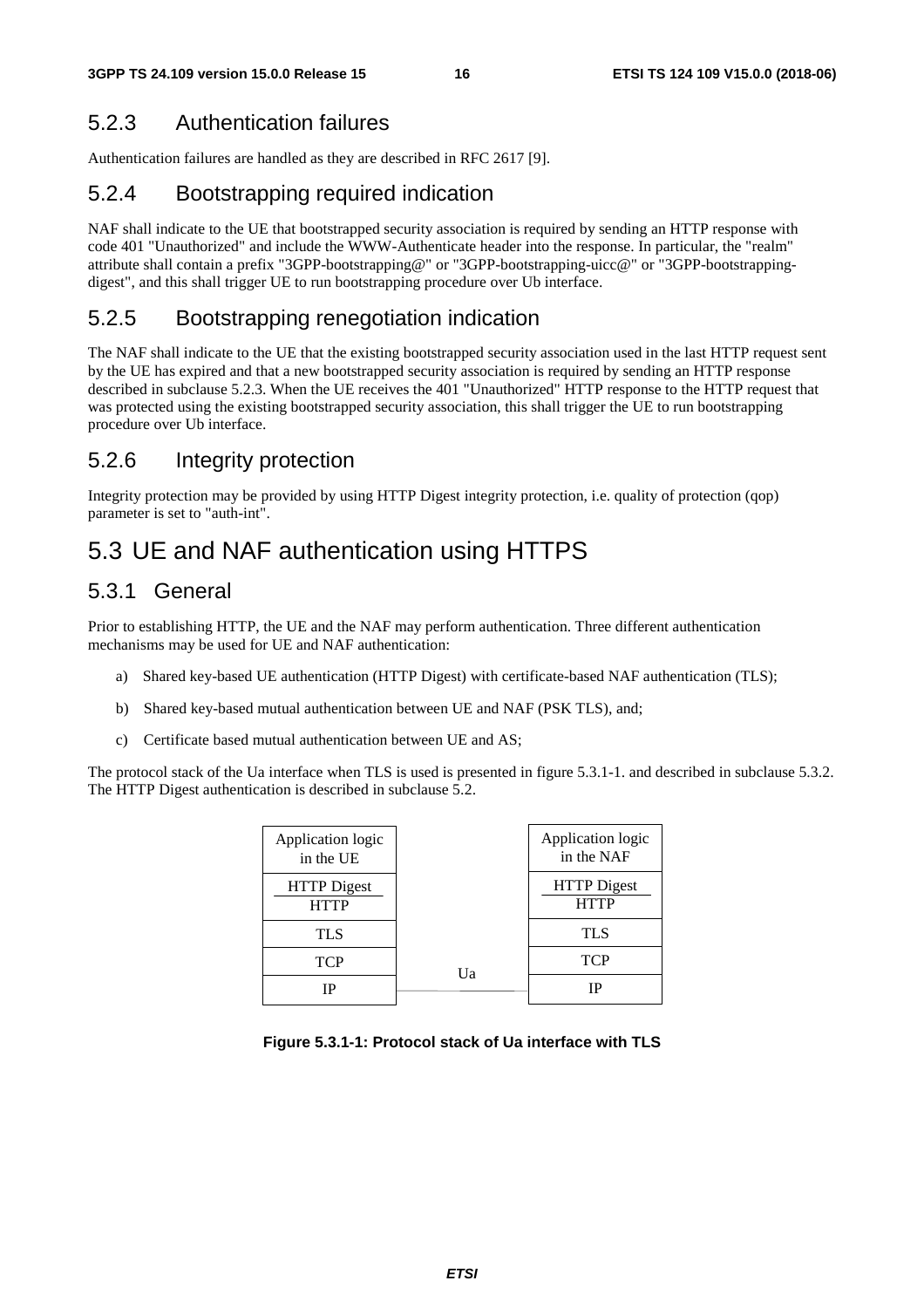### 5.2.3 Authentication failures

Authentication failures are handled as they are described in RFC 2617 [9].

### 5.2.4 Bootstrapping required indication

NAF shall indicate to the UE that bootstrapped security association is required by sending an HTTP response with code 401 "Unauthorized" and include the WWW-Authenticate header into the response. In particular, the "realm" attribute shall contain a prefix "3GPP-bootstrapping@" or "3GPP-bootstrapping-uicc@" or "3GPP-bootstrapping-digest", and this shall trigger UE to run bootstrapping procedure over Ub interface.

### 5.2.5 Bootstrapping renegotiation indication

The NAF shall indicate to the UE that the existing bootstrapped security association used in the last HTTP request sent by the UE has expired and that a new bootstrapped security association is required by sending an HTTP response described in subclause 5.2.3. When the UE receives the 401 "Unauthorized" HTTP response to the HTTP request that was protected using the existing bootstrapped security association, this shall trigger the UE to run bootstrapping procedure over Ub interface.

### 5.2.6 Integrity protection

Integrity protection may be provided by using HTTP Digest integrity protection, i.e. quality of protection (qop) parameter is set to "auth-int".

## 5.3 UE and NAF authentication using HTTPS

### 5.3.1 General

Prior to establishing HTTP, the UE and the NAF may perform authentication. Three different authentication mechanisms may be used for UE and NAF authentication:

a) Shared key-based UE authentication (HTTP Digest) with certificate-based NAF authentication (TLS);

b) Shared key-based mutual authentication between UE and NAF (PSK TLS), and;

c) Certificate based mutual authentication between UE and AS;

The protocol stack of the Ua interface when TLS is used is presented in figure 5.3.1-1. and described in subclause 5.3.2. The HTTP Digest authentication is described in subclause 5.2.

Application logic in the UE
HTTP Digest
HTTP
TLS
TCP
IP

Ua

Application logic in the NAF
HTTP Digest
HTTP
TLS
TCP
IP

**Figure 5.3.1-1: Protocol stack of Ua interface with TLS**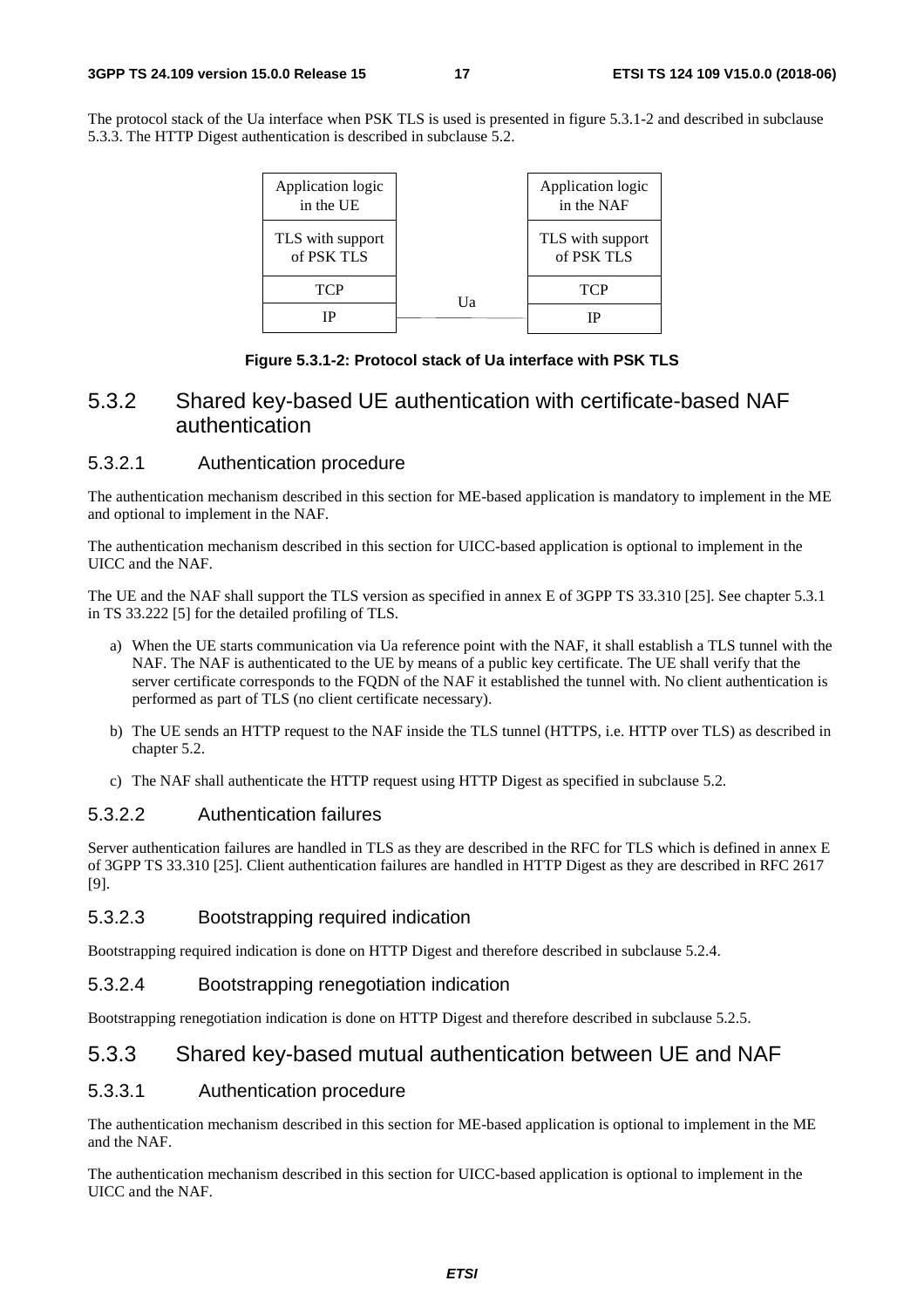The protocol stack of the Ua interface when PSK TLS is used is presented in figure 5.3.1-2 and described in subclause 5.3.3. The HTTP Digest authentication is described in subclause 5.2.

Application logic in the UE

TLS with support of PSK TLS

TCP

IP

Ua

Application logic in the NAF

TLS with support of PSK TLS

TCP

IP

**Figure 5.3.1-2: Protocol stack of Ua interface with PSK TLS**

## 5.3.2 Shared key-based UE authentication with certificate-based NAF authentication

### 5.3.2.1 Authentication procedure

The authentication mechanism described in this section for ME-based application is mandatory to implement in the ME and optional to implement in the NAF.

The authentication mechanism described in this section for UICC-based application is optional to implement in the UICC and the NAF.

The UE and the NAF shall support the TLS version as specified in annex E of 3GPP TS 33.310 [25]. See chapter 5.3.1 in TS 33.222 [5] for the detailed profiling of TLS.

a) When the UE starts communication via Ua reference point with the NAF, it shall establish a TLS tunnel with the NAF. The NAF is authenticated to the UE by means of a public key certificate. The UE shall verify that the server certificate corresponds to the FQDN of the NAF it established the tunnel with. No client authentication is performed as part of TLS (no client certificate necessary).

b) The UE sends an HTTP request to the NAF inside the TLS tunnel (HTTPS, i.e. HTTP over TLS) as described in chapter 5.2.

c) The NAF shall authenticate the HTTP request using HTTP Digest as specified in subclause 5.2.

### 5.3.2.2 Authentication failures

Server authentication failures are handled in TLS as they are described in the RFC for TLS which is defined in annex E of 3GPP TS 33.310 [25]. Client authentication failures are handled in HTTP Digest as they are described in RFC 2617 [9].

### 5.3.2.3 Bootstrapping required indication

Bootstrapping required indication is done on HTTP Digest and therefore described in subclause 5.2.4.

### 5.3.2.4 Bootstrapping renegotiation indication

Bootstrapping renegotiation indication is done on HTTP Digest and therefore described in subclause 5.2.5.

## 5.3.3 Shared key-based mutual authentication between UE and NAF

### 5.3.3.1 Authentication procedure

The authentication mechanism described in this section for ME-based application is optional to implement in the ME and the NAF.

The authentication mechanism described in this section for UICC-based application is optional to implement in the UICC and the NAF.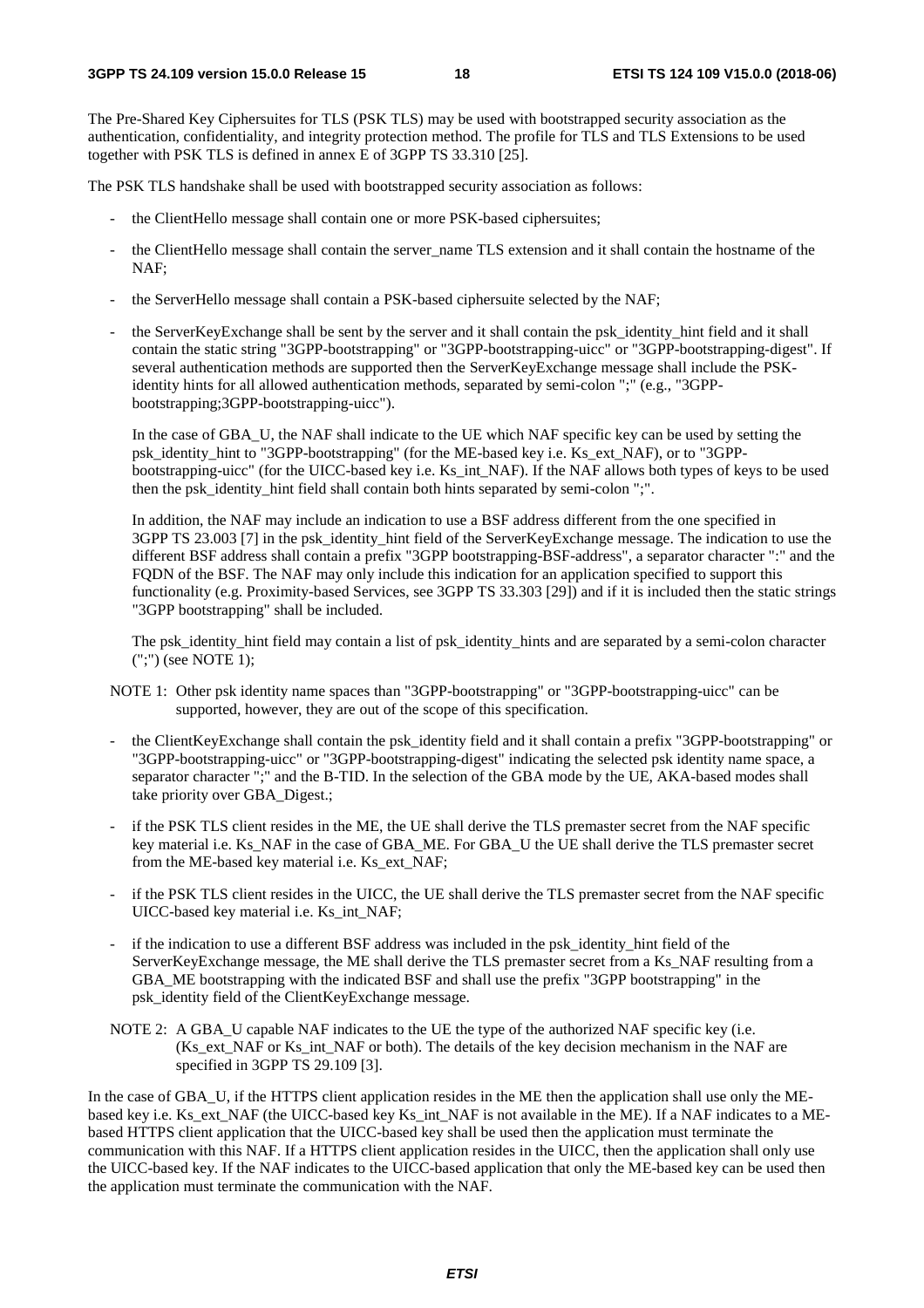The Pre-Shared Key Ciphersuites for TLS (PSK TLS) may be used with bootstrapped security association as the authentication, confidentiality, and integrity protection method. The profile for TLS and TLS Extensions to be used together with PSK TLS is defined in annex E of 3GPP TS 33.310 [25].

The PSK TLS handshake shall be used with bootstrapped security association as follows:

- the ClientHello message shall contain one or more PSK-based ciphersuites;
- the ClientHello message shall contain the server_name TLS extension and it shall contain the hostname of the NAF;
- the ServerHello message shall contain a PSK-based ciphersuite selected by the NAF;
- the ServerKeyExchange shall be sent by the server and it shall contain the psk_identity_hint field and it shall contain the static string "3GPP-bootstrapping" or "3GPP-bootstrapping-uicc" or "3GPP-bootstrapping-digest". If several authentication methods are supported then the ServerKeyExchange message shall include the PSK-identity hints for all allowed authentication methods, separated by semi-colon ";" (e.g., "3GPP-bootstrapping;3GPP-bootstrapping-uicc").

  In the case of GBA_U, the NAF shall indicate to the UE which NAF specific key can be used by setting the psk_identity_hint to "3GPP-bootstrapping" (for the ME-based key i.e. Ks_ext_NAF), or to "3GPP-bootstrapping-uicc" (for the UICC-based key i.e. Ks_int_NAF). If the NAF allows both types of keys to be used then the psk_identity_hint field shall contain both hints separated by semi-colon ";".

  In addition, the NAF may include an indication to use a BSF address different from the one specified in 3GPP TS 23.003 [7] in the psk_identity_hint field of the ServerKeyExchange message. The indication to use the different BSF address shall contain a prefix "3GPP bootstrapping-BSF-address", a separator character ":" and the FQDN of the BSF. The NAF may only include this indication for an application specified to support this functionality (e.g. Proximity-based Services, see 3GPP TS 33.303 [29]) and if it is included then the static strings "3GPP bootstrapping" shall be included.

  The psk_identity_hint field may contain a list of psk_identity_hints and are separated by a semi-colon character (";") (see NOTE 1);

NOTE 1: Other psk identity name spaces than "3GPP-bootstrapping" or "3GPP-bootstrapping-uicc" can be supported, however, they are out of the scope of this specification.

- the ClientKeyExchange shall contain the psk_identity field and it shall contain a prefix "3GPP-bootstrapping" or "3GPP-bootstrapping-uicc" or "3GPP-bootstrapping-digest" indicating the selected psk identity name space, a separator character ";" and the B-TID. In the selection of the GBA mode by the UE, AKA-based modes shall take priority over GBA_Digest.;
- if the PSK TLS client resides in the ME, the UE shall derive the TLS premaster secret from the NAF specific key material i.e. Ks_NAF in the case of GBA_ME. For GBA_U the UE shall derive the TLS premaster secret from the ME-based key material i.e. Ks_ext_NAF;
- if the PSK TLS client resides in the UICC, the UE shall derive the TLS premaster secret from the NAF specific UICC-based key material i.e. Ks_int_NAF;
- if the indication to use a different BSF address was included in the psk_identity_hint field of the ServerKeyExchange message, the ME shall derive the TLS premaster secret from a Ks_NAF resulting from a GBA_ME bootstrapping with the indicated BSF and shall use the prefix "3GPP bootstrapping" in the psk_identity field of the ClientKeyExchange message.

NOTE 2: A GBA_U capable NAF indicates to the UE the type of the authorized NAF specific key (i.e. (Ks_ext_NAF or Ks_int_NAF or both). The details of the key decision mechanism in the NAF are specified in 3GPP TS 29.109 [3].

In the case of GBA_U, if the HTTPS client application resides in the ME then the application shall use only the ME-based key i.e. Ks_ext_NAF (the UICC-based key Ks_int_NAF is not available in the ME). If a NAF indicates to a ME-based HTTPS client application that the UICC-based key shall be used then the application must terminate the communication with this NAF. If a HTTPS client application resides in the UICC, then the application shall only use the UICC-based key. If the NAF indicates to the UICC-based application that only the ME-based key can be used then the application must terminate the communication with the NAF.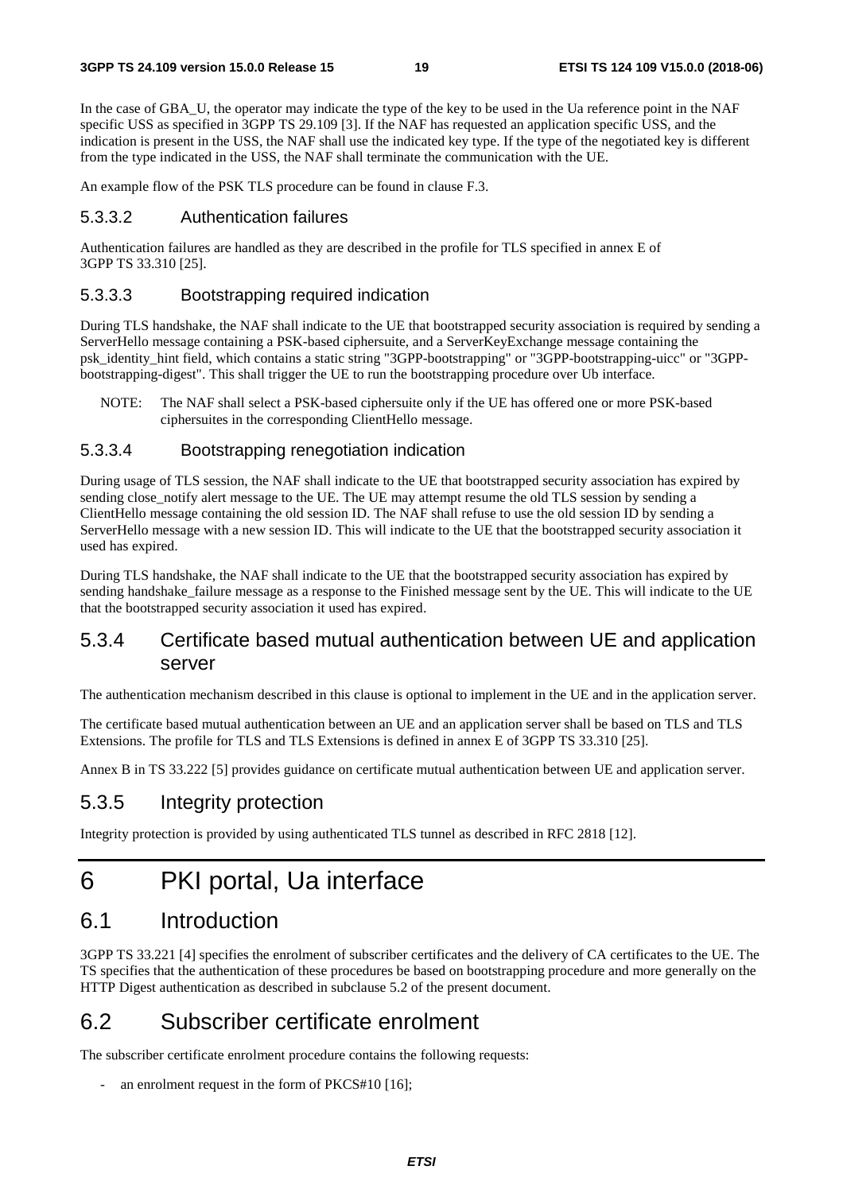In the case of GBA_U, the operator may indicate the type of the key to be used in the Ua reference point in the NAF specific USS as specified in 3GPP TS 29.109 [3]. If the NAF has requested an application specific USS, and the indication is present in the USS, the NAF shall use the indicated key type. If the type of the negotiated key is different from the type indicated in the USS, the NAF shall terminate the communication with the UE.

An example flow of the PSK TLS procedure can be found in clause F.3.

#### 5.3.3.2 Authentication failures

Authentication failures are handled as they are described in the profile for TLS specified in annex E of 3GPP TS 33.310 [25].

#### 5.3.3.3 Bootstrapping required indication

During TLS handshake, the NAF shall indicate to the UE that bootstrapped security association is required by sending a ServerHello message containing a PSK-based ciphersuite, and a ServerKeyExchange message containing the psk_identity_hint field, which contains a static string "3GPP-bootstrapping" or "3GPP-bootstrapping-uicc" or "3GPP-bootstrapping-digest". This shall trigger the UE to run the bootstrapping procedure over Ub interface.

NOTE: The NAF shall select a PSK-based ciphersuite only if the UE has offered one or more PSK-based ciphersuites in the corresponding ClientHello message.

#### 5.3.3.4 Bootstrapping renegotiation indication

During usage of TLS session, the NAF shall indicate to the UE that bootstrapped security association has expired by sending close_notify alert message to the UE. The UE may attempt resume the old TLS session by sending a ClientHello message containing the old session ID. The NAF shall refuse to use the old session ID by sending a ServerHello message with a new session ID. This will indicate to the UE that the bootstrapped security association it used has expired.

During TLS handshake, the NAF shall indicate to the UE that the bootstrapped security association has expired by sending handshake_failure message as a response to the Finished message sent by the UE. This will indicate to the UE that the bootstrapped security association it used has expired.

### 5.3.4 Certificate based mutual authentication between UE and application server

The authentication mechanism described in this clause is optional to implement in the UE and in the application server.

The certificate based mutual authentication between an UE and an application server shall be based on TLS and TLS Extensions. The profile for TLS and TLS Extensions is defined in annex E of 3GPP TS 33.310 [25].

Annex B in TS 33.222 [5] provides guidance on certificate mutual authentication between UE and application server.

### 5.3.5 Integrity protection

Integrity protection is provided by using authenticated TLS tunnel as described in RFC 2818 [12].

# 6 PKI portal, Ua interface

## 6.1 Introduction

3GPP TS 33.221 [4] specifies the enrolment of subscriber certificates and the delivery of CA certificates to the UE. The TS specifies that the authentication of these procedures be based on bootstrapping procedure and more generally on the HTTP Digest authentication as described in subclause 5.2 of the present document.

## 6.2 Subscriber certificate enrolment

The subscriber certificate enrolment procedure contains the following requests:

- an enrolment request in the form of PKCS#10 [16];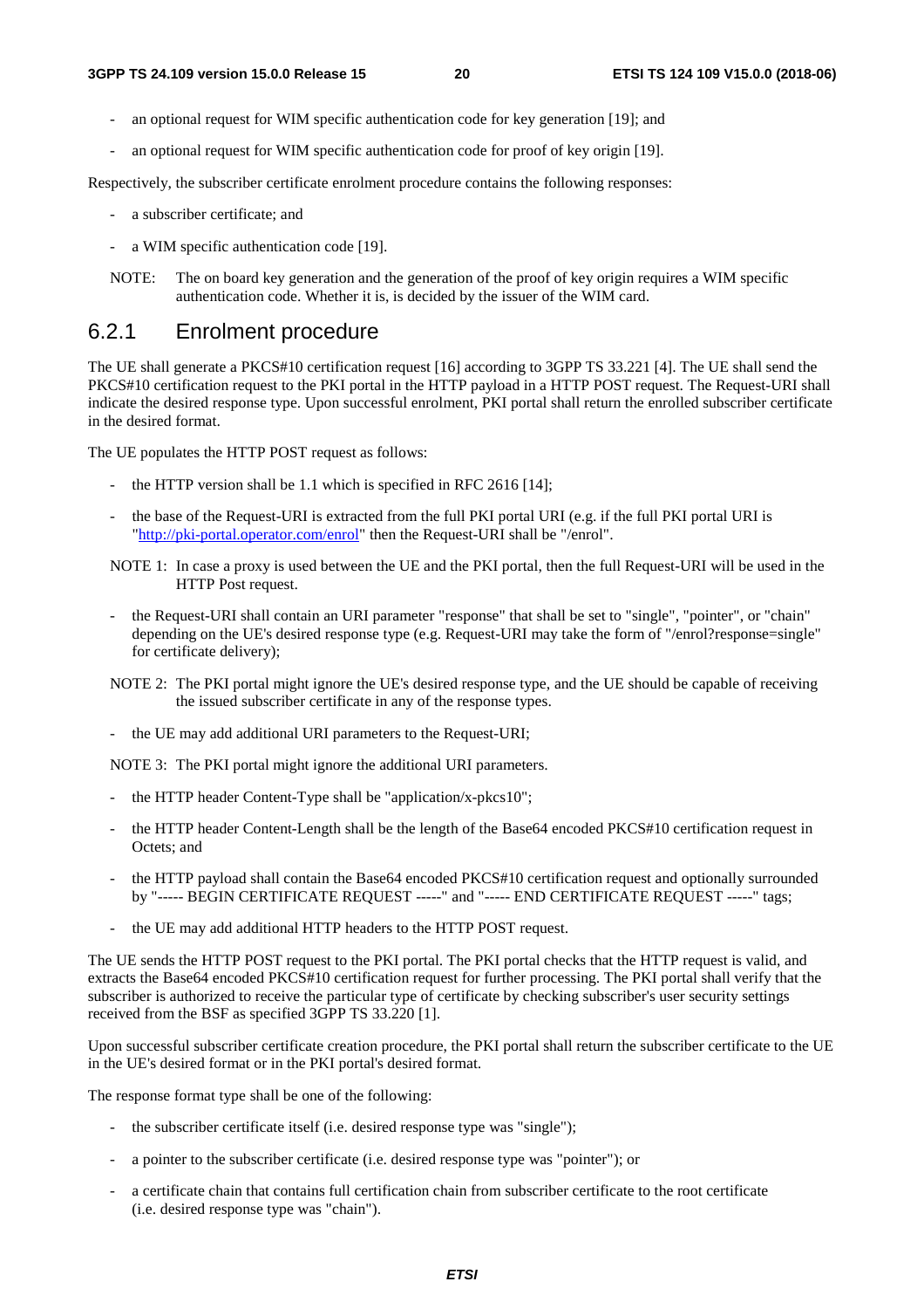- an optional request for WIM specific authentication code for key generation [19]; and

- an optional request for WIM specific authentication code for proof of key origin [19].

Respectively, the subscriber certificate enrolment procedure contains the following responses:

- a subscriber certificate; and

- a WIM specific authentication code [19].

NOTE: The on board key generation and the generation of the proof of key origin requires a WIM specific authentication code. Whether it is, is decided by the issuer of the WIM card.

### 6.2.1 Enrolment procedure

The UE shall generate a PKCS#10 certification request [16] according to 3GPP TS 33.221 [4]. The UE shall send the PKCS#10 certification request to the PKI portal in the HTTP payload in a HTTP POST request. The Request-URI shall indicate the desired response type. Upon successful enrolment, PKI portal shall return the enrolled subscriber certificate in the desired format.

The UE populates the HTTP POST request as follows:

- the HTTP version shall be 1.1 which is specified in RFC 2616 [14];

- the base of the Request-URI is extracted from the full PKI portal URI (e.g. if the full PKI portal URI is "http://pki-portal.operator.com/enrol" then the Request-URI shall be "/enrol".

NOTE 1: In case a proxy is used between the UE and the PKI portal, then the full Request-URI will be used in the HTTP Post request.

- the Request-URI shall contain an URI parameter "response" that shall be set to "single", "pointer", or "chain" depending on the UE's desired response type (e.g. Request-URI may take the form of "/enrol?response=single" for certificate delivery);

NOTE 2: The PKI portal might ignore the UE's desired response type, and the UE should be capable of receiving the issued subscriber certificate in any of the response types.

- the UE may add additional URI parameters to the Request-URI;

NOTE 3: The PKI portal might ignore the additional URI parameters.

- the HTTP header Content-Type shall be "application/x-pkcs10";

- the HTTP header Content-Length shall be the length of the Base64 encoded PKCS#10 certification request in Octets; and

- the HTTP payload shall contain the Base64 encoded PKCS#10 certification request and optionally surrounded by "----- BEGIN CERTIFICATE REQUEST -----" and "----- END CERTIFICATE REQUEST -----" tags;

- the UE may add additional HTTP headers to the HTTP POST request.

The UE sends the HTTP POST request to the PKI portal. The PKI portal checks that the HTTP request is valid, and extracts the Base64 encoded PKCS#10 certification request for further processing. The PKI portal shall verify that the subscriber is authorized to receive the particular type of certificate by checking subscriber's user security settings received from the BSF as specified 3GPP TS 33.220 [1].

Upon successful subscriber certificate creation procedure, the PKI portal shall return the subscriber certificate to the UE in the UE's desired format or in the PKI portal's desired format.

The response format type shall be one of the following:

- the subscriber certificate itself (i.e. desired response type was "single");

- a pointer to the subscriber certificate (i.e. desired response type was "pointer"); or

- a certificate chain that contains full certification chain from subscriber certificate to the root certificate (i.e. desired response type was "chain").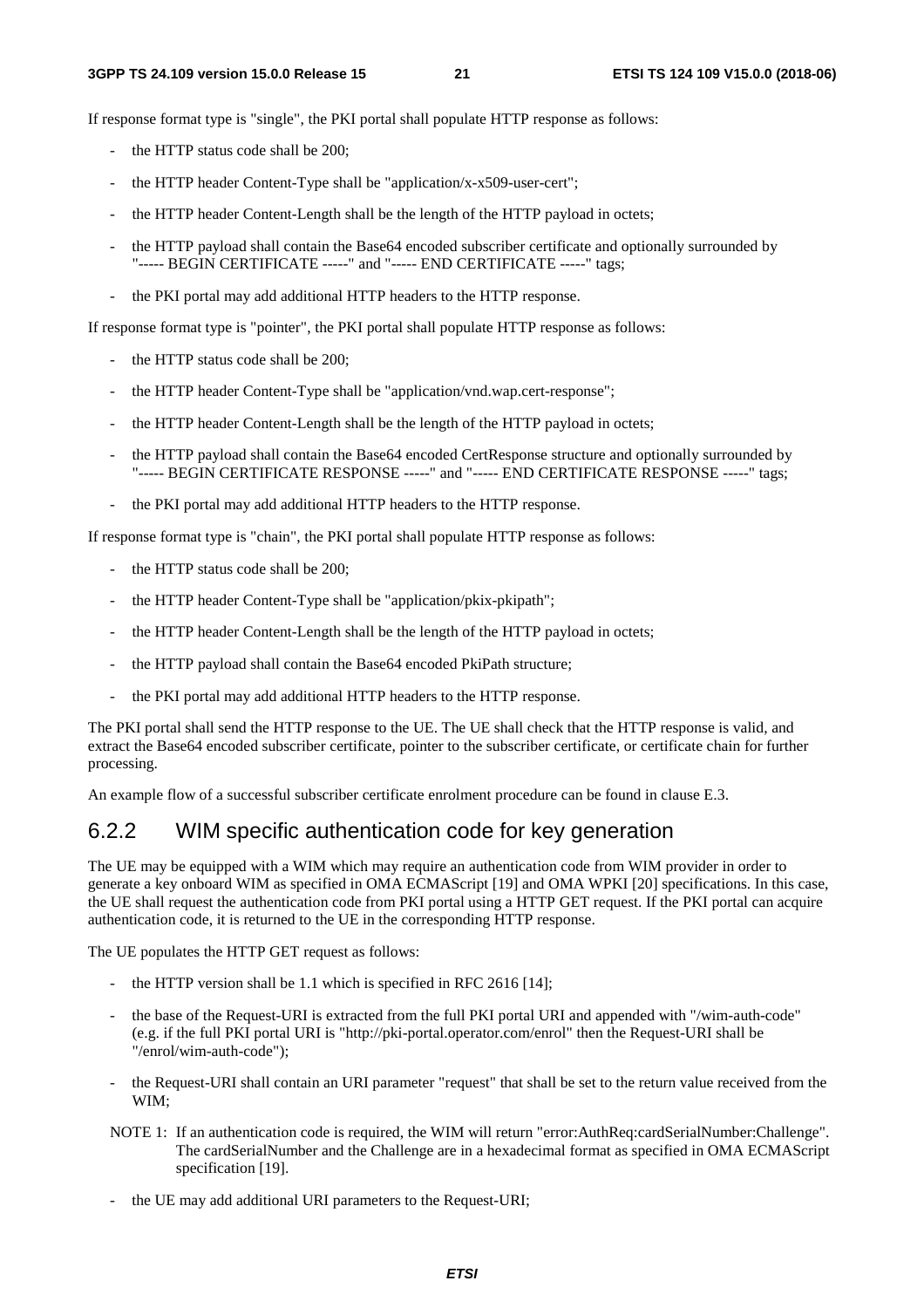If response format type is "single", the PKI portal shall populate HTTP response as follows:

- the HTTP status code shall be 200;
- the HTTP header Content-Type shall be "application/x-x509-user-cert";
- the HTTP header Content-Length shall be the length of the HTTP payload in octets;
- the HTTP payload shall contain the Base64 encoded subscriber certificate and optionally surrounded by "----- BEGIN CERTIFICATE -----" and "----- END CERTIFICATE -----" tags;
- the PKI portal may add additional HTTP headers to the HTTP response.

If response format type is "pointer", the PKI portal shall populate HTTP response as follows:

- the HTTP status code shall be 200;
- the HTTP header Content-Type shall be "application/vnd.wap.cert-response";
- the HTTP header Content-Length shall be the length of the HTTP payload in octets;
- the HTTP payload shall contain the Base64 encoded CertResponse structure and optionally surrounded by "----- BEGIN CERTIFICATE RESPONSE -----" and "----- END CERTIFICATE RESPONSE -----" tags;
- the PKI portal may add additional HTTP headers to the HTTP response.

If response format type is "chain", the PKI portal shall populate HTTP response as follows:

- the HTTP status code shall be 200;
- the HTTP header Content-Type shall be "application/pkix-pkipath";
- the HTTP header Content-Length shall be the length of the HTTP payload in octets;
- the HTTP payload shall contain the Base64 encoded PkiPath structure;
- the PKI portal may add additional HTTP headers to the HTTP response.

The PKI portal shall send the HTTP response to the UE. The UE shall check that the HTTP response is valid, and extract the Base64 encoded subscriber certificate, pointer to the subscriber certificate, or certificate chain for further processing.

An example flow of a successful subscriber certificate enrolment procedure can be found in clause E.3.

### 6.2.2 WIM specific authentication code for key generation

The UE may be equipped with a WIM which may require an authentication code from WIM provider in order to generate a key onboard WIM as specified in OMA ECMAScript [19] and OMA WPKI [20] specifications. In this case, the UE shall request the authentication code from PKI portal using a HTTP GET request. If the PKI portal can acquire authentication code, it is returned to the UE in the corresponding HTTP response.

The UE populates the HTTP GET request as follows:

- the HTTP version shall be 1.1 which is specified in RFC 2616 [14];
- the base of the Request-URI is extracted from the full PKI portal URI and appended with "/wim-auth-code" (e.g. if the full PKI portal URI is "http://pki-portal.operator.com/enrol" then the Request-URI shall be "/enrol/wim-auth-code");
- the Request-URI shall contain an URI parameter "request" that shall be set to the return value received from the WIM;

NOTE 1: If an authentication code is required, the WIM will return "error:AuthReq:cardSerialNumber:Challenge". The cardSerialNumber and the Challenge are in a hexadecimal format as specified in OMA ECMAScript specification [19].

- the UE may add additional URI parameters to the Request-URI;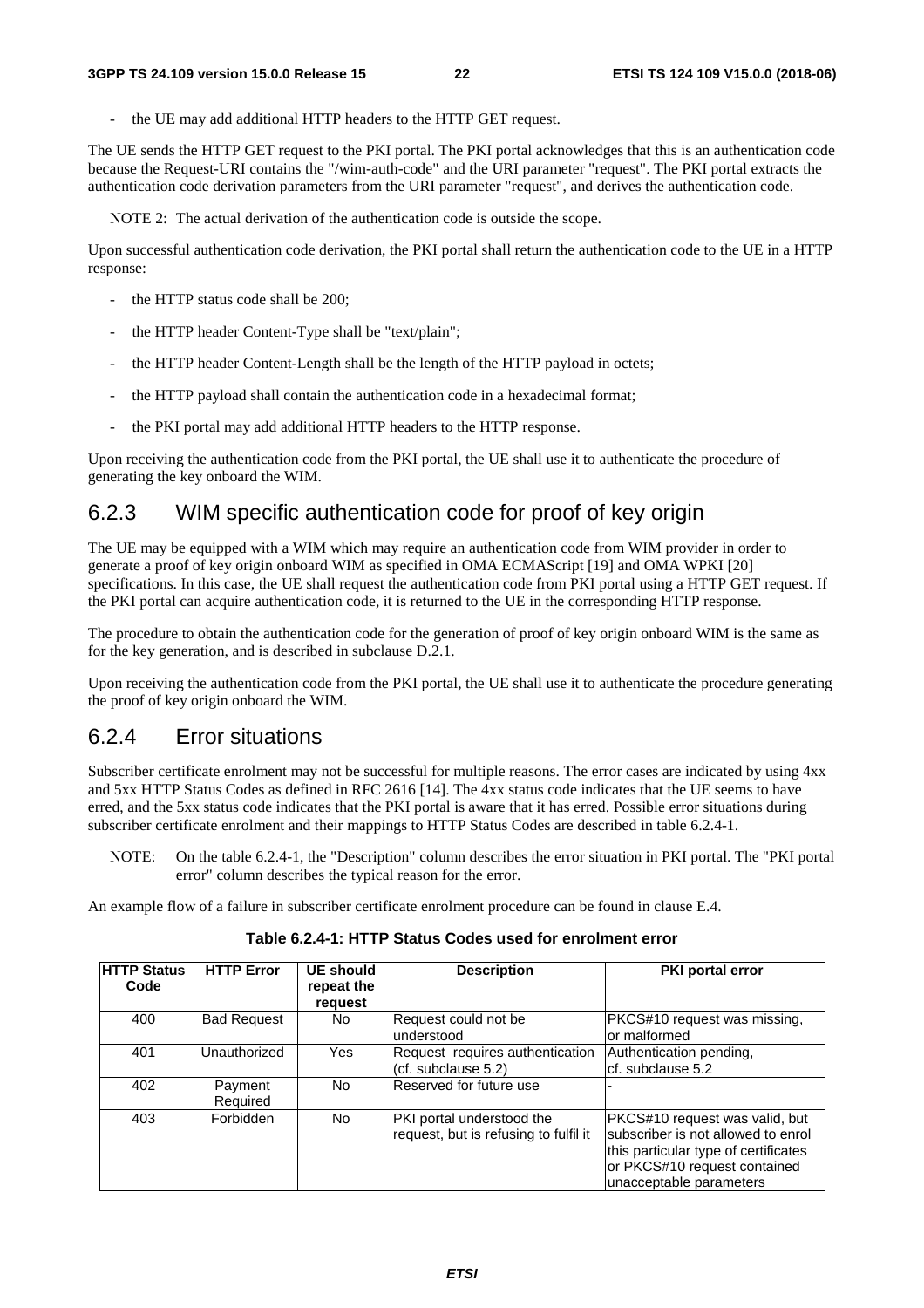- the UE may add additional HTTP headers to the HTTP GET request.

The UE sends the HTTP GET request to the PKI portal. The PKI portal acknowledges that this is an authentication code because the Request-URI contains the "/wim-auth-code" and the URI parameter "request". The PKI portal extracts the authentication code derivation parameters from the URI parameter "request", and derives the authentication code.

NOTE 2: The actual derivation of the authentication code is outside the scope.

Upon successful authentication code derivation, the PKI portal shall return the authentication code to the UE in a HTTP response:

- the HTTP status code shall be 200;
- the HTTP header Content-Type shall be "text/plain";
- the HTTP header Content-Length shall be the length of the HTTP payload in octets;
- the HTTP payload shall contain the authentication code in a hexadecimal format;
- the PKI portal may add additional HTTP headers to the HTTP response.

Upon receiving the authentication code from the PKI portal, the UE shall use it to authenticate the procedure of generating the key onboard the WIM.

## 6.2.3 WIM specific authentication code for proof of key origin

The UE may be equipped with a WIM which may require an authentication code from WIM provider in order to generate a proof of key origin onboard WIM as specified in OMA ECMAScript [19] and OMA WPKI [20] specifications. In this case, the UE shall request the authentication code from PKI portal using a HTTP GET request. If the PKI portal can acquire authentication code, it is returned to the UE in the corresponding HTTP response.

The procedure to obtain the authentication code for the generation of proof of key origin onboard WIM is the same as for the key generation, and is described in subclause D.2.1.

Upon receiving the authentication code from the PKI portal, the UE shall use it to authenticate the procedure generating the proof of key origin onboard the WIM.

## 6.2.4 Error situations

Subscriber certificate enrolment may not be successful for multiple reasons. The error cases are indicated by using 4xx and 5xx HTTP Status Codes as defined in RFC 2616 [14]. The 4xx status code indicates that the UE seems to have erred, and the 5xx status code indicates that the PKI portal is aware that it has erred. Possible error situations during subscriber certificate enrolment and their mappings to HTTP Status Codes are described in table 6.2.4-1.

NOTE: On the table 6.2.4-1, the "Description" column describes the error situation in PKI portal. The "PKI portal error" column describes the typical reason for the error.

An example flow of a failure in subscriber certificate enrolment procedure can be found in clause E.4.

**Table 6.2.4-1: HTTP Status Codes used for enrolment error**

| HTTP Status Code | HTTP Error | UE should repeat the request | Description | PKI portal error |
|---|---|---|---|---|
| 400 | Bad Request | No | Request could not be understood | PKCS#10 request was missing, or malformed |
| 401 | Unauthorized | Yes | Request requires authentication (cf. subclause 5.2) | Authentication pending, cf. subclause 5.2 |
| 402 | Payment Required | No | Reserved for future use | - |
| 403 | Forbidden | No | PKI portal understood the request, but is refusing to fulfil it | PKCS#10 request was valid, but subscriber is not allowed to enrol this particular type of certificates or PKCS#10 request contained unacceptable parameters |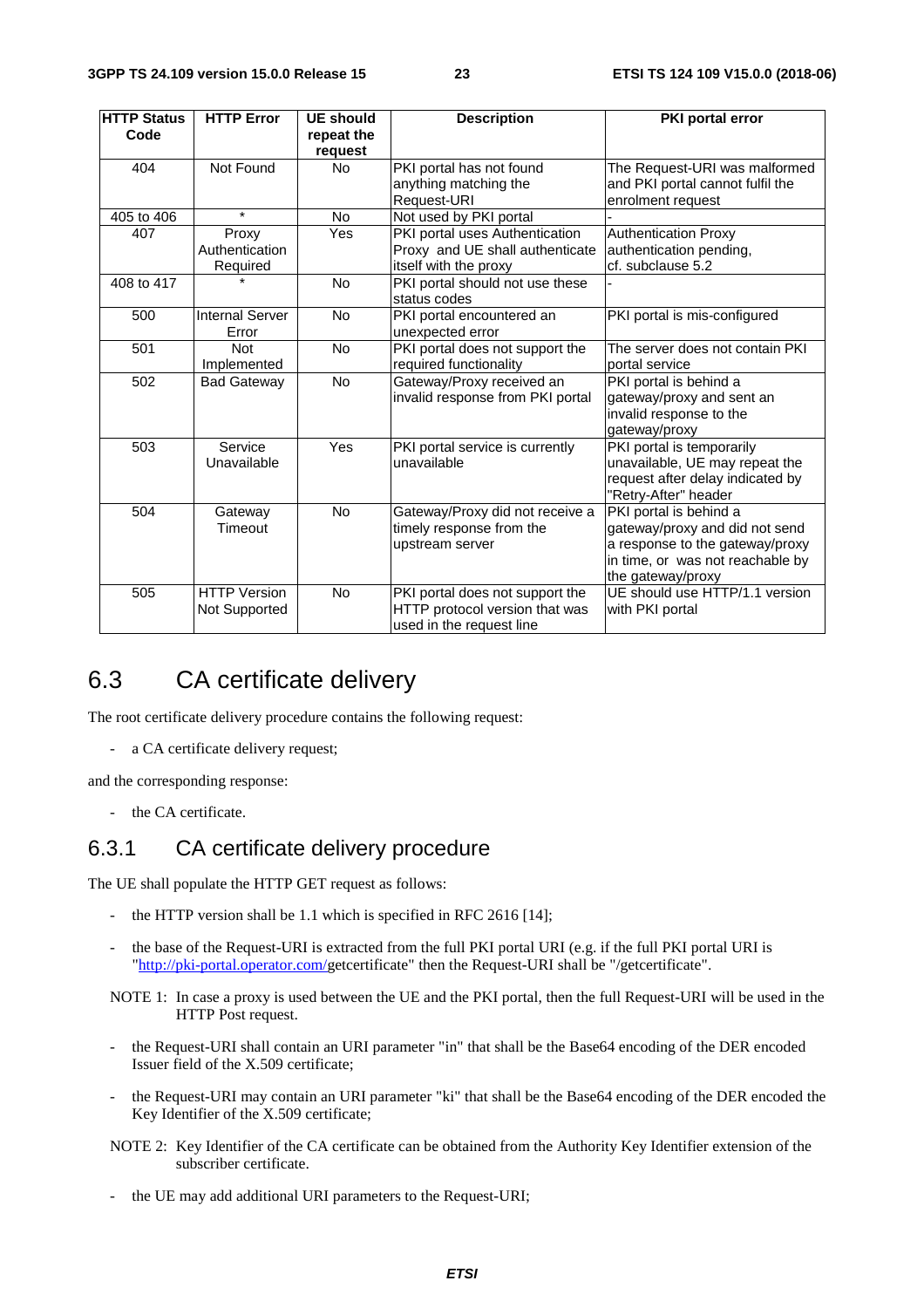| HTTP Status Code | HTTP Error | UE should repeat the request | Description | PKI portal error |
|---|---|---|---|---|
| 404 | Not Found | No | PKI portal has not found anything matching the Request-URI | The Request-URI was malformed and PKI portal cannot fulfil the enrolment request |
| 405 to 406 | * | No | Not used by PKI portal | - |
| 407 | Proxy Authentication Required | Yes | PKI portal uses Authentication Proxy and UE shall authenticate itself with the proxy | Authentication Proxy authentication pending, cf. subclause 5.2 |
| 408 to 417 | * | No | PKI portal should not use these status codes | - |
| 500 | Internal Server Error | No | PKI portal encountered an unexpected error | PKI portal is mis-configured |
| 501 | Not Implemented | No | PKI portal does not support the required functionality | The server does not contain PKI portal service |
| 502 | Bad Gateway | No | Gateway/Proxy received an invalid response from PKI portal | PKI portal is behind a gateway/proxy and sent an invalid response to the gateway/proxy |
| 503 | Service Unavailable | Yes | PKI portal service is currently unavailable | PKI portal is temporarily unavailable, UE may repeat the request after delay indicated by "Retry-After" header |
| 504 | Gateway Timeout | No | Gateway/Proxy did not receive a timely response from the upstream server | PKI portal is behind a gateway/proxy and did not send a response to the gateway/proxy in time, or was not reachable by the gateway/proxy |
| 505 | HTTP Version Not Supported | No | PKI portal does not support the HTTP protocol version that was used in the request line | UE should use HTTP/1.1 version with PKI portal |

# 6.3 CA certificate delivery

The root certificate delivery procedure contains the following request:

- a CA certificate delivery request;

and the corresponding response:

- the CA certificate.

## 6.3.1 CA certificate delivery procedure

The UE shall populate the HTTP GET request as follows:

- the HTTP version shall be 1.1 which is specified in RFC 2616 [14];
- the base of the Request-URI is extracted from the full PKI portal URI (e.g. if the full PKI portal URI is "http://pki-portal.operator.com/getcertificate" then the Request-URI shall be "/getcertificate".

NOTE 1: In case a proxy is used between the UE and the PKI portal, then the full Request-URI will be used in the HTTP Post request.

- the Request-URI shall contain an URI parameter "in" that shall be the Base64 encoding of the DER encoded Issuer field of the X.509 certificate;
- the Request-URI may contain an URI parameter "ki" that shall be the Base64 encoding of the DER encoded the Key Identifier of the X.509 certificate;

NOTE 2: Key Identifier of the CA certificate can be obtained from the Authority Key Identifier extension of the subscriber certificate.

- the UE may add additional URI parameters to the Request-URI;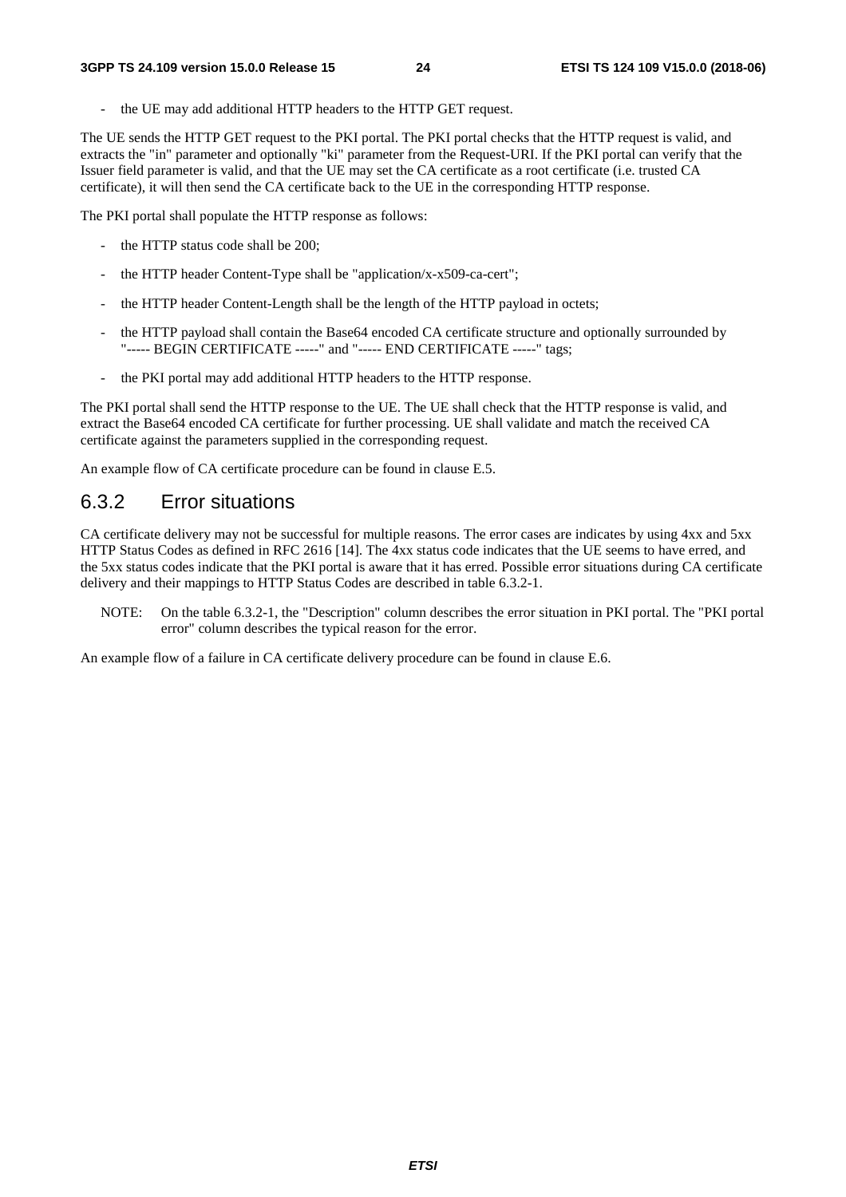- the UE may add additional HTTP headers to the HTTP GET request.

The UE sends the HTTP GET request to the PKI portal. The PKI portal checks that the HTTP request is valid, and extracts the "in" parameter and optionally "ki" parameter from the Request-URI. If the PKI portal can verify that the Issuer field parameter is valid, and that the UE may set the CA certificate as a root certificate (i.e. trusted CA certificate), it will then send the CA certificate back to the UE in the corresponding HTTP response.

The PKI portal shall populate the HTTP response as follows:

- the HTTP status code shall be 200;
- the HTTP header Content-Type shall be "application/x-x509-ca-cert";
- the HTTP header Content-Length shall be the length of the HTTP payload in octets;
- the HTTP payload shall contain the Base64 encoded CA certificate structure and optionally surrounded by "----- BEGIN CERTIFICATE -----" and "----- END CERTIFICATE -----" tags;
- the PKI portal may add additional HTTP headers to the HTTP response.

The PKI portal shall send the HTTP response to the UE. The UE shall check that the HTTP response is valid, and extract the Base64 encoded CA certificate for further processing. UE shall validate and match the received CA certificate against the parameters supplied in the corresponding request.

An example flow of CA certificate procedure can be found in clause E.5.

### 6.3.2 Error situations

CA certificate delivery may not be successful for multiple reasons. The error cases are indicates by using 4xx and 5xx HTTP Status Codes as defined in RFC 2616 [14]. The 4xx status code indicates that the UE seems to have erred, and the 5xx status codes indicate that the PKI portal is aware that it has erred. Possible error situations during CA certificate delivery and their mappings to HTTP Status Codes are described in table 6.3.2-1.

NOTE: On the table 6.3.2-1, the "Description" column describes the error situation in PKI portal. The "PKI portal error" column describes the typical reason for the error.

An example flow of a failure in CA certificate delivery procedure can be found in clause E.6.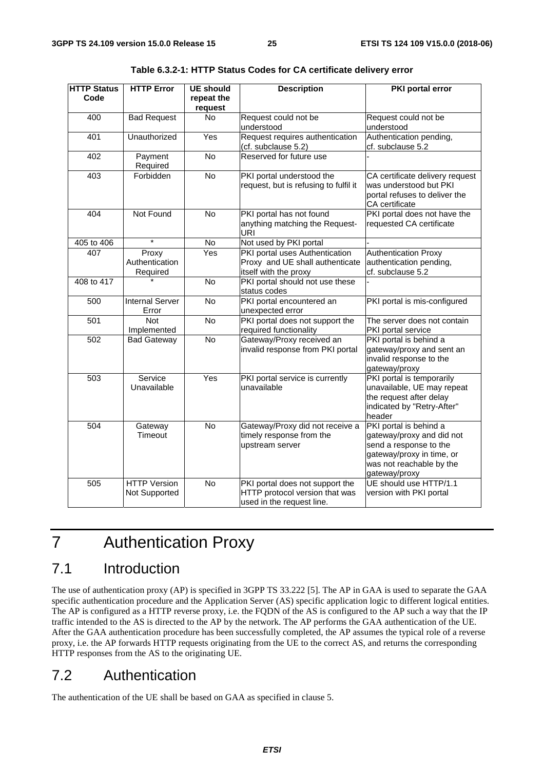**Table 6.3.2-1: HTTP Status Codes for CA certificate delivery error**

| HTTP Status Code | HTTP Error | UE should repeat the request | Description | PKI portal error |
|---|---|---|---|---|
| 400 | Bad Request | No | Request could not be understood | Request could not be understood |
| 401 | Unauthorized | Yes | Request requires authentication (cf. subclause 5.2) | Authentication pending, cf. subclause 5.2 |
| 402 | Payment Required | No | Reserved for future use | - |
| 403 | Forbidden | No | PKI portal understood the request, but is refusing to fulfil it | CA certificate delivery request was understood but PKI portal refuses to deliver the CA certificate |
| 404 | Not Found | No | PKI portal has not found anything matching the Request-URI | PKI portal does not have the requested CA certificate |
| 405 to 406 | * | No | Not used by PKI portal | - |
| 407 | Proxy Authentication Required | Yes | PKI portal uses Authentication Proxy and UE shall authenticate itself with the proxy | Authentication Proxy authentication pending, cf. subclause 5.2 |
| 408 to 417 | * | No | PKI portal should not use these status codes | - |
| 500 | Internal Server Error | No | PKI portal encountered an unexpected error | PKI portal is mis-configured |
| 501 | Not Implemented | No | PKI portal does not support the required functionality | The server does not contain PKI portal service |
| 502 | Bad Gateway | No | Gateway/Proxy received an invalid response from PKI portal | PKI portal is behind a gateway/proxy and sent an invalid response to the gateway/proxy |
| 503 | Service Unavailable | Yes | PKI portal service is currently unavailable | PKI portal is temporarily unavailable, UE may repeat the request after delay indicated by "Retry-After" header |
| 504 | Gateway Timeout | No | Gateway/Proxy did not receive a timely response from the upstream server | PKI portal is behind a gateway/proxy and did not send a response to the gateway/proxy in time, or was not reachable by the gateway/proxy |
| 505 | HTTP Version Not Supported | No | PKI portal does not support the HTTP protocol version that was used in the request line. | UE should use HTTP/1.1 version with PKI portal |

# 7 Authentication Proxy

## 7.1 Introduction

The use of authentication proxy (AP) is specified in 3GPP TS 33.222 [5]. The AP in GAA is used to separate the GAA specific authentication procedure and the Application Server (AS) specific application logic to different logical entities. The AP is configured as a HTTP reverse proxy, i.e. the FQDN of the AS is configured to the AP such a way that the IP traffic intended to the AS is directed to the AP by the network. The AP performs the GAA authentication of the UE. After the GAA authentication procedure has been successfully completed, the AP assumes the typical role of a reverse proxy, i.e. the AP forwards HTTP requests originating from the UE to the correct AS, and returns the corresponding HTTP responses from the AS to the originating UE.

## 7.2 Authentication

The authentication of the UE shall be based on GAA as specified in clause 5.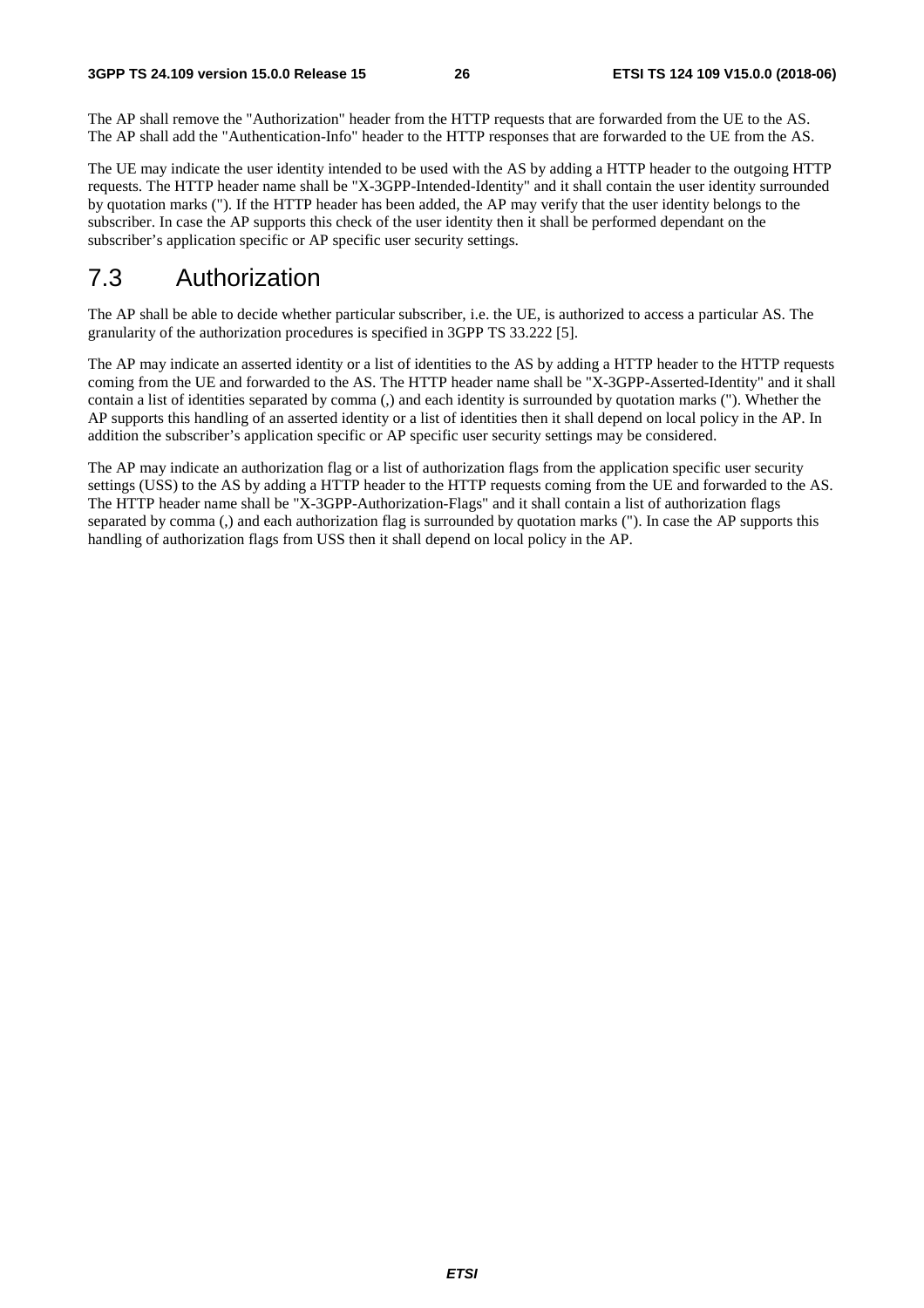The AP shall remove the "Authorization" header from the HTTP requests that are forwarded from the UE to the AS. The AP shall add the "Authentication-Info" header to the HTTP responses that are forwarded to the UE from the AS.

The UE may indicate the user identity intended to be used with the AS by adding a HTTP header to the outgoing HTTP requests. The HTTP header name shall be "X-3GPP-Intended-Identity" and it shall contain the user identity surrounded by quotation marks ("). If the HTTP header has been added, the AP may verify that the user identity belongs to the subscriber. In case the AP supports this check of the user identity then it shall be performed dependant on the subscriber's application specific or AP specific user security settings.

# 7.3 Authorization

The AP shall be able to decide whether particular subscriber, i.e. the UE, is authorized to access a particular AS. The granularity of the authorization procedures is specified in 3GPP TS 33.222 [5].

The AP may indicate an asserted identity or a list of identities to the AS by adding a HTTP header to the HTTP requests coming from the UE and forwarded to the AS. The HTTP header name shall be "X-3GPP-Asserted-Identity" and it shall contain a list of identities separated by comma (,) and each identity is surrounded by quotation marks ("). Whether the AP supports this handling of an asserted identity or a list of identities then it shall depend on local policy in the AP. In addition the subscriber's application specific or AP specific user security settings may be considered.

The AP may indicate an authorization flag or a list of authorization flags from the application specific user security settings (USS) to the AS by adding a HTTP header to the HTTP requests coming from the UE and forwarded to the AS. The HTTP header name shall be "X-3GPP-Authorization-Flags" and it shall contain a list of authorization flags separated by comma (,) and each authorization flag is surrounded by quotation marks ("). In case the AP supports this handling of authorization flags from USS then it shall depend on local policy in the AP.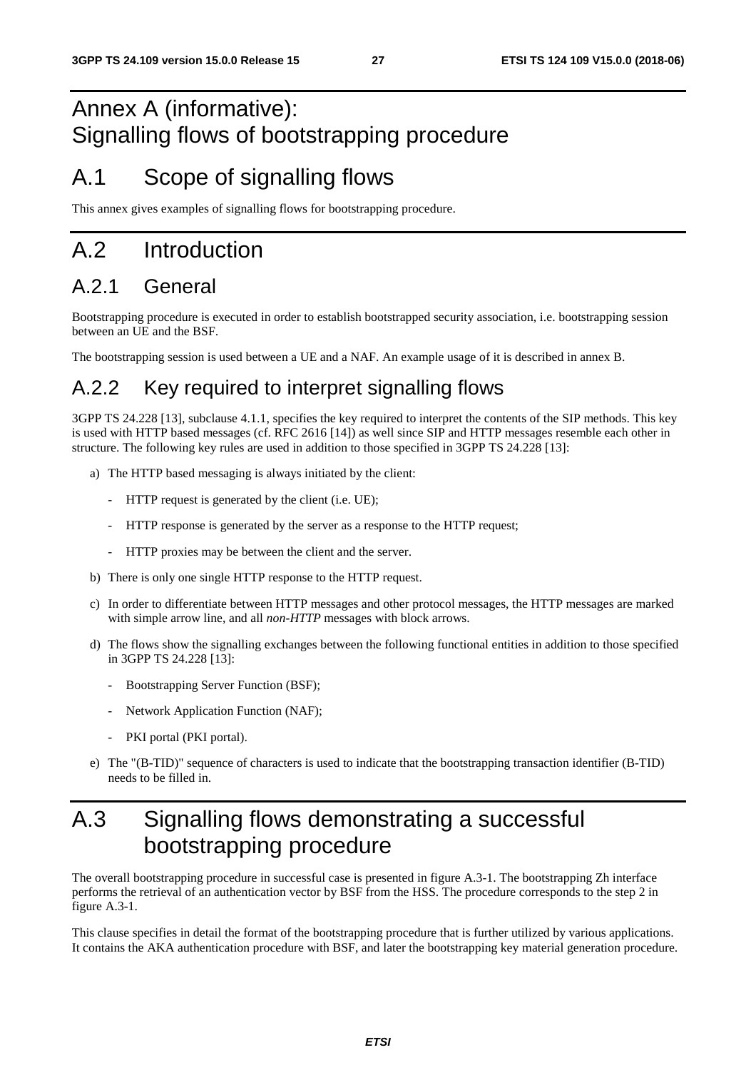# Annex A (informative): Signalling flows of bootstrapping procedure

# A.1 Scope of signalling flows

This annex gives examples of signalling flows for bootstrapping procedure.

# A.2 Introduction

## A.2.1 General

Bootstrapping procedure is executed in order to establish bootstrapped security association, i.e. bootstrapping session between an UE and the BSF.

The bootstrapping session is used between a UE and a NAF. An example usage of it is described in annex B.

## A.2.2 Key required to interpret signalling flows

3GPP TS 24.228 [13], subclause 4.1.1, specifies the key required to interpret the contents of the SIP methods. This key is used with HTTP based messages (cf. RFC 2616 [14]) as well since SIP and HTTP messages resemble each other in structure. The following key rules are used in addition to those specified in 3GPP TS 24.228 [13]:

a) The HTTP based messaging is always initiated by the client:

- HTTP request is generated by the client (i.e. UE);
- HTTP response is generated by the server as a response to the HTTP request;
- HTTP proxies may be between the client and the server.

b) There is only one single HTTP response to the HTTP request.

c) In order to differentiate between HTTP messages and other protocol messages, the HTTP messages are marked with simple arrow line, and all *non-HTTP* messages with block arrows.

d) The flows show the signalling exchanges between the following functional entities in addition to those specified in 3GPP TS 24.228 [13]:

- Bootstrapping Server Function (BSF);
- Network Application Function (NAF);
- PKI portal (PKI portal).

e) The "(B-TID)" sequence of characters is used to indicate that the bootstrapping transaction identifier (B-TID) needs to be filled in.

# A.3 Signalling flows demonstrating a successful bootstrapping procedure

The overall bootstrapping procedure in successful case is presented in figure A.3-1. The bootstrapping Zh interface performs the retrieval of an authentication vector by BSF from the HSS. The procedure corresponds to the step 2 in figure A.3-1.

This clause specifies in detail the format of the bootstrapping procedure that is further utilized by various applications. It contains the AKA authentication procedure with BSF, and later the bootstrapping key material generation procedure.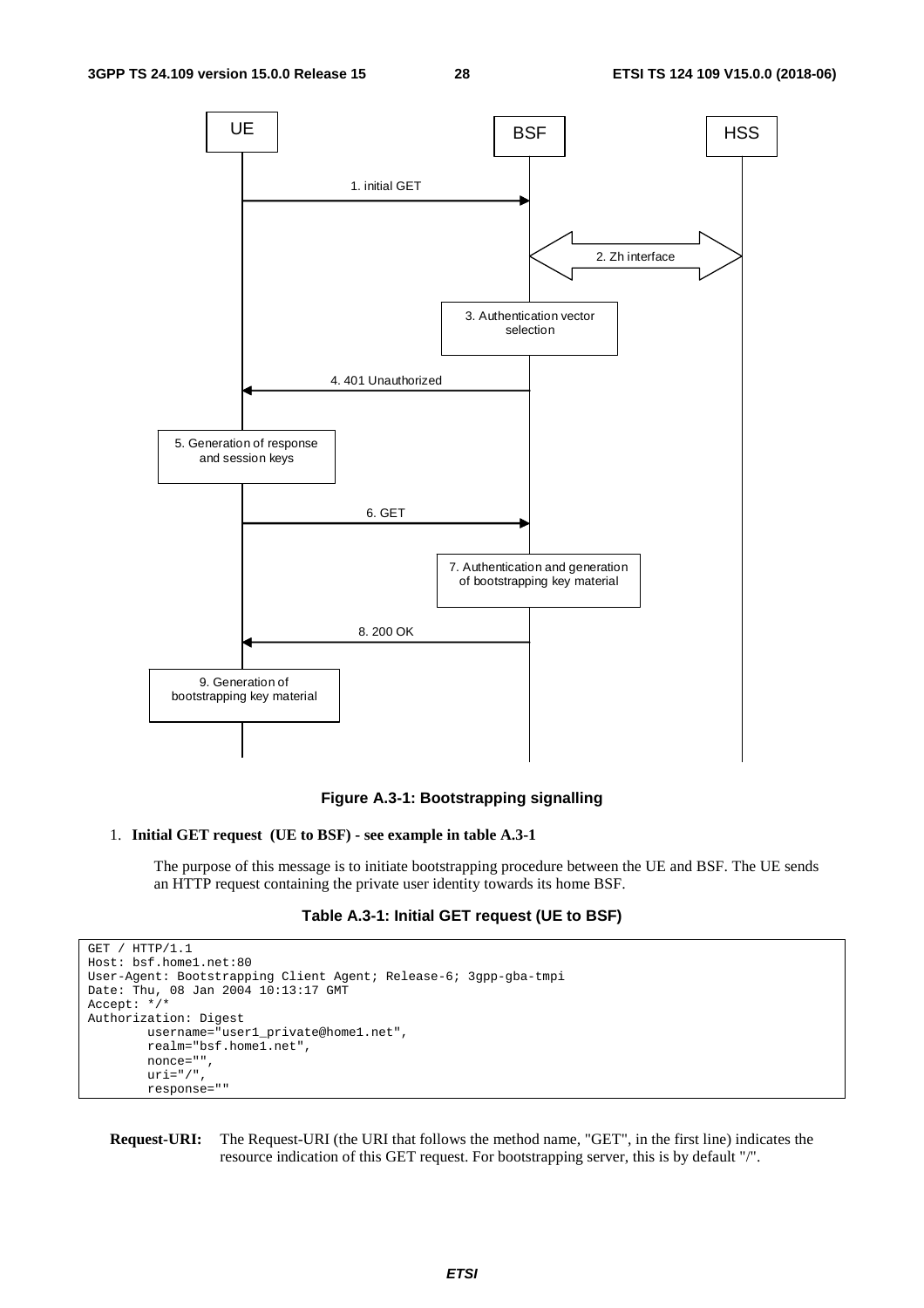UE

BSF

HSS

1. initial GET

2. Zh interface

3. Authentication vector selection

4. 401 Unauthorized

5. Generation of response and session keys

6. GET

7. Authentication and generation of bootstrapping key material

8. 200 OK

9. Generation of bootstrapping key material

**Figure A.3-1: Bootstrapping signalling**

1. **Initial GET request (UE to BSF) - see example in table A.3-1**

   The purpose of this message is to initiate bootstrapping procedure between the UE and BSF. The UE sends an HTTP request containing the private user identity towards its home BSF.

**Table A.3-1: Initial GET request (UE to BSF)**

```
GET / HTTP/1.1
Host: bsf.home1.net:80
User-Agent: Bootstrapping Client Agent; Release-6; 3gpp-gba-tmpi
Date: Thu, 08 Jan 2004 10:13:17 GMT
Accept: */*
Authorization: Digest
        username="user1_private@home1.net",
        realm="bsf.home1.net",
        nonce="",
        uri="/",
        response=""
```

**Request-URI:** The Request-URI (the URI that follows the method name, "GET", in the first line) indicates the resource indication of this GET request. For bootstrapping server, this is by default "/".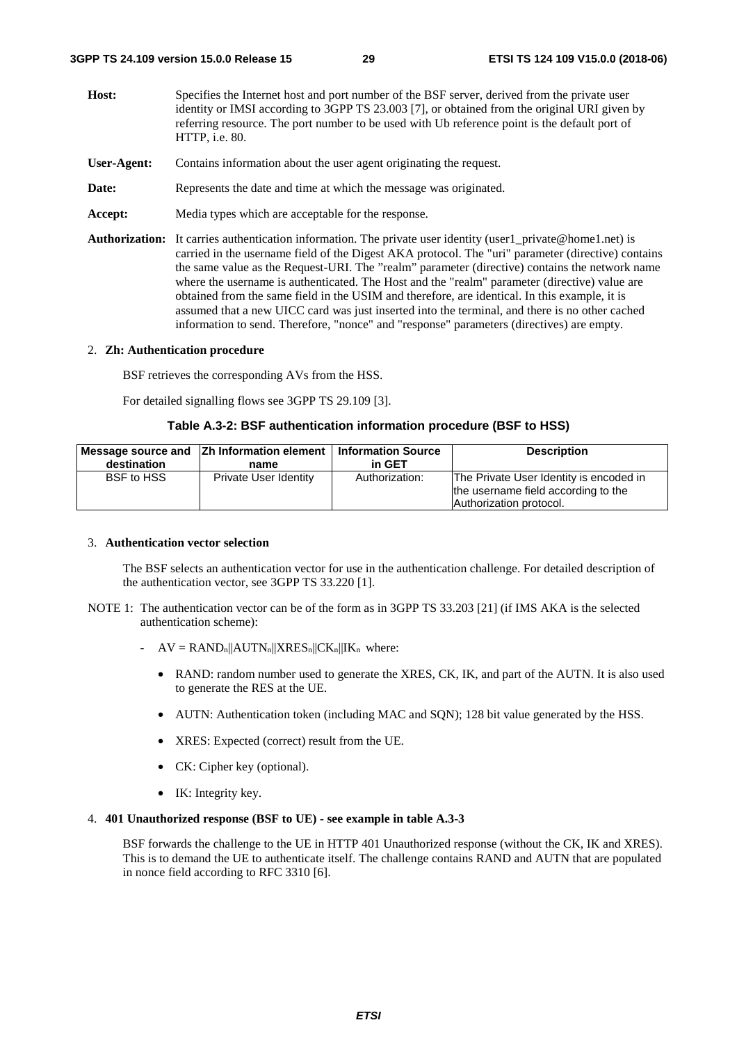**Host:** Specifies the Internet host and port number of the BSF server, derived from the private user identity or IMSI according to 3GPP TS 23.003 [7], or obtained from the original URI given by referring resource. The port number to be used with Ub reference point is the default port of HTTP, i.e. 80.

**User-Agent:** Contains information about the user agent originating the request.

**Date:** Represents the date and time at which the message was originated.

**Accept:** Media types which are acceptable for the response.

**Authorization:** It carries authentication information. The private user identity (user1_private@home1.net) is carried in the username field of the Digest AKA protocol. The "uri" parameter (directive) contains the same value as the Request-URI. The "realm" parameter (directive) contains the network name where the username is authenticated. The Host and the "realm" parameter (directive) value are obtained from the same field in the USIM and therefore, are identical. In this example, it is assumed that a new UICC card was just inserted into the terminal, and there is no other cached information to send. Therefore, "nonce" and "response" parameters (directives) are empty.

2. **Zh: Authentication procedure**

   BSF retrieves the corresponding AVs from the HSS.

   For detailed signalling flows see 3GPP TS 29.109 [3].

**Table A.3-2: BSF authentication information procedure (BSF to HSS)**

| Message source and destination | Zh Information element name | Information Source in GET | Description |
|---|---|---|---|
| BSF to HSS | Private User Identity | Authorization: | The Private User Identity is encoded in the username field according to the Authorization protocol. |

3. **Authentication vector selection**

   The BSF selects an authentication vector for use in the authentication challenge. For detailed description of the authentication vector, see 3GPP TS 33.220 [1].

NOTE 1: The authentication vector can be of the form as in 3GPP TS 33.203 [21] (if IMS AKA is the selected authentication scheme):

- $AV = RAND_n||AUTN_n||XRES_n||CK_n||IK_n$ where:
  - RAND: random number used to generate the XRES, CK, IK, and part of the AUTN. It is also used to generate the RES at the UE.
  - AUTN: Authentication token (including MAC and SQN); 128 bit value generated by the HSS.
  - XRES: Expected (correct) result from the UE.
  - CK: Cipher key (optional).
  - IK: Integrity key.

4. **401 Unauthorized response (BSF to UE) - see example in table A.3-3**

   BSF forwards the challenge to the UE in HTTP 401 Unauthorized response (without the CK, IK and XRES). This is to demand the UE to authenticate itself. The challenge contains RAND and AUTN that are populated in nonce field according to RFC 3310 [6].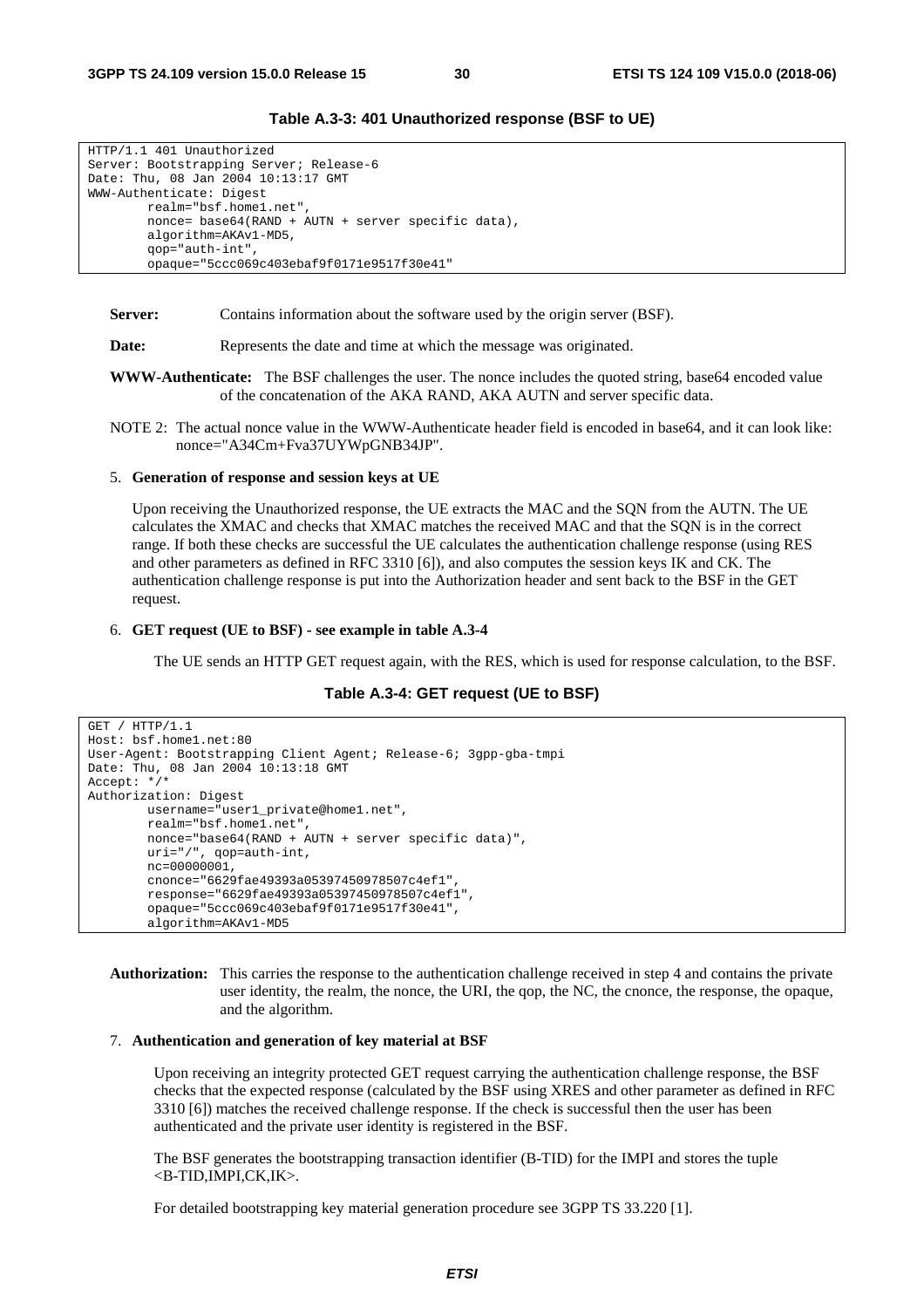**Table A.3-3: 401 Unauthorized response (BSF to UE)**

```
HTTP/1.1 401 Unauthorized
Server: Bootstrapping Server; Release-6
Date: Thu, 08 Jan 2004 10:13:17 GMT
WWW-Authenticate: Digest
        realm="bsf.home1.net",
        nonce= base64(RAND + AUTN + server specific data),
        algorithm=AKAv1-MD5,
        qop="auth-int",
        opaque="5ccc069c403ebaf9f0171e9517f30e41"
```

**Server:** Contains information about the software used by the origin server (BSF).

**Date:** Represents the date and time at which the message was originated.

**WWW-Authenticate:** The BSF challenges the user. The nonce includes the quoted string, base64 encoded value of the concatenation of the AKA RAND, AKA AUTN and server specific data.

NOTE 2: The actual nonce value in the WWW-Authenticate header field is encoded in base64, and it can look like: nonce="A34Cm+Fva37UYWpGNB34JP".

5. **Generation of response and session keys at UE**

Upon receiving the Unauthorized response, the UE extracts the MAC and the SQN from the AUTN. The UE calculates the XMAC and checks that XMAC matches the received MAC and that the SQN is in the correct range. If both these checks are successful the UE calculates the authentication challenge response (using RES and other parameters as defined in RFC 3310 [6]), and also computes the session keys IK and CK. The authentication challenge response is put into the Authorization header and sent back to the BSF in the GET request.

6. **GET request (UE to BSF) - see example in table A.3-4**

The UE sends an HTTP GET request again, with the RES, which is used for response calculation, to the BSF.

**Table A.3-4: GET request (UE to BSF)**

```
GET / HTTP/1.1
Host: bsf.home1.net:80
User-Agent: Bootstrapping Client Agent; Release-6; 3gpp-gba-tmpi
Date: Thu, 08 Jan 2004 10:13:18 GMT
Accept: */*
Authorization: Digest
        username="user1_private@home1.net",
        realm="bsf.home1.net",
        nonce="base64(RAND + AUTN + server specific data)",
        uri="/", qop=auth-int,
        nc=00000001,
        cnonce="6629fae49393a05397450978507c4ef1",
        response="6629fae49393a05397450978507c4ef1",
        opaque="5ccc069c403ebaf9f0171e9517f30e41",
        algorithm=AKAv1-MD5
```

**Authorization:** This carries the response to the authentication challenge received in step 4 and contains the private user identity, the realm, the nonce, the URI, the qop, the NC, the cnonce, the response, the opaque, and the algorithm.

7. **Authentication and generation of key material at BSF**

Upon receiving an integrity protected GET request carrying the authentication challenge response, the BSF checks that the expected response (calculated by the BSF using XRES and other parameter as defined in RFC 3310 [6]) matches the received challenge response. If the check is successful then the user has been authenticated and the private user identity is registered in the BSF.

The BSF generates the bootstrapping transaction identifier (B-TID) for the IMPI and stores the tuple <B-TID,IMPI,CK,IK>.

For detailed bootstrapping key material generation procedure see 3GPP TS 33.220 [1].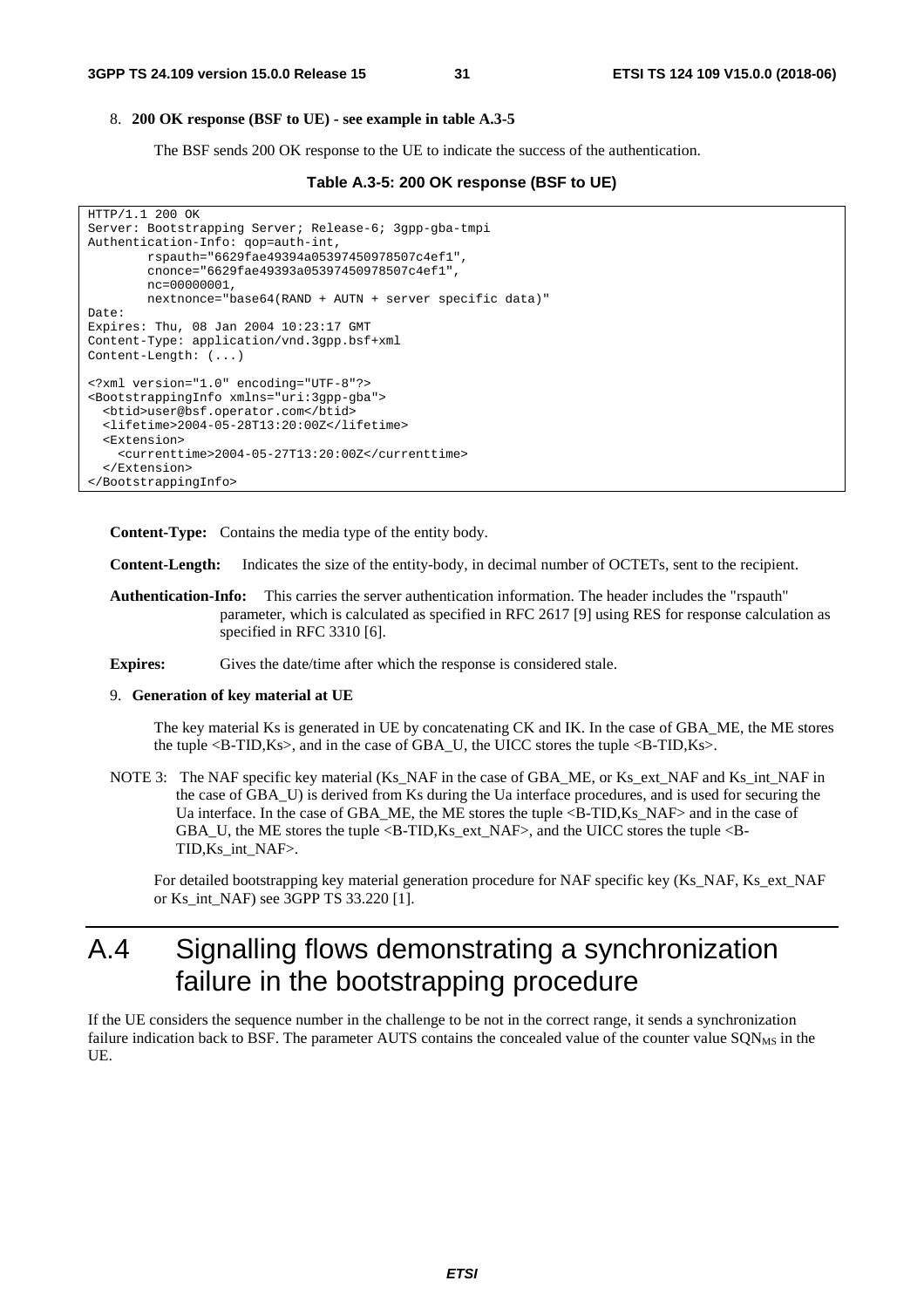8. **200 OK response (BSF to UE) - see example in table A.3-5**

   The BSF sends 200 OK response to the UE to indicate the success of the authentication.

**Table A.3-5: 200 OK response (BSF to UE)**

```
HTTP/1.1 200 OK
Server: Bootstrapping Server; Release-6; 3gpp-gba-tmpi
Authentication-Info: qop=auth-int,
        rspauth="6629fae49394a05397450978507c4ef1",
        cnonce="6629fae49393a05397450978507c4ef1",
        nc=00000001,
        nextnonce="base64(RAND + AUTN + server specific data)"
Date:
Expires: Thu, 08 Jan 2004 10:23:17 GMT
Content-Type: application/vnd.3gpp.bsf+xml
Content-Length: (...)

<?xml version="1.0" encoding="UTF-8"?>
<BootstrappingInfo xmlns="uri:3gpp-gba">
  <btid>user@bsf.operator.com</btid>
  <lifetime>2004-05-28T13:20:00Z</lifetime>
  <Extension>
    <currenttime>2004-05-27T13:20:00Z</currenttime>
  </Extension>
</BootstrappingInfo>
```

**Content-Type:** Contains the media type of the entity body.

**Content-Length:** Indicates the size of the entity-body, in decimal number of OCTETs, sent to the recipient.

**Authentication-Info:** This carries the server authentication information. The header includes the "rspauth" parameter, which is calculated as specified in RFC 2617 [9] using RES for response calculation as specified in RFC 3310 [6].

**Expires:** Gives the date/time after which the response is considered stale.

9. **Generation of key material at UE**

   The key material Ks is generated in UE by concatenating CK and IK. In the case of GBA_ME, the ME stores the tuple <B-TID,Ks>, and in the case of GBA_U, the UICC stores the tuple <B-TID,Ks>.

NOTE 3: The NAF specific key material (Ks_NAF in the case of GBA_ME, or Ks_ext_NAF and Ks_int_NAF in the case of GBA_U) is derived from Ks during the Ua interface procedures, and is used for securing the Ua interface. In the case of GBA_ME, the ME stores the tuple <B-TID,Ks_NAF> and in the case of GBA_U, the ME stores the tuple <B-TID,Ks_ext_NAF>, and the UICC stores the tuple <B-TID,Ks_int_NAF>.

   For detailed bootstrapping key material generation procedure for NAF specific key (Ks_NAF, Ks_ext_NAF or Ks_int_NAF) see 3GPP TS 33.220 [1].

# A.4 Signalling flows demonstrating a synchronization failure in the bootstrapping procedure

If the UE considers the sequence number in the challenge to be not in the correct range, it sends a synchronization failure indication back to BSF. The parameter AUTS contains the concealed value of the counter value $SQN_{MS}$ in the UE.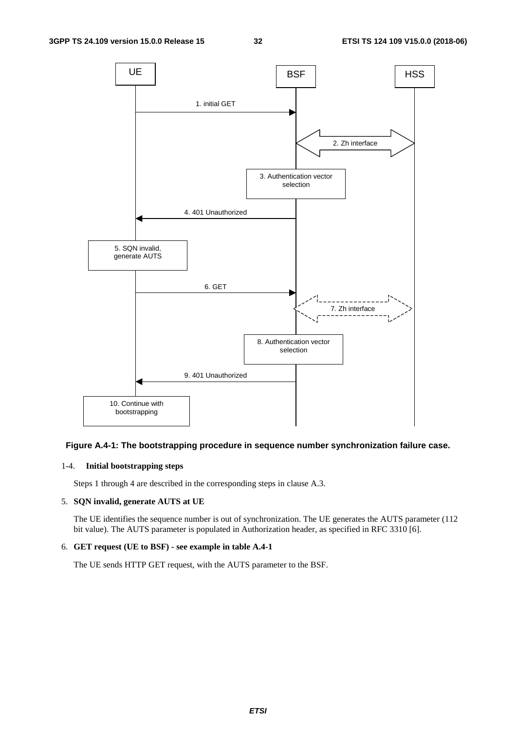UE

BSF

HSS

1. initial GET

2. Zh interface

3. Authentication vector selection

4. 401 Unauthorized

5. SQN invalid, generate AUTS

6. GET

7. Zh interface

8. Authentication vector selection

9. 401 Unauthorized

10. Continue with bootstrapping

**Figure A.4-1: The bootstrapping procedure in sequence number synchronization failure case.**

1-4. **Initial bootstrapping steps**

Steps 1 through 4 are described in the corresponding steps in clause A.3.

5. **SQN invalid, generate AUTS at UE**

The UE identifies the sequence number is out of synchronization. The UE generates the AUTS parameter (112 bit value). The AUTS parameter is populated in Authorization header, as specified in RFC 3310 [6].

6. **GET request (UE to BSF) - see example in table A.4-1**

The UE sends HTTP GET request, with the AUTS parameter to the BSF.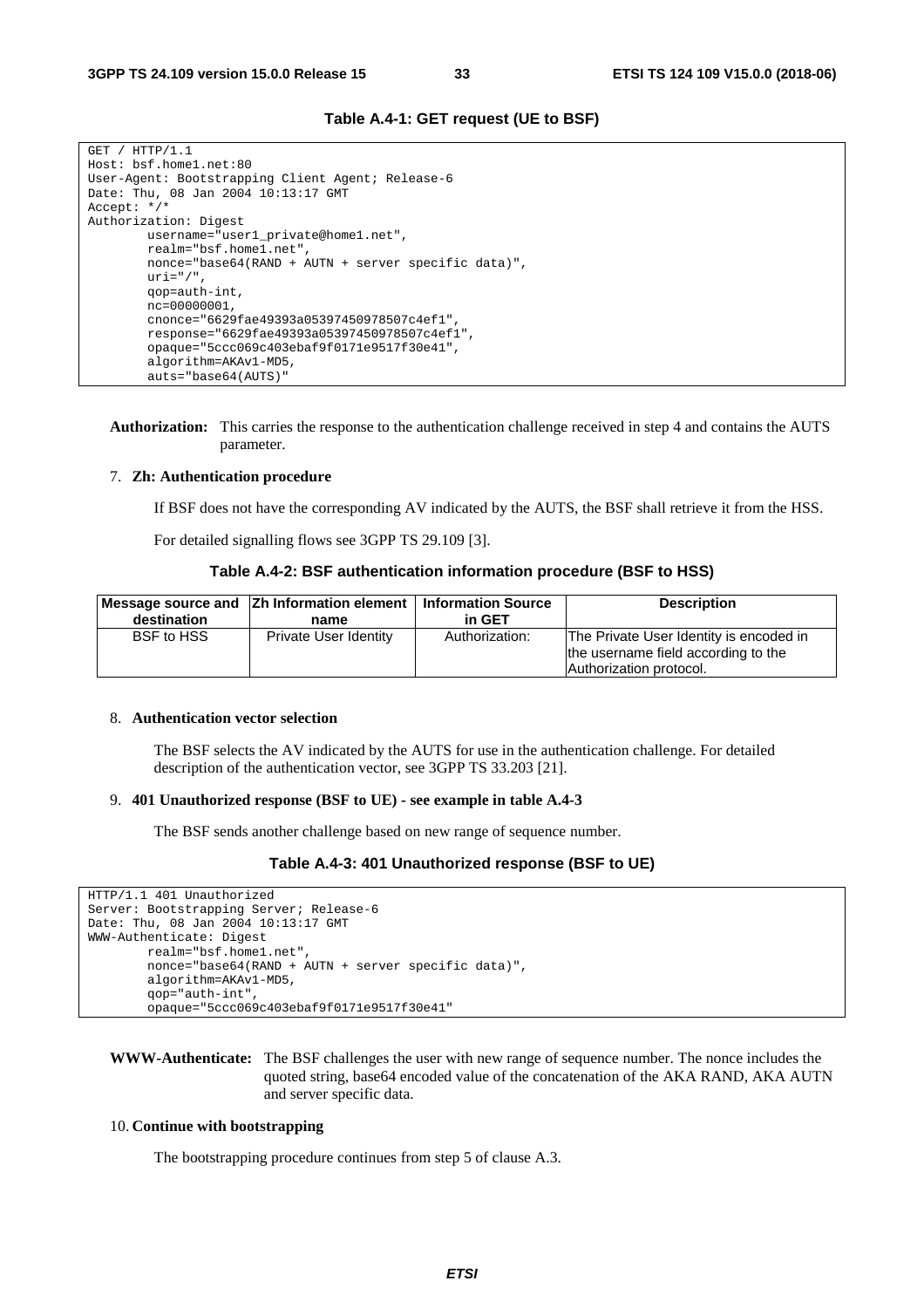**Table A.4-1: GET request (UE to BSF)**

```
GET / HTTP/1.1
Host: bsf.home1.net:80
User-Agent: Bootstrapping Client Agent; Release-6
Date: Thu, 08 Jan 2004 10:13:17 GMT
Accept: */*
Authorization: Digest
        username="user1_private@home1.net",
        realm="bsf.home1.net",
        nonce="base64(RAND + AUTN + server specific data)",
        uri="/",
        qop=auth-int,
        nc=00000001,
        cnonce="6629fae49393a05397450978507c4ef1",
        response="6629fae49393a05397450978507c4ef1",
        opaque="5ccc069c403ebaf9f0171e9517f30e41",
        algorithm=AKAv1-MD5,
        auts="base64(AUTS)"
```

**Authorization:** This carries the response to the authentication challenge received in step 4 and contains the AUTS parameter.

7. **Zh: Authentication procedure**

   If BSF does not have the corresponding AV indicated by the AUTS, the BSF shall retrieve it from the HSS.

   For detailed signalling flows see 3GPP TS 29.109 [3].

**Table A.4-2: BSF authentication information procedure (BSF to HSS)**

| Message source and destination | Zh Information element name | Information Source in GET | Description |
| --- | --- | --- | --- |
| BSF to HSS | Private User Identity | Authorization: | The Private User Identity is encoded in the username field according to the Authorization protocol. |

8. **Authentication vector selection**

   The BSF selects the AV indicated by the AUTS for use in the authentication challenge. For detailed description of the authentication vector, see 3GPP TS 33.203 [21].

9. **401 Unauthorized response (BSF to UE) - see example in table A.4-3**

   The BSF sends another challenge based on new range of sequence number.

**Table A.4-3: 401 Unauthorized response (BSF to UE)**

```
HTTP/1.1 401 Unauthorized
Server: Bootstrapping Server; Release-6
Date: Thu, 08 Jan 2004 10:13:17 GMT
WWW-Authenticate: Digest
        realm="bsf.home1.net",
        nonce="base64(RAND + AUTN + server specific data)",
        algorithm=AKAv1-MD5,
        qop="auth-int",
        opaque="5ccc069c403ebaf9f0171e9517f30e41"
```

**WWW-Authenticate:** The BSF challenges the user with new range of sequence number. The nonce includes the quoted string, base64 encoded value of the concatenation of the AKA RAND, AKA AUTN and server specific data.

10. **Continue with bootstrapping**

    The bootstrapping procedure continues from step 5 of clause A.3.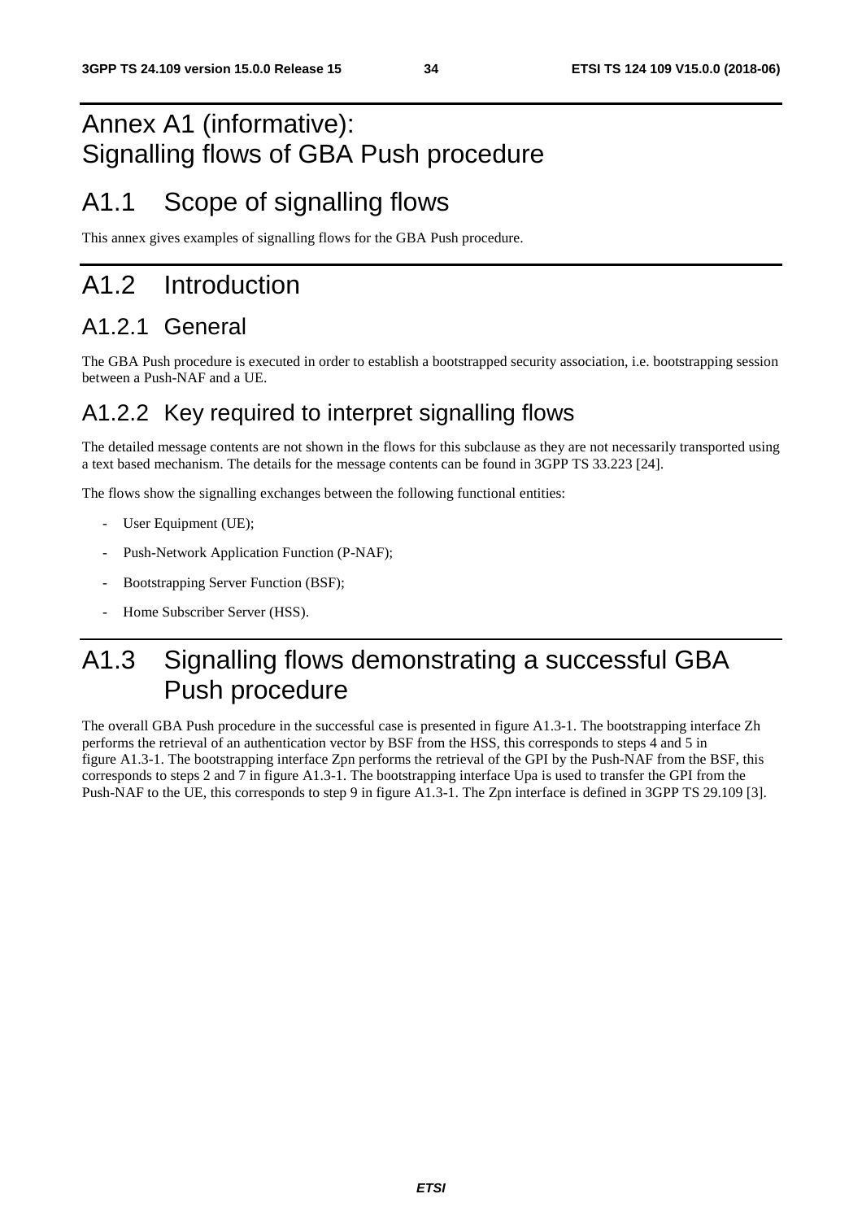# Annex A1 (informative): Signalling flows of GBA Push procedure

# A1.1 Scope of signalling flows

This annex gives examples of signalling flows for the GBA Push procedure.

# A1.2 Introduction

## A1.2.1 General

The GBA Push procedure is executed in order to establish a bootstrapped security association, i.e. bootstrapping session between a Push-NAF and a UE.

## A1.2.2 Key required to interpret signalling flows

The detailed message contents are not shown in the flows for this subclause as they are not necessarily transported using a text based mechanism. The details for the message contents can be found in 3GPP TS 33.223 [24].

The flows show the signalling exchanges between the following functional entities:

- User Equipment (UE);
- Push-Network Application Function (P-NAF);
- Bootstrapping Server Function (BSF);
- Home Subscriber Server (HSS).

# A1.3 Signalling flows demonstrating a successful GBA Push procedure

The overall GBA Push procedure in the successful case is presented in figure A1.3-1. The bootstrapping interface Zh performs the retrieval of an authentication vector by BSF from the HSS, this corresponds to steps 4 and 5 in figure A1.3-1. The bootstrapping interface Zpn performs the retrieval of the GPI by the Push-NAF from the BSF, this corresponds to steps 2 and 7 in figure A1.3-1. The bootstrapping interface Upa is used to transfer the GPI from the Push-NAF to the UE, this corresponds to step 9 in figure A1.3-1. The Zpn interface is defined in 3GPP TS 29.109 [3].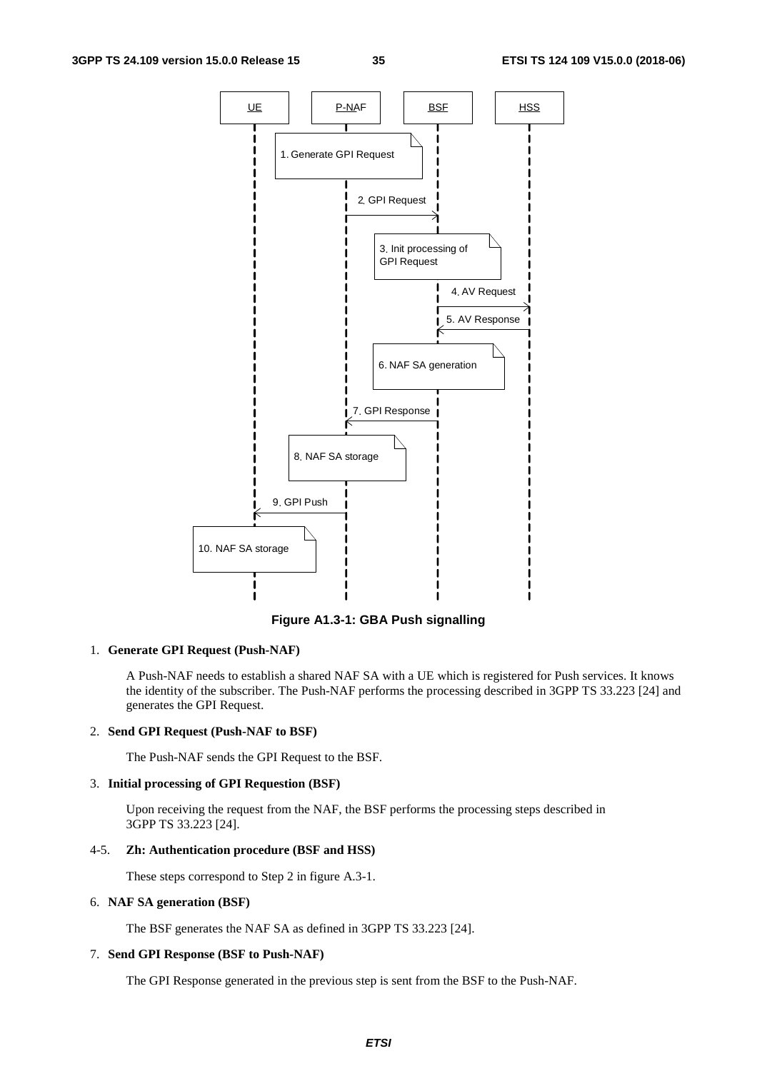UE
P-NAF
BSF
HSS

1. Generate GPI Request

2. GPI Request

3. Init processing of GPI Request

4. AV Request

5. AV Response

6. NAF SA generation

7. GPI Response

8. NAF SA storage

9. GPI Push

10. NAF SA storage

**Figure A1.3-1: GBA Push signalling**

1. **Generate GPI Request (Push-NAF)**

   A Push-NAF needs to establish a shared NAF SA with a UE which is registered for Push services. It knows the identity of the subscriber. The Push-NAF performs the processing described in 3GPP TS 33.223 [24] and generates the GPI Request.

2. **Send GPI Request (Push-NAF to BSF)**

   The Push-NAF sends the GPI Request to the BSF.

3. **Initial processing of GPI Requestion (BSF)**

   Upon receiving the request from the NAF, the BSF performs the processing steps described in 3GPP TS 33.223 [24].

4-5. **Zh: Authentication procedure (BSF and HSS)**

   These steps correspond to Step 2 in figure A.3-1.

6. **NAF SA generation (BSF)**

   The BSF generates the NAF SA as defined in 3GPP TS 33.223 [24].

7. **Send GPI Response (BSF to Push-NAF)**

   The GPI Response generated in the previous step is sent from the BSF to the Push-NAF.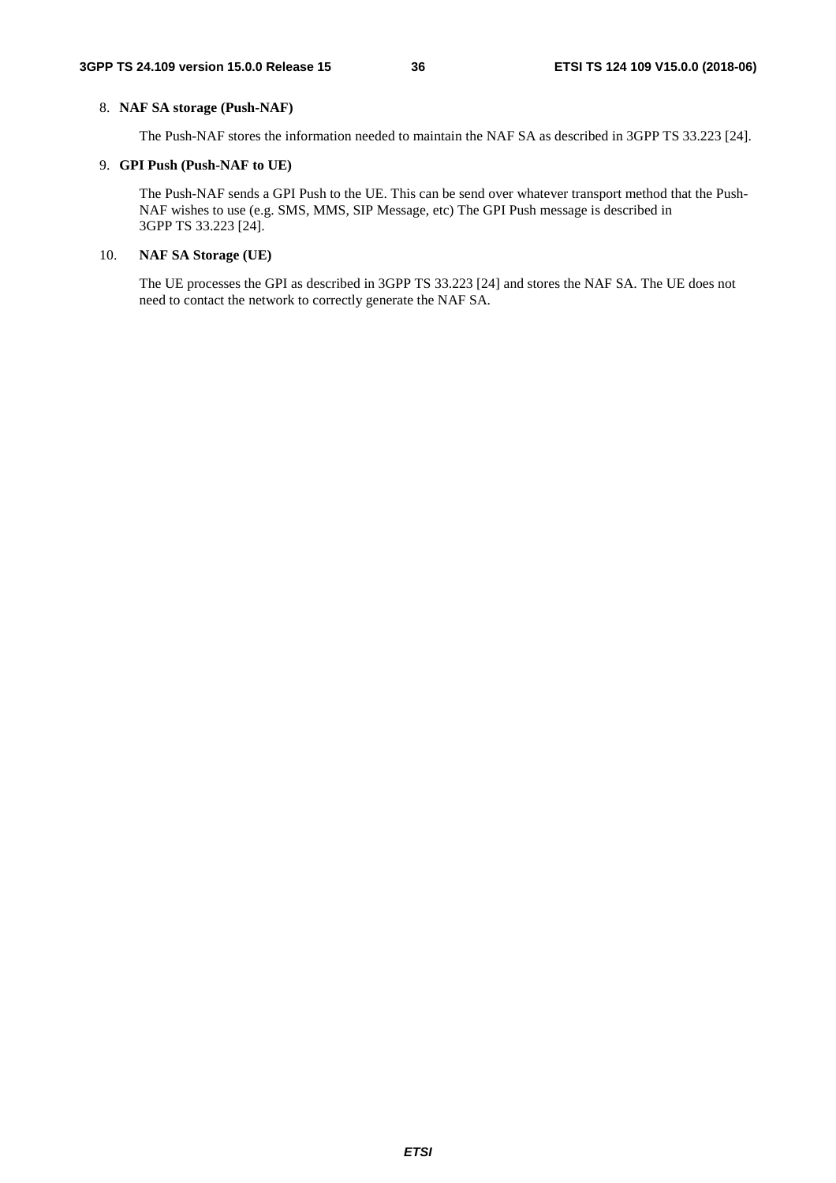8. **NAF SA storage (Push-NAF)**

   The Push-NAF stores the information needed to maintain the NAF SA as described in 3GPP TS 33.223 [24].

9. **GPI Push (Push-NAF to UE)**

   The Push-NAF sends a GPI Push to the UE. This can be send over whatever transport method that the Push-NAF wishes to use (e.g. SMS, MMS, SIP Message, etc) The GPI Push message is described in 3GPP TS 33.223 [24].

10. **NAF SA Storage (UE)**

    The UE processes the GPI as described in 3GPP TS 33.223 [24] and stores the NAF SA. The UE does not need to contact the network to correctly generate the NAF SA.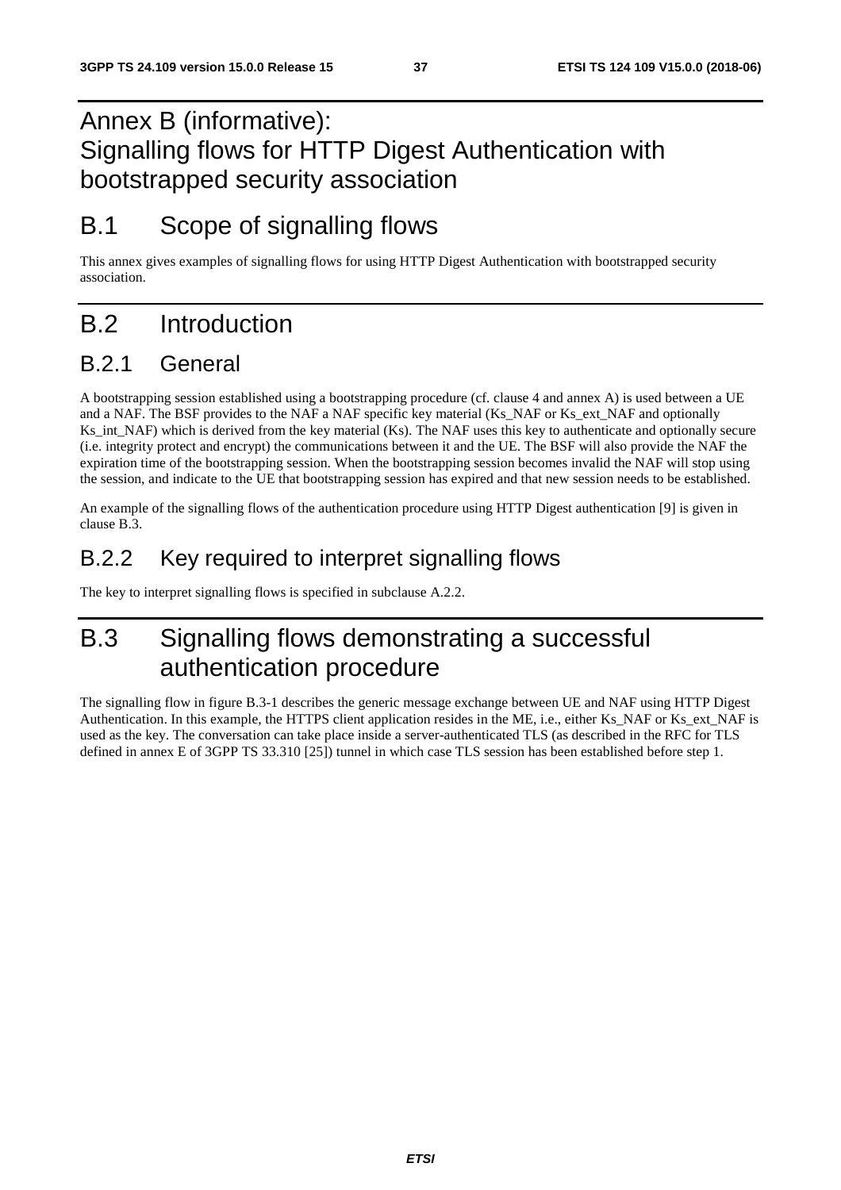# Annex B (informative): Signalling flows for HTTP Digest Authentication with bootstrapped security association

## B.1 Scope of signalling flows

This annex gives examples of signalling flows for using HTTP Digest Authentication with bootstrapped security association.

## B.2 Introduction

### B.2.1 General

A bootstrapping session established using a bootstrapping procedure (cf. clause 4 and annex A) is used between a UE and a NAF. The BSF provides to the NAF a NAF specific key material (Ks_NAF or Ks_ext_NAF and optionally Ks_int_NAF) which is derived from the key material (Ks). The NAF uses this key to authenticate and optionally secure (i.e. integrity protect and encrypt) the communications between it and the UE. The BSF will also provide the NAF the expiration time of the bootstrapping session. When the bootstrapping session becomes invalid the NAF will stop using the session, and indicate to the UE that bootstrapping session has expired and that new session needs to be established.

An example of the signalling flows of the authentication procedure using HTTP Digest authentication [9] is given in clause B.3.

### B.2.2 Key required to interpret signalling flows

The key to interpret signalling flows is specified in subclause A.2.2.

## B.3 Signalling flows demonstrating a successful authentication procedure

The signalling flow in figure B.3-1 describes the generic message exchange between UE and NAF using HTTP Digest Authentication. In this example, the HTTPS client application resides in the ME, i.e., either Ks_NAF or Ks_ext_NAF is used as the key. The conversation can take place inside a server-authenticated TLS (as described in the RFC for TLS defined in annex E of 3GPP TS 33.310 [25]) tunnel in which case TLS session has been established before step 1.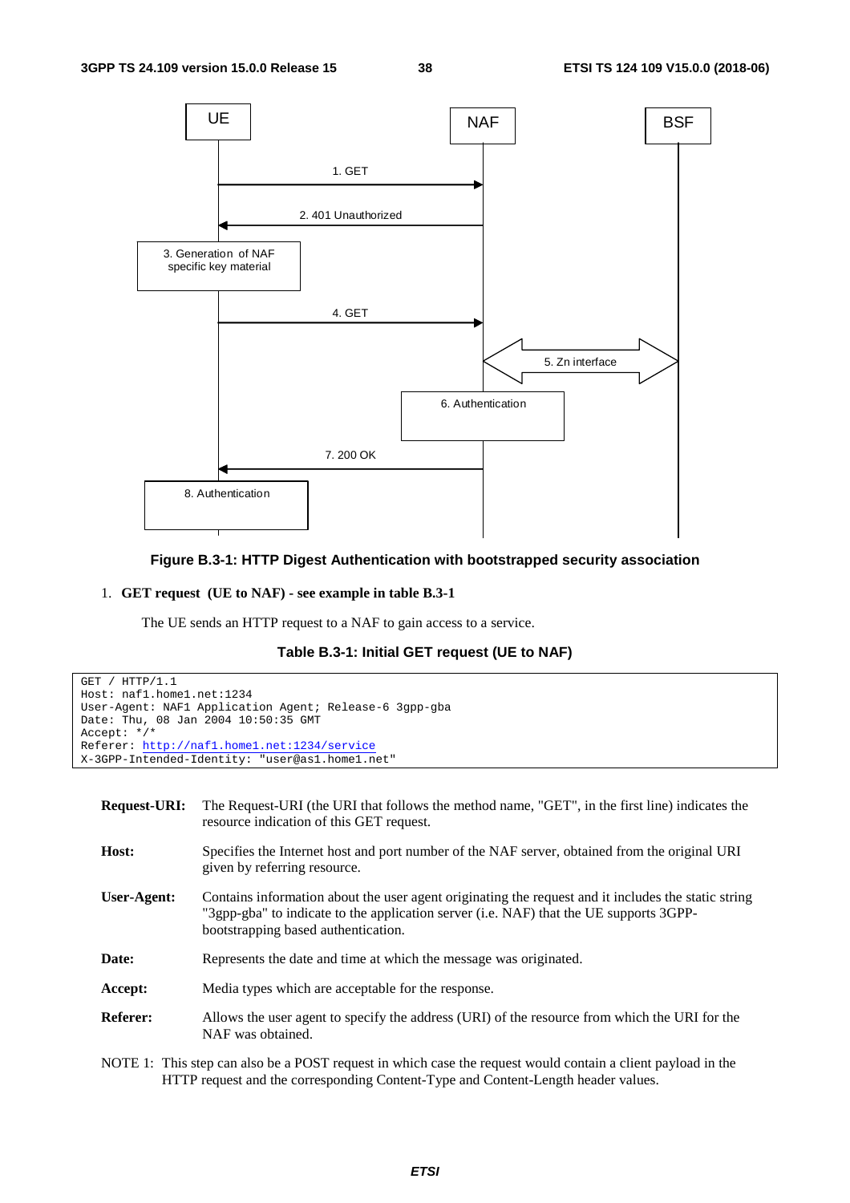UE

NAF

BSF

1. GET

2. 401 Unauthorized

3. Generation of NAF specific key material

4. GET

5. Zn interface

6. Authentication

7. 200 OK

8. Authentication

**Figure B.3-1: HTTP Digest Authentication with bootstrapped security association**

1. **GET request (UE to NAF) - see example in table B.3-1**

The UE sends an HTTP request to a NAF to gain access to a service.

**Table B.3-1: Initial GET request (UE to NAF)**

```
GET / HTTP/1.1
Host: naf1.home1.net:1234
User-Agent: NAF1 Application Agent; Release-6 3gpp-gba
Date: Thu, 08 Jan 2004 10:50:35 GMT
Accept: */*
Referer: http://naf1.home1.net:1234/service
X-3GPP-Intended-Identity: "user@as1.home1.net"
```

**Request-URI:** The Request-URI (the URI that follows the method name, "GET", in the first line) indicates the resource indication of this GET request.

**Host:** Specifies the Internet host and port number of the NAF server, obtained from the original URI given by referring resource.

**User-Agent:** Contains information about the user agent originating the request and it includes the static string "3gpp-gba" to indicate to the application server (i.e. NAF) that the UE supports 3GPP-bootstrapping based authentication.

**Date:** Represents the date and time at which the message was originated.

**Accept:** Media types which are acceptable for the response.

**Referer:** Allows the user agent to specify the address (URI) of the resource from which the URI for the NAF was obtained.

NOTE 1: This step can also be a POST request in which case the request would contain a client payload in the HTTP request and the corresponding Content-Type and Content-Length header values.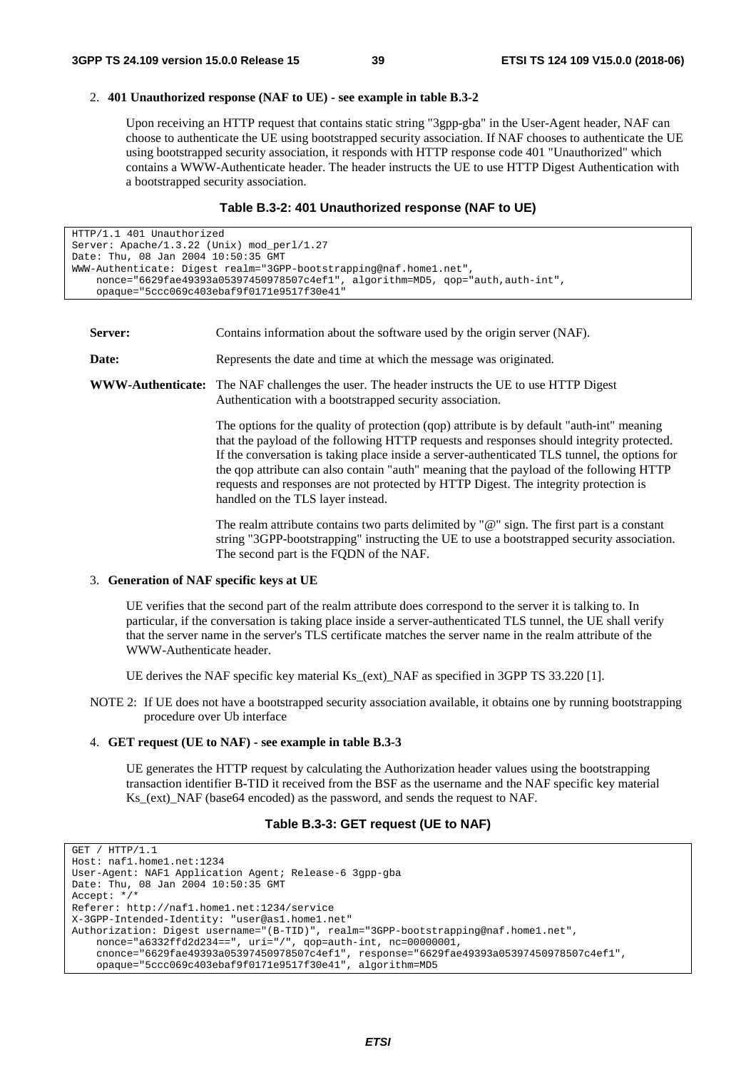2. **401 Unauthorized response (NAF to UE) - see example in table B.3-2**

   Upon receiving an HTTP request that contains static string "3gpp-gba" in the User-Agent header, NAF can choose to authenticate the UE using bootstrapped security association. If NAF chooses to authenticate the UE using bootstrapped security association, it responds with HTTP response code 401 "Unauthorized" which contains a WWW-Authenticate header. The header instructs the UE to use HTTP Digest Authentication with a bootstrapped security association.

**Table B.3-2: 401 Unauthorized response (NAF to UE)**

```
HTTP/1.1 401 Unauthorized
Server: Apache/1.3.22 (Unix) mod_perl/1.27
Date: Thu, 08 Jan 2004 10:50:35 GMT
WWW-Authenticate: Digest realm="3GPP-bootstrapping@naf.home1.net",
    nonce="6629fae49393a05397450978507c4ef1", algorithm=MD5, qop="auth,auth-int",
    opaque="5ccc069c403ebaf9f0171e9517f30e41"
```

**Server:** Contains information about the software used by the origin server (NAF).

**Date:** Represents the date and time at which the message was originated.

**WWW-Authenticate:** The NAF challenges the user. The header instructs the UE to use HTTP Digest Authentication with a bootstrapped security association.

The options for the quality of protection (qop) attribute is by default "auth-int" meaning that the payload of the following HTTP requests and responses should integrity protected. If the conversation is taking place inside a server-authenticated TLS tunnel, the options for the qop attribute can also contain "auth" meaning that the payload of the following HTTP requests and responses are not protected by HTTP Digest. The integrity protection is handled on the TLS layer instead.

The realm attribute contains two parts delimited by "@" sign. The first part is a constant string "3GPP-bootstrapping" instructing the UE to use a bootstrapped security association. The second part is the FQDN of the NAF.

3. **Generation of NAF specific keys at UE**

   UE verifies that the second part of the realm attribute does correspond to the server it is talking to. In particular, if the conversation is taking place inside a server-authenticated TLS tunnel, the UE shall verify that the server name in the server's TLS certificate matches the server name in the realm attribute of the WWW-Authenticate header.

   UE derives the NAF specific key material Ks_(ext)_NAF as specified in 3GPP TS 33.220 [1].

NOTE 2: If UE does not have a bootstrapped security association available, it obtains one by running bootstrapping procedure over Ub interface

4. **GET request (UE to NAF) - see example in table B.3-3**

   UE generates the HTTP request by calculating the Authorization header values using the bootstrapping transaction identifier B-TID it received from the BSF as the username and the NAF specific key material Ks_(ext)_NAF (base64 encoded) as the password, and sends the request to NAF.

**Table B.3-3: GET request (UE to NAF)**

```
GET / HTTP/1.1
Host: naf1.home1.net:1234
User-Agent: NAF1 Application Agent; Release-6 3gpp-gba
Date: Thu, 08 Jan 2004 10:50:35 GMT
Accept: */*
Referer: http://naf1.home1.net:1234/service
X-3GPP-Intended-Identity: "user@as1.home1.net"
Authorization: Digest username="(B-TID)", realm="3GPP-bootstrapping@naf.home1.net",
    nonce="a6332ffd2d234==", uri="/", qop=auth-int, nc=00000001,
    cnonce="6629fae49393a05397450978507c4ef1", response="6629fae49393a05397450978507c4ef1",
    opaque="5ccc069c403ebaf9f0171e9517f30e41", algorithm=MD5
```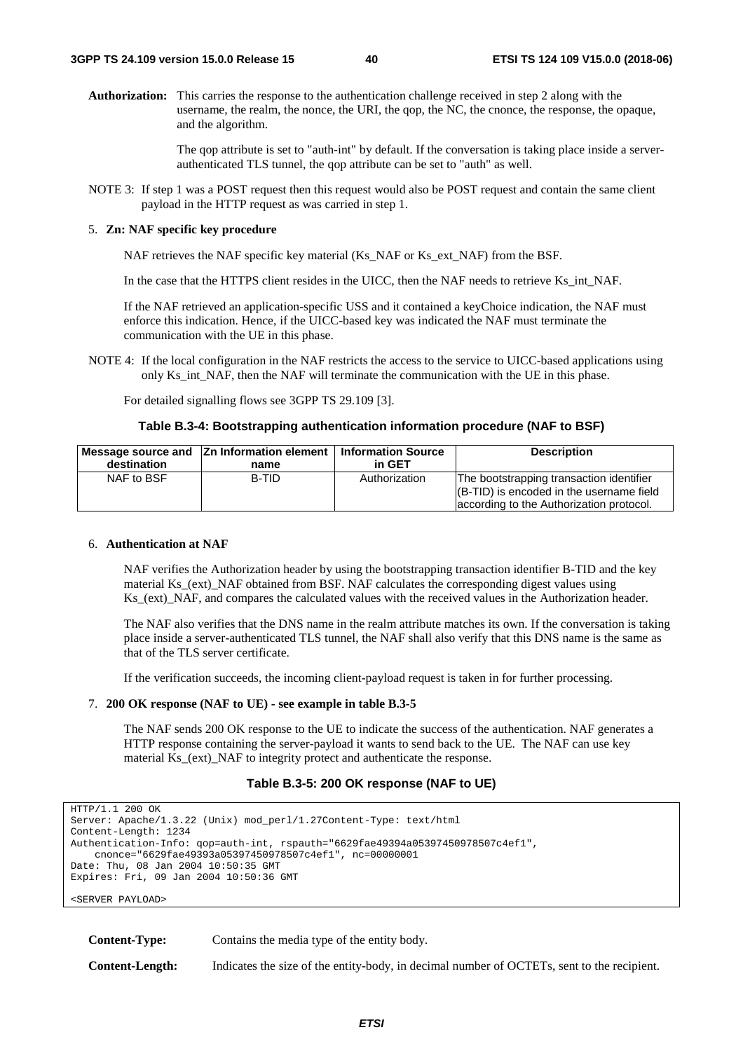**Authorization:** This carries the response to the authentication challenge received in step 2 along with the username, the realm, the nonce, the URI, the qop, the NC, the cnonce, the response, the opaque, and the algorithm.

The qop attribute is set to "auth-int" by default. If the conversation is taking place inside a server-authenticated TLS tunnel, the qop attribute can be set to "auth" as well.

NOTE 3: If step 1 was a POST request then this request would also be POST request and contain the same client payload in the HTTP request as was carried in step 1.

5. **Zn: NAF specific key procedure**

NAF retrieves the NAF specific key material (Ks_NAF or Ks_ext_NAF) from the BSF.

In the case that the HTTPS client resides in the UICC, then the NAF needs to retrieve Ks_int_NAF.

If the NAF retrieved an application-specific USS and it contained a keyChoice indication, the NAF must enforce this indication. Hence, if the UICC-based key was indicated the NAF must terminate the communication with the UE in this phase.

NOTE 4: If the local configuration in the NAF restricts the access to the service to UICC-based applications using only Ks_int_NAF, then the NAF will terminate the communication with the UE in this phase.

For detailed signalling flows see 3GPP TS 29.109 [3].

**Table B.3-4: Bootstrapping authentication information procedure (NAF to BSF)**

| Message source and destination | Zn Information element name | Information Source in GET | Description |
|---|---|---|---|
| NAF to BSF | B-TID | Authorization | The bootstrapping transaction identifier (B-TID) is encoded in the username field according to the Authorization protocol. |

6. **Authentication at NAF**

NAF verifies the Authorization header by using the bootstrapping transaction identifier B-TID and the key material Ks_(ext)_NAF obtained from BSF. NAF calculates the corresponding digest values using Ks_(ext)_NAF, and compares the calculated values with the received values in the Authorization header.

The NAF also verifies that the DNS name in the realm attribute matches its own. If the conversation is taking place inside a server-authenticated TLS tunnel, the NAF shall also verify that this DNS name is the same as that of the TLS server certificate.

If the verification succeeds, the incoming client-payload request is taken in for further processing.

7. **200 OK response (NAF to UE) - see example in table B.3-5**

The NAF sends 200 OK response to the UE to indicate the success of the authentication. NAF generates a HTTP response containing the server-payload it wants to send back to the UE. The NAF can use key material Ks_(ext)_NAF to integrity protect and authenticate the response.

**Table B.3-5: 200 OK response (NAF to UE)**

```
HTTP/1.1 200 OK
Server: Apache/1.3.22 (Unix) mod_perl/1.27Content-Type: text/html
Content-Length: 1234
Authentication-Info: qop=auth-int, rspauth="6629fae49394a05397450978507c4ef1",
    cnonce="6629fae49393a05397450978507c4ef1", nc=00000001
Date: Thu, 08 Jan 2004 10:50:35 GMT
Expires: Fri, 09 Jan 2004 10:50:36 GMT

<SERVER PAYLOAD>
```

**Content-Type:** Contains the media type of the entity body.

**Content-Length:** Indicates the size of the entity-body, in decimal number of OCTETs, sent to the recipient.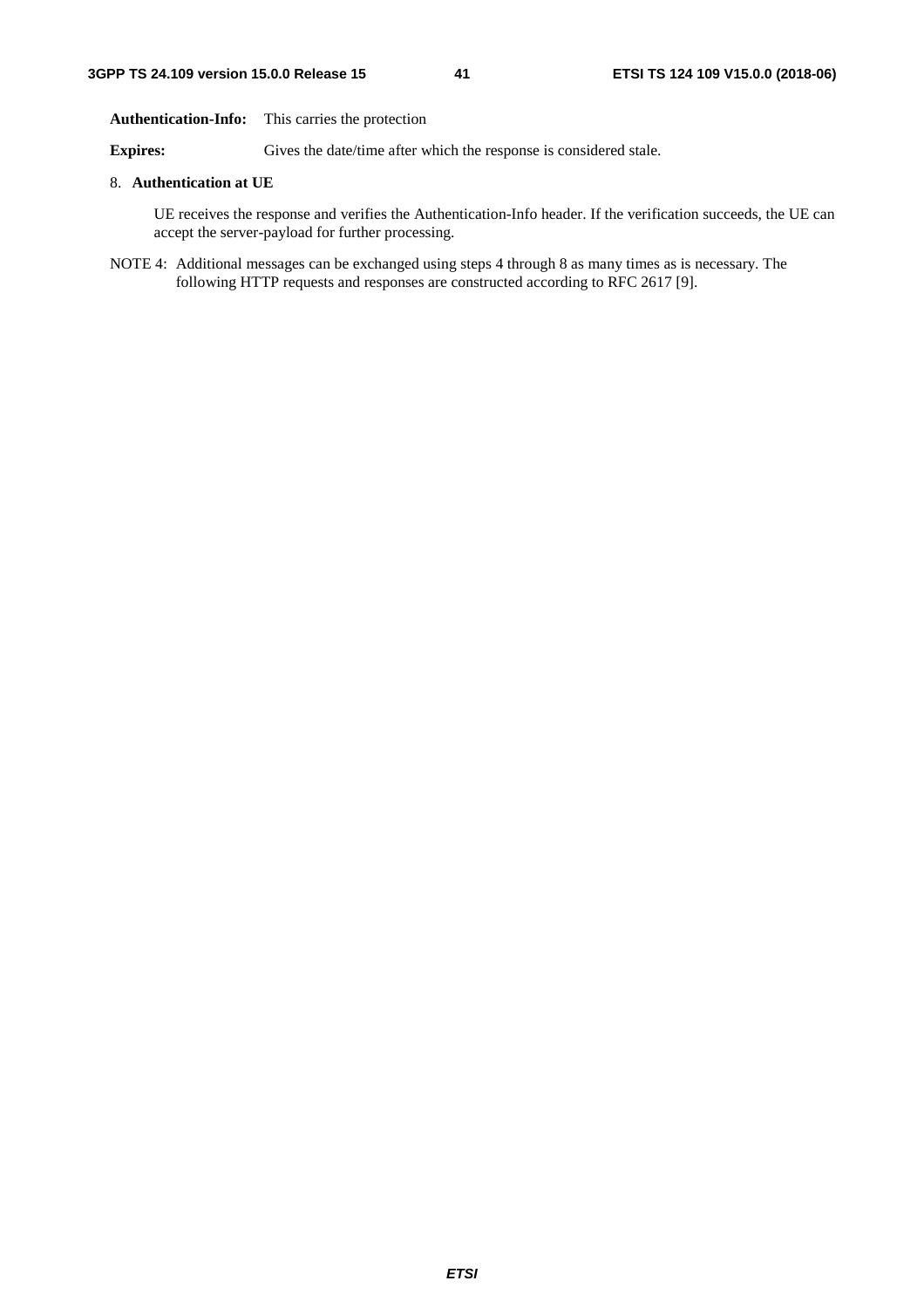**Authentication-Info:** This carries the protection

**Expires:** Gives the date/time after which the response is considered stale.

8. **Authentication at UE**

   UE receives the response and verifies the Authentication-Info header. If the verification succeeds, the UE can accept the server-payload for further processing.

NOTE 4: Additional messages can be exchanged using steps 4 through 8 as many times as is necessary. The following HTTP requests and responses are constructed according to RFC 2617 [9].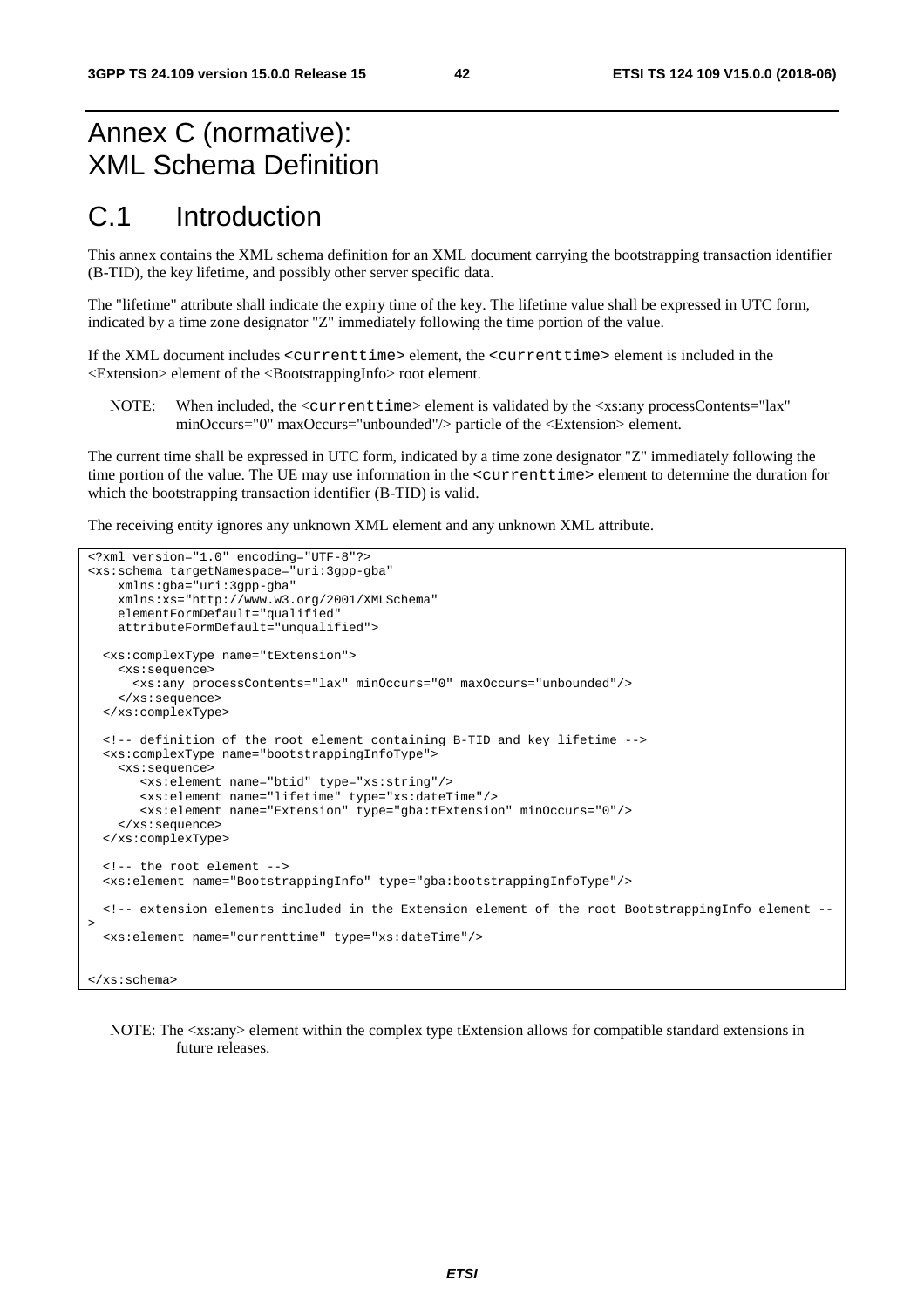# Annex C (normative): XML Schema Definition

## C.1 Introduction

This annex contains the XML schema definition for an XML document carrying the bootstrapping transaction identifier (B-TID), the key lifetime, and possibly other server specific data.

The "lifetime" attribute shall indicate the expiry time of the key. The lifetime value shall be expressed in UTC form, indicated by a time zone designator "Z" immediately following the time portion of the value.

If the XML document includes `<currenttime>` element, the `<currenttime>` element is included in the <Extension> element of the <BootstrappingInfo> root element.

NOTE: When included, the <`currenttime`> element is validated by the <xs:any processContents="lax" minOccurs="0" maxOccurs="unbounded"/> particle of the <Extension> element.

The current time shall be expressed in UTC form, indicated by a time zone designator "Z" immediately following the time portion of the value. The UE may use information in the `<currenttime>` element to determine the duration for which the bootstrapping transaction identifier (B-TID) is valid.

The receiving entity ignores any unknown XML element and any unknown XML attribute.

```
<?xml version="1.0" encoding="UTF-8"?>
<xs:schema targetNamespace="uri:3gpp-gba"
    xmlns:gba="uri:3gpp-gba"
    xmlns:xs="http://www.w3.org/2001/XMLSchema"
    elementFormDefault="qualified"
    attributeFormDefault="unqualified">

  <xs:complexType name="tExtension">
    <xs:sequence>
      <xs:any processContents="lax" minOccurs="0" maxOccurs="unbounded"/>
    </xs:sequence>
  </xs:complexType>

  <!-- definition of the root element containing B-TID and key lifetime -->
  <xs:complexType name="bootstrappingInfoType">
    <xs:sequence>
       <xs:element name="btid" type="xs:string"/>
       <xs:element name="lifetime" type="xs:dateTime"/>
       <xs:element name="Extension" type="gba:tExtension" minOccurs="0"/>
    </xs:sequence>
  </xs:complexType>

  <!-- the root element -->
  <xs:element name="BootstrappingInfo" type="gba:bootstrappingInfoType"/>

  <!-- extension elements included in the Extension element of the root BootstrappingInfo element --
>
  <xs:element name="currenttime" type="xs:dateTime"/>


</xs:schema>
```

NOTE: The <xs:any> element within the complex type tExtension allows for compatible standard extensions in future releases.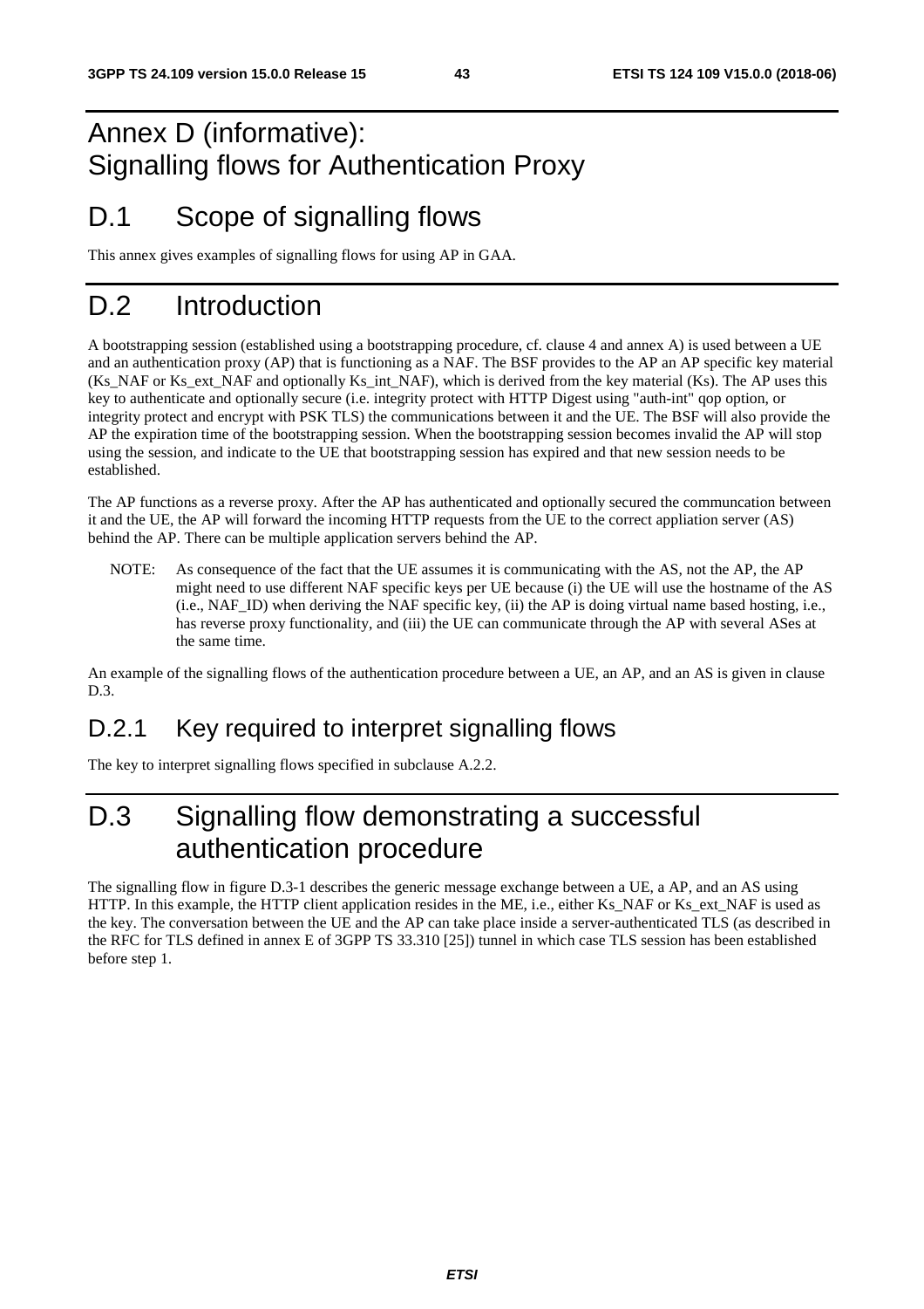# Annex D (informative): Signalling flows for Authentication Proxy

# D.1 Scope of signalling flows

This annex gives examples of signalling flows for using AP in GAA.

# D.2 Introduction

A bootstrapping session (established using a bootstrapping procedure, cf. clause 4 and annex A) is used between a UE and an authentication proxy (AP) that is functioning as a NAF. The BSF provides to the AP an AP specific key material (Ks_NAF or Ks_ext_NAF and optionally Ks_int_NAF), which is derived from the key material (Ks). The AP uses this key to authenticate and optionally secure (i.e. integrity protect with HTTP Digest using "auth-int" qop option, or integrity protect and encrypt with PSK TLS) the communications between it and the UE. The BSF will also provide the AP the expiration time of the bootstrapping session. When the bootstrapping session becomes invalid the AP will stop using the session, and indicate to the UE that bootstrapping session has expired and that new session needs to be established.

The AP functions as a reverse proxy. After the AP has authenticated and optionally secured the communcation between it and the UE, the AP will forward the incoming HTTP requests from the UE to the correct appliation server (AS) behind the AP. There can be multiple application servers behind the AP.

NOTE: As consequence of the fact that the UE assumes it is communicating with the AS, not the AP, the AP might need to use different NAF specific keys per UE because (i) the UE will use the hostname of the AS (i.e., NAF_ID) when deriving the NAF specific key, (ii) the AP is doing virtual name based hosting, i.e., has reverse proxy functionality, and (iii) the UE can communicate through the AP with several ASes at the same time.

An example of the signalling flows of the authentication procedure between a UE, an AP, and an AS is given in clause D.3.

## D.2.1 Key required to interpret signalling flows

The key to interpret signalling flows specified in subclause A.2.2.

# D.3 Signalling flow demonstrating a successful authentication procedure

The signalling flow in figure D.3-1 describes the generic message exchange between a UE, a AP, and an AS using HTTP. In this example, the HTTP client application resides in the ME, i.e., either Ks_NAF or Ks_ext_NAF is used as the key. The conversation between the UE and the AP can take place inside a server-authenticated TLS (as described in the RFC for TLS defined in annex E of 3GPP TS 33.310 [25]) tunnel in which case TLS session has been established before step 1.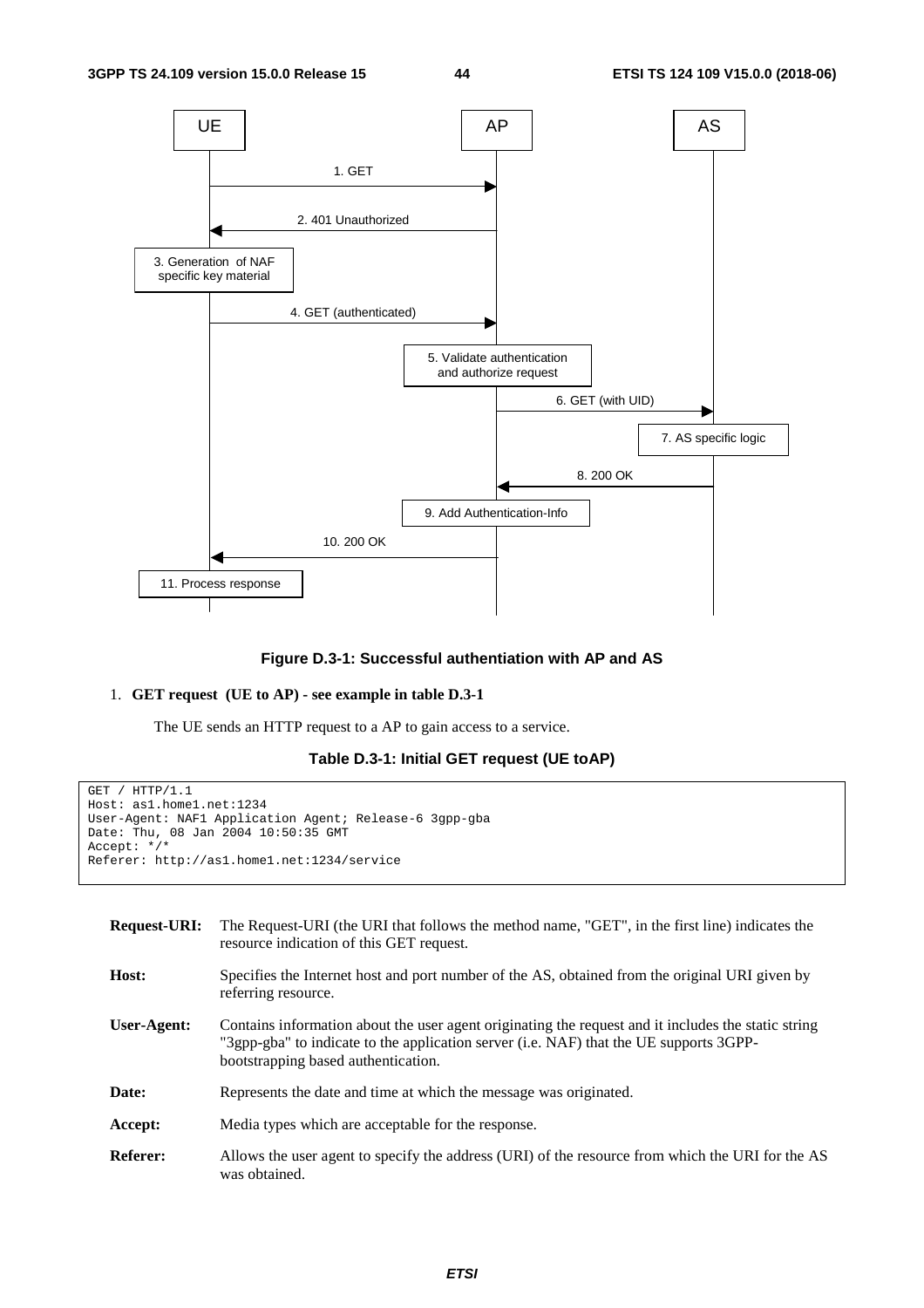UE

AP

AS

1. GET

2. 401 Unauthorized

3. Generation of NAF specific key material

4. GET (authenticated)

5. Validate authentication and authorize request

6. GET (with UID)

7. AS specific logic

8. 200 OK

9. Add Authentication-Info

10. 200 OK

11. Process response

**Figure D.3-1: Successful authentiation with AP and AS**

1. **GET request (UE to AP) - see example in table D.3-1**

   The UE sends an HTTP request to a AP to gain access to a service.

**Table D.3-1: Initial GET request (UE toAP)**

```
GET / HTTP/1.1
Host: as1.home1.net:1234
User-Agent: NAF1 Application Agent; Release-6 3gpp-gba
Date: Thu, 08 Jan 2004 10:50:35 GMT
Accept: */*
Referer: http://as1.home1.net:1234/service
```

**Request-URI:** The Request-URI (the URI that follows the method name, "GET", in the first line) indicates the resource indication of this GET request.

**Host:** Specifies the Internet host and port number of the AS, obtained from the original URI given by referring resource.

**User-Agent:** Contains information about the user agent originating the request and it includes the static string "3gpp-gba" to indicate to the application server (i.e. NAF) that the UE supports 3GPP-bootstrapping based authentication.

**Date:** Represents the date and time at which the message was originated.

**Accept:** Media types which are acceptable for the response.

**Referer:** Allows the user agent to specify the address (URI) of the resource from which the URI for the AS was obtained.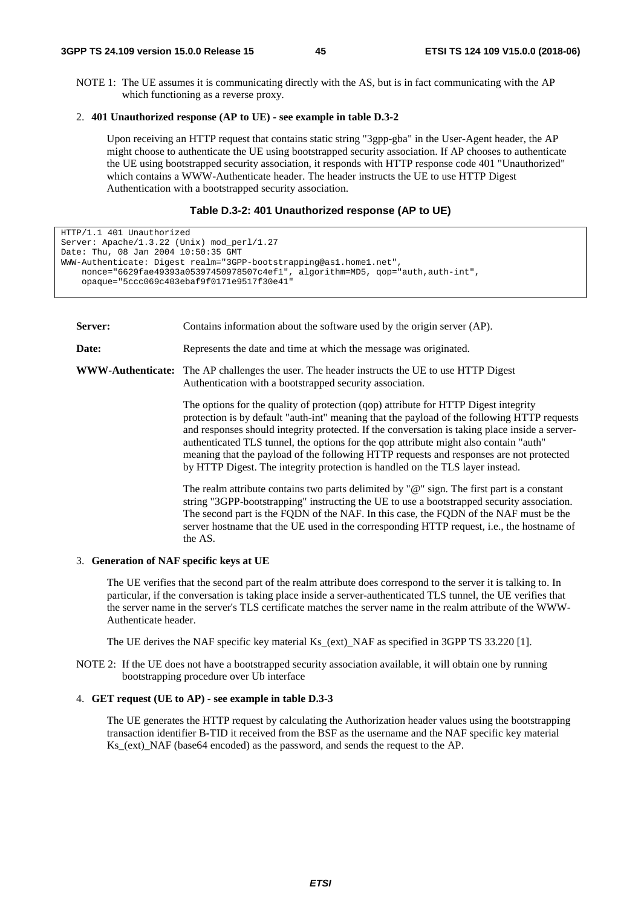NOTE 1: The UE assumes it is communicating directly with the AS, but is in fact communicating with the AP which functioning as a reverse proxy.

2. **401 Unauthorized response (AP to UE) - see example in table D.3-2**

   Upon receiving an HTTP request that contains static string "3gpp-gba" in the User-Agent header, the AP might choose to authenticate the UE using bootstrapped security association. If AP chooses to authenticate the UE using bootstrapped security association, it responds with HTTP response code 401 "Unauthorized" which contains a WWW-Authenticate header. The header instructs the UE to use HTTP Digest Authentication with a bootstrapped security association.

**Table D.3-2: 401 Unauthorized response (AP to UE)**

```
HTTP/1.1 401 Unauthorized
Server: Apache/1.3.22 (Unix) mod_perl/1.27
Date: Thu, 08 Jan 2004 10:50:35 GMT
WWW-Authenticate: Digest realm="3GPP-bootstrapping@as1.home1.net",
    nonce="6629fae49393a05397450978507c4ef1", algorithm=MD5, qop="auth,auth-int",
    opaque="5ccc069c403ebaf9f0171e9517f30e41"
```

**Server:** Contains information about the software used by the origin server (AP).

**Date:** Represents the date and time at which the message was originated.

**WWW-Authenticate:** The AP challenges the user. The header instructs the UE to use HTTP Digest Authentication with a bootstrapped security association.

The options for the quality of protection (qop) attribute for HTTP Digest integrity protection is by default "auth-int" meaning that the payload of the following HTTP requests and responses should integrity protected. If the conversation is taking place inside a server-authenticated TLS tunnel, the options for the qop attribute might also contain "auth" meaning that the payload of the following HTTP requests and responses are not protected by HTTP Digest. The integrity protection is handled on the TLS layer instead.

The realm attribute contains two parts delimited by "@" sign. The first part is a constant string "3GPP-bootstrapping" instructing the UE to use a bootstrapped security association. The second part is the FQDN of the NAF. In this case, the FQDN of the NAF must be the server hostname that the UE used in the corresponding HTTP request, i.e., the hostname of the AS.

3. **Generation of NAF specific keys at UE**

   The UE verifies that the second part of the realm attribute does correspond to the server it is talking to. In particular, if the conversation is taking place inside a server-authenticated TLS tunnel, the UE verifies that the server name in the server's TLS certificate matches the server name in the realm attribute of the WWW-Authenticate header.

   The UE derives the NAF specific key material Ks_(ext)_NAF as specified in 3GPP TS 33.220 [1].

NOTE 2: If the UE does not have a bootstrapped security association available, it will obtain one by running bootstrapping procedure over Ub interface

4. **GET request (UE to AP) - see example in table D.3-3**

   The UE generates the HTTP request by calculating the Authorization header values using the bootstrapping transaction identifier B-TID it received from the BSF as the username and the NAF specific key material Ks_(ext)_NAF (base64 encoded) as the password, and sends the request to the AP.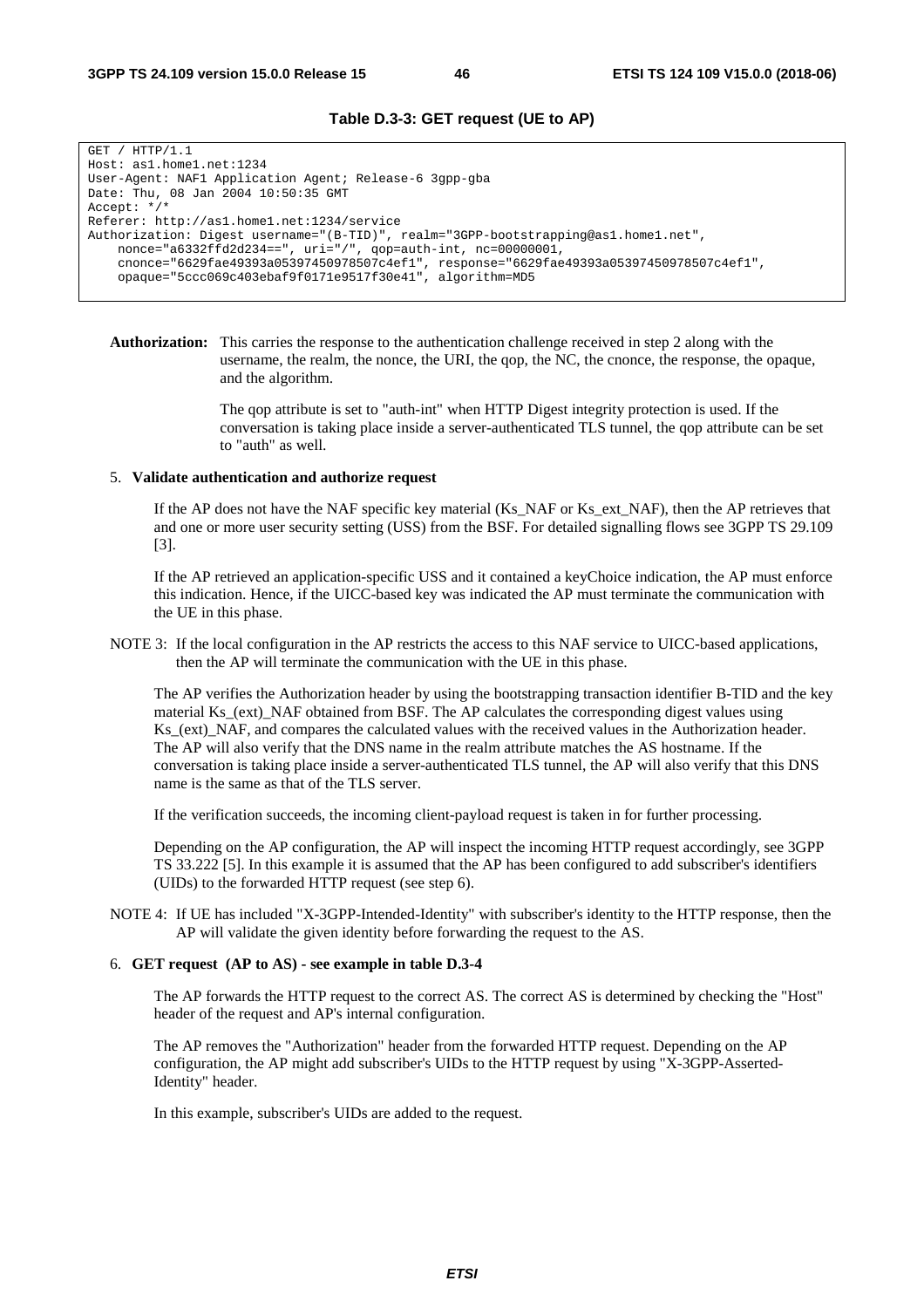**Table D.3-3: GET request (UE to AP)**

```
GET / HTTP/1.1
Host: as1.home1.net:1234
User-Agent: NAF1 Application Agent; Release-6 3gpp-gba
Date: Thu, 08 Jan 2004 10:50:35 GMT
Accept: */*
Referer: http://as1.home1.net:1234/service
Authorization: Digest username="(B-TID)", realm="3GPP-bootstrapping@as1.home1.net",
    nonce="a6332ffd2d234==", uri="/", qop=auth-int, nc=00000001,
    cnonce="6629fae49393a05397450978507c4ef1", response="6629fae49393a05397450978507c4ef1",
    opaque="5ccc069c403ebaf9f0171e9517f30e41", algorithm=MD5
```

**Authorization:** This carries the response to the authentication challenge received in step 2 along with the username, the realm, the nonce, the URI, the qop, the NC, the cnonce, the response, the opaque, and the algorithm.

The qop attribute is set to "auth-int" when HTTP Digest integrity protection is used. If the conversation is taking place inside a server-authenticated TLS tunnel, the qop attribute can be set to "auth" as well.

5. **Validate authentication and authorize request**

If the AP does not have the NAF specific key material (Ks_NAF or Ks_ext_NAF), then the AP retrieves that and one or more user security setting (USS) from the BSF. For detailed signalling flows see 3GPP TS 29.109 [3].

If the AP retrieved an application-specific USS and it contained a keyChoice indication, the AP must enforce this indication. Hence, if the UICC-based key was indicated the AP must terminate the communication with the UE in this phase.

NOTE 3: If the local configuration in the AP restricts the access to this NAF service to UICC-based applications, then the AP will terminate the communication with the UE in this phase.

The AP verifies the Authorization header by using the bootstrapping transaction identifier B-TID and the key material Ks_(ext)_NAF obtained from BSF. The AP calculates the corresponding digest values using Ks_(ext)_NAF, and compares the calculated values with the received values in the Authorization header. The AP will also verify that the DNS name in the realm attribute matches the AS hostname. If the conversation is taking place inside a server-authenticated TLS tunnel, the AP will also verify that this DNS name is the same as that of the TLS server.

If the verification succeeds, the incoming client-payload request is taken in for further processing.

Depending on the AP configuration, the AP will inspect the incoming HTTP request accordingly, see 3GPP TS 33.222 [5]. In this example it is assumed that the AP has been configured to add subscriber's identifiers (UIDs) to the forwarded HTTP request (see step 6).

NOTE 4: If UE has included "X-3GPP-Intended-Identity" with subscriber's identity to the HTTP response, then the AP will validate the given identity before forwarding the request to the AS.

6. **GET request (AP to AS) - see example in table D.3-4**

The AP forwards the HTTP request to the correct AS. The correct AS is determined by checking the "Host" header of the request and AP's internal configuration.

The AP removes the "Authorization" header from the forwarded HTTP request. Depending on the AP configuration, the AP might add subscriber's UIDs to the HTTP request by using "X-3GPP-Asserted-Identity" header.

In this example, subscriber's UIDs are added to the request.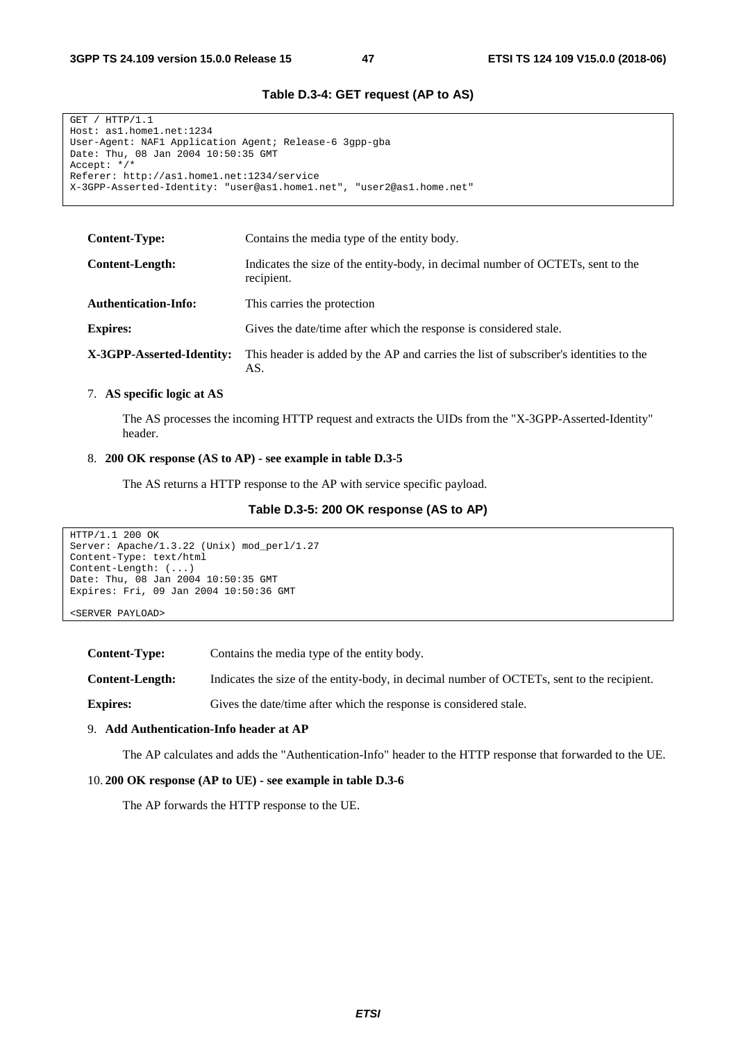**Table D.3-4: GET request (AP to AS)**

```
GET / HTTP/1.1
Host: as1.home1.net:1234
User-Agent: NAF1 Application Agent; Release-6 3gpp-gba
Date: Thu, 08 Jan 2004 10:50:35 GMT
Accept: */*
Referer: http://as1.home1.net:1234/service
X-3GPP-Asserted-Identity: "user@as1.home1.net", "user2@as1.home.net"
```

**Content-Type:** Contains the media type of the entity body.

**Content-Length:** Indicates the size of the entity-body, in decimal number of OCTETs, sent to the recipient.

**Authentication-Info:** This carries the protection

**Expires:** Gives the date/time after which the response is considered stale.

**X-3GPP-Asserted-Identity:** This header is added by the AP and carries the list of subscriber's identities to the AS.

7. **AS specific logic at AS**

   The AS processes the incoming HTTP request and extracts the UIDs from the "X-3GPP-Asserted-Identity" header.

8. **200 OK response (AS to AP) - see example in table D.3-5**

   The AS returns a HTTP response to the AP with service specific payload.

**Table D.3-5: 200 OK response (AS to AP)**

```
HTTP/1.1 200 OK
Server: Apache/1.3.22 (Unix) mod_perl/1.27
Content-Type: text/html
Content-Length: (...)
Date: Thu, 08 Jan 2004 10:50:35 GMT
Expires: Fri, 09 Jan 2004 10:50:36 GMT

<SERVER PAYLOAD>
```

**Content-Type:** Contains the media type of the entity body.

**Content-Length:** Indicates the size of the entity-body, in decimal number of OCTETs, sent to the recipient.

**Expires:** Gives the date/time after which the response is considered stale.

9. **Add Authentication-Info header at AP**

   The AP calculates and adds the "Authentication-Info" header to the HTTP response that forwarded to the UE.

10. **200 OK response (AP to UE) - see example in table D.3-6**

    The AP forwards the HTTP response to the UE.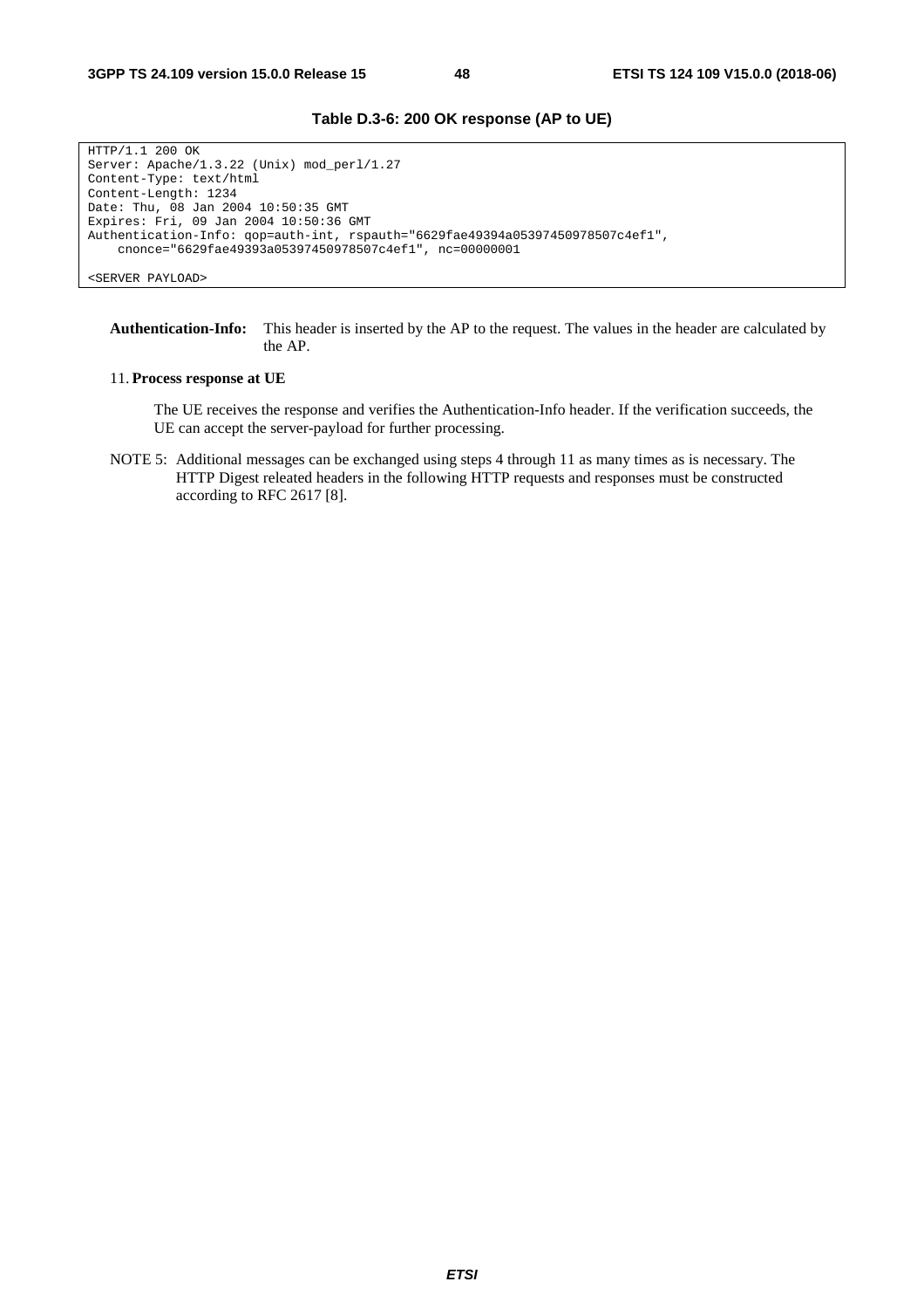**Table D.3-6: 200 OK response (AP to UE)**

```
HTTP/1.1 200 OK
Server: Apache/1.3.22 (Unix) mod_perl/1.27
Content-Type: text/html
Content-Length: 1234
Date: Thu, 08 Jan 2004 10:50:35 GMT
Expires: Fri, 09 Jan 2004 10:50:36 GMT
Authentication-Info: qop=auth-int, rspauth="6629fae49394a05397450978507c4ef1",
    cnonce="6629fae49393a05397450978507c4ef1", nc=00000001

<SERVER PAYLOAD>
```

**Authentication-Info:** This header is inserted by the AP to the request. The values in the header are calculated by the AP.

11. **Process response at UE**

    The UE receives the response and verifies the Authentication-Info header. If the verification succeeds, the UE can accept the server-payload for further processing.

NOTE 5: Additional messages can be exchanged using steps 4 through 11 as many times as is necessary. The HTTP Digest releated headers in the following HTTP requests and responses must be constructed according to RFC 2617 [8].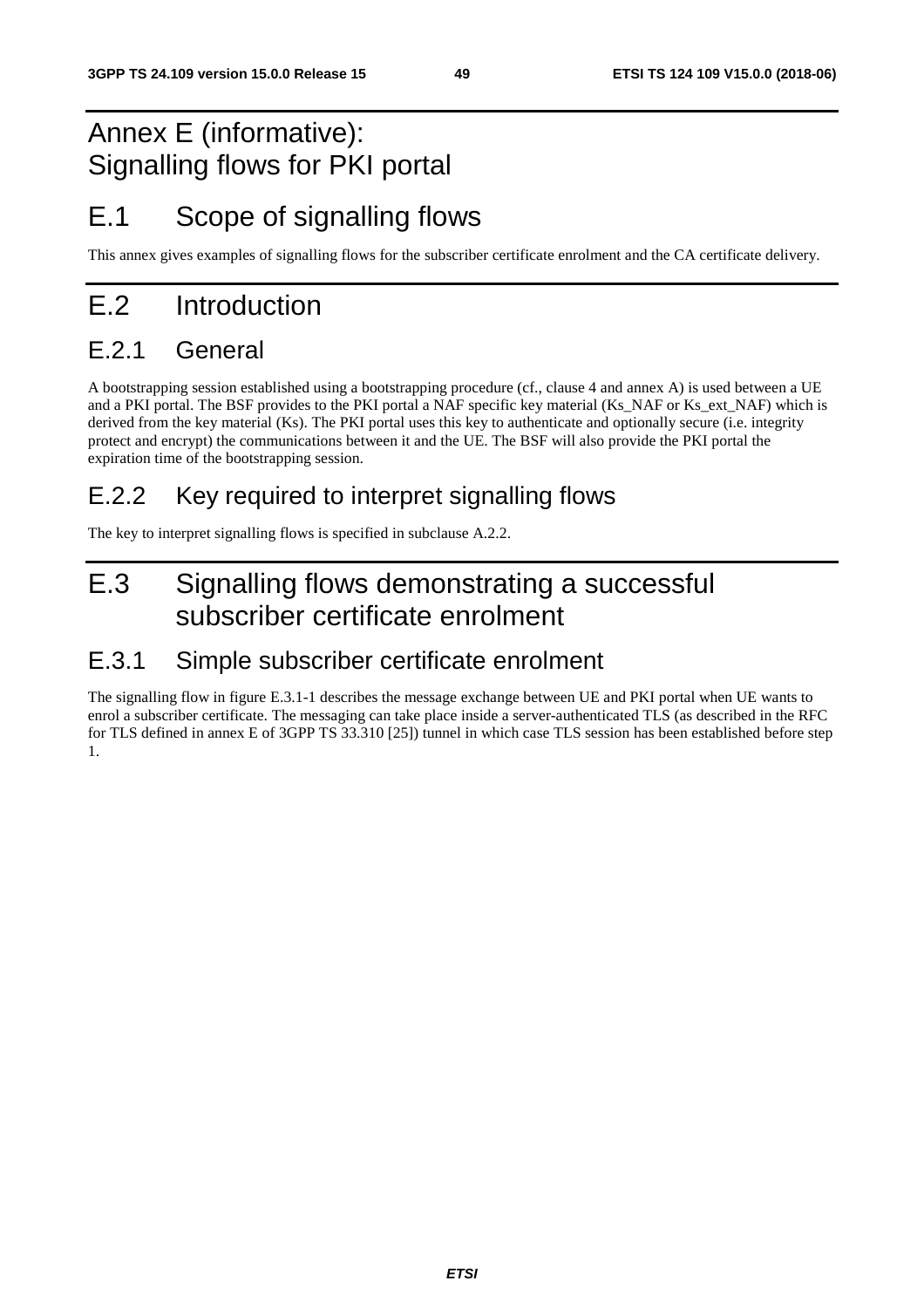# Annex E (informative): Signalling flows for PKI portal

# E.1 Scope of signalling flows

This annex gives examples of signalling flows for the subscriber certificate enrolment and the CA certificate delivery.

# E.2 Introduction

## E.2.1 General

A bootstrapping session established using a bootstrapping procedure (cf., clause 4 and annex A) is used between a UE and a PKI portal. The BSF provides to the PKI portal a NAF specific key material (Ks_NAF or Ks_ext_NAF) which is derived from the key material (Ks). The PKI portal uses this key to authenticate and optionally secure (i.e. integrity protect and encrypt) the communications between it and the UE. The BSF will also provide the PKI portal the expiration time of the bootstrapping session.

## E.2.2 Key required to interpret signalling flows

The key to interpret signalling flows is specified in subclause A.2.2.

# E.3 Signalling flows demonstrating a successful subscriber certificate enrolment

## E.3.1 Simple subscriber certificate enrolment

The signalling flow in figure E.3.1-1 describes the message exchange between UE and PKI portal when UE wants to enrol a subscriber certificate. The messaging can take place inside a server-authenticated TLS (as described in the RFC for TLS defined in annex E of 3GPP TS 33.310 [25]) tunnel in which case TLS session has been established before step 1.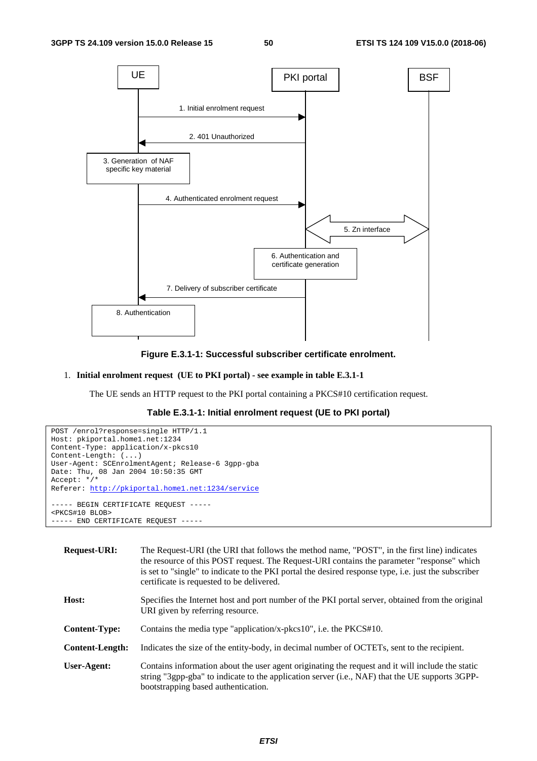UE

PKI portal

BSF

1. Initial enrolment request

2. 401 Unauthorized

3. Generation of NAF specific key material

4. Authenticated enrolment request

5. Zn interface

6. Authentication and certificate generation

7. Delivery of subscriber certificate

8. Authentication

**Figure E.3.1-1: Successful subscriber certificate enrolment.**

1. **Initial enrolment request (UE to PKI portal) - see example in table E.3.1-1**

The UE sends an HTTP request to the PKI portal containing a PKCS#10 certification request.

**Table E.3.1-1: Initial enrolment request (UE to PKI portal)**

```
POST /enrol?response=single HTTP/1.1
Host: pkiportal.home1.net:1234
Content-Type: application/x-pkcs10
Content-Length: (...)
User-Agent: SCEnrolmentAgent; Release-6 3gpp-gba
Date: Thu, 08 Jan 2004 10:50:35 GMT
Accept: */*
Referer: http://pkiportal.home1.net:1234/service

----- BEGIN CERTIFICATE REQUEST -----
<PKCS#10 BLOB>
----- END CERTIFICATE REQUEST -----
```

**Request-URI:** The Request-URI (the URI that follows the method name, "POST", in the first line) indicates the resource of this POST request. The Request-URI contains the parameter "response" which is set to "single" to indicate to the PKI portal the desired response type, i.e. just the subscriber certificate is requested to be delivered.

**Host:** Specifies the Internet host and port number of the PKI portal server, obtained from the original URI given by referring resource.

**Content-Type:** Contains the media type "application/x-pkcs10", i.e. the PKCS#10.

**Content-Length:** Indicates the size of the entity-body, in decimal number of OCTETs, sent to the recipient.

**User-Agent:** Contains information about the user agent originating the request and it will include the static string "3gpp-gba" to indicate to the application server (i.e., NAF) that the UE supports 3GPP-bootstrapping based authentication.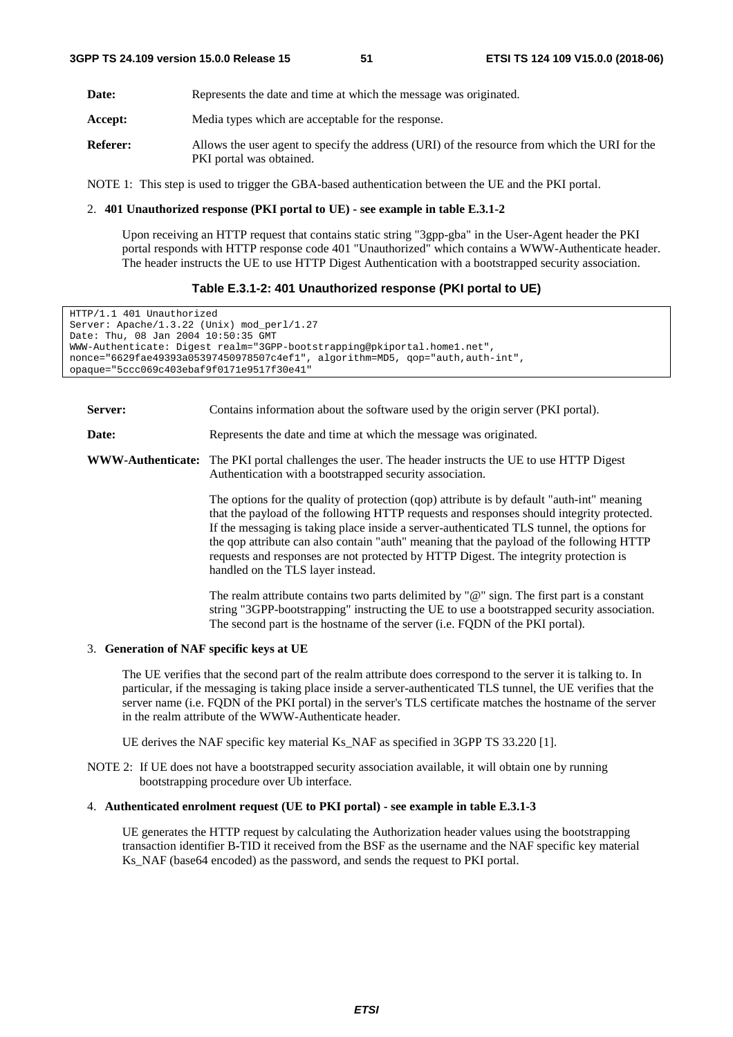**Date:** Represents the date and time at which the message was originated.

**Accept:** Media types which are acceptable for the response.

**Referer:** Allows the user agent to specify the address (URI) of the resource from which the URI for the PKI portal was obtained.

NOTE 1: This step is used to trigger the GBA-based authentication between the UE and the PKI portal.

2. **401 Unauthorized response (PKI portal to UE) - see example in table E.3.1-2**

   Upon receiving an HTTP request that contains static string "3gpp-gba" in the User-Agent header the PKI portal responds with HTTP response code 401 "Unauthorized" which contains a WWW-Authenticate header. The header instructs the UE to use HTTP Digest Authentication with a bootstrapped security association.

**Table E.3.1-2: 401 Unauthorized response (PKI portal to UE)**

```
HTTP/1.1 401 Unauthorized
Server: Apache/1.3.22 (Unix) mod_perl/1.27
Date: Thu, 08 Jan 2004 10:50:35 GMT
WWW-Authenticate: Digest realm="3GPP-bootstrapping@pkiportal.home1.net",
nonce="6629fae49393a05397450978507c4ef1", algorithm=MD5, qop="auth,auth-int",
opaque="5ccc069c403ebaf9f0171e9517f30e41"
```

**Server:** Contains information about the software used by the origin server (PKI portal).

**Date:** Represents the date and time at which the message was originated.

**WWW-Authenticate:** The PKI portal challenges the user. The header instructs the UE to use HTTP Digest Authentication with a bootstrapped security association.

The options for the quality of protection (qop) attribute is by default "auth-int" meaning that the payload of the following HTTP requests and responses should integrity protected. If the messaging is taking place inside a server-authenticated TLS tunnel, the options for the qop attribute can also contain "auth" meaning that the payload of the following HTTP requests and responses are not protected by HTTP Digest. The integrity protection is handled on the TLS layer instead.

The realm attribute contains two parts delimited by "@" sign. The first part is a constant string "3GPP-bootstrapping" instructing the UE to use a bootstrapped security association. The second part is the hostname of the server (i.e. FQDN of the PKI portal).

3. **Generation of NAF specific keys at UE**

   The UE verifies that the second part of the realm attribute does correspond to the server it is talking to. In particular, if the messaging is taking place inside a server-authenticated TLS tunnel, the UE verifies that the server name (i.e. FQDN of the PKI portal) in the server's TLS certificate matches the hostname of the server in the realm attribute of the WWW-Authenticate header.

   UE derives the NAF specific key material Ks_NAF as specified in 3GPP TS 33.220 [1].

NOTE 2: If UE does not have a bootstrapped security association available, it will obtain one by running bootstrapping procedure over Ub interface.

4. **Authenticated enrolment request (UE to PKI portal) - see example in table E.3.1-3**

   UE generates the HTTP request by calculating the Authorization header values using the bootstrapping transaction identifier B-TID it received from the BSF as the username and the NAF specific key material Ks_NAF (base64 encoded) as the password, and sends the request to PKI portal.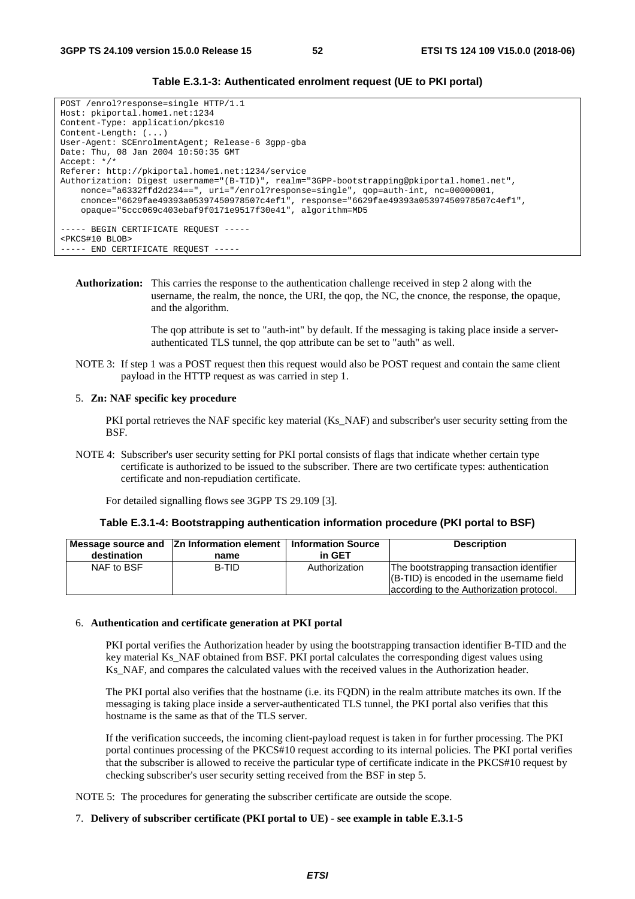**Table E.3.1-3: Authenticated enrolment request (UE to PKI portal)**

```
POST /enrol?response=single HTTP/1.1
Host: pkiportal.home1.net:1234
Content-Type: application/pkcs10
Content-Length: (...)
User-Agent: SCEnrolmentAgent; Release-6 3gpp-gba
Date: Thu, 08 Jan 2004 10:50:35 GMT
Accept: */*
Referer: http://pkiportal.home1.net:1234/service
Authorization: Digest username="(B-TID)", realm="3GPP-bootstrapping@pkiportal.home1.net",
    nonce="a6332ffd2d234==", uri="/enrol?response=single", qop=auth-int, nc=00000001,
    cnonce="6629fae49393a05397450978507c4ef1", response="6629fae49393a05397450978507c4ef1",
    opaque="5ccc069c403ebaf9f0171e9517f30e41", algorithm=MD5

----- BEGIN CERTIFICATE REQUEST -----
<PKCS#10 BLOB>
----- END CERTIFICATE REQUEST -----
```

**Authorization:** This carries the response to the authentication challenge received in step 2 along with the username, the realm, the nonce, the URI, the qop, the NC, the cnonce, the response, the opaque, and the algorithm.

The qop attribute is set to "auth-int" by default. If the messaging is taking place inside a server-authenticated TLS tunnel, the qop attribute can be set to "auth" as well.

NOTE 3: If step 1 was a POST request then this request would also be POST request and contain the same client payload in the HTTP request as was carried in step 1.

5. **Zn: NAF specific key procedure**

PKI portal retrieves the NAF specific key material (Ks_NAF) and subscriber's user security setting from the BSF.

NOTE 4: Subscriber's user security setting for PKI portal consists of flags that indicate whether certain type certificate is authorized to be issued to the subscriber. There are two certificate types: authentication certificate and non-repudiation certificate.

For detailed signalling flows see 3GPP TS 29.109 [3].

**Table E.3.1-4: Bootstrapping authentication information procedure (PKI portal to BSF)**

| Message source and destination | Zn Information element name | Information Source in GET | Description |
|---|---|---|---|
| NAF to BSF | B-TID | Authorization | The bootstrapping transaction identifier (B-TID) is encoded in the username field according to the Authorization protocol. |

6. **Authentication and certificate generation at PKI portal**

PKI portal verifies the Authorization header by using the bootstrapping transaction identifier B-TID and the key material Ks_NAF obtained from BSF. PKI portal calculates the corresponding digest values using Ks_NAF, and compares the calculated values with the received values in the Authorization header.

The PKI portal also verifies that the hostname (i.e. its FQDN) in the realm attribute matches its own. If the messaging is taking place inside a server-authenticated TLS tunnel, the PKI portal also verifies that this hostname is the same as that of the TLS server.

If the verification succeeds, the incoming client-payload request is taken in for further processing. The PKI portal continues processing of the PKCS#10 request according to its internal policies. The PKI portal verifies that the subscriber is allowed to receive the particular type of certificate indicate in the PKCS#10 request by checking subscriber's user security setting received from the BSF in step 5.

NOTE 5: The procedures for generating the subscriber certificate are outside the scope.

7. **Delivery of subscriber certificate (PKI portal to UE) - see example in table E.3.1-5**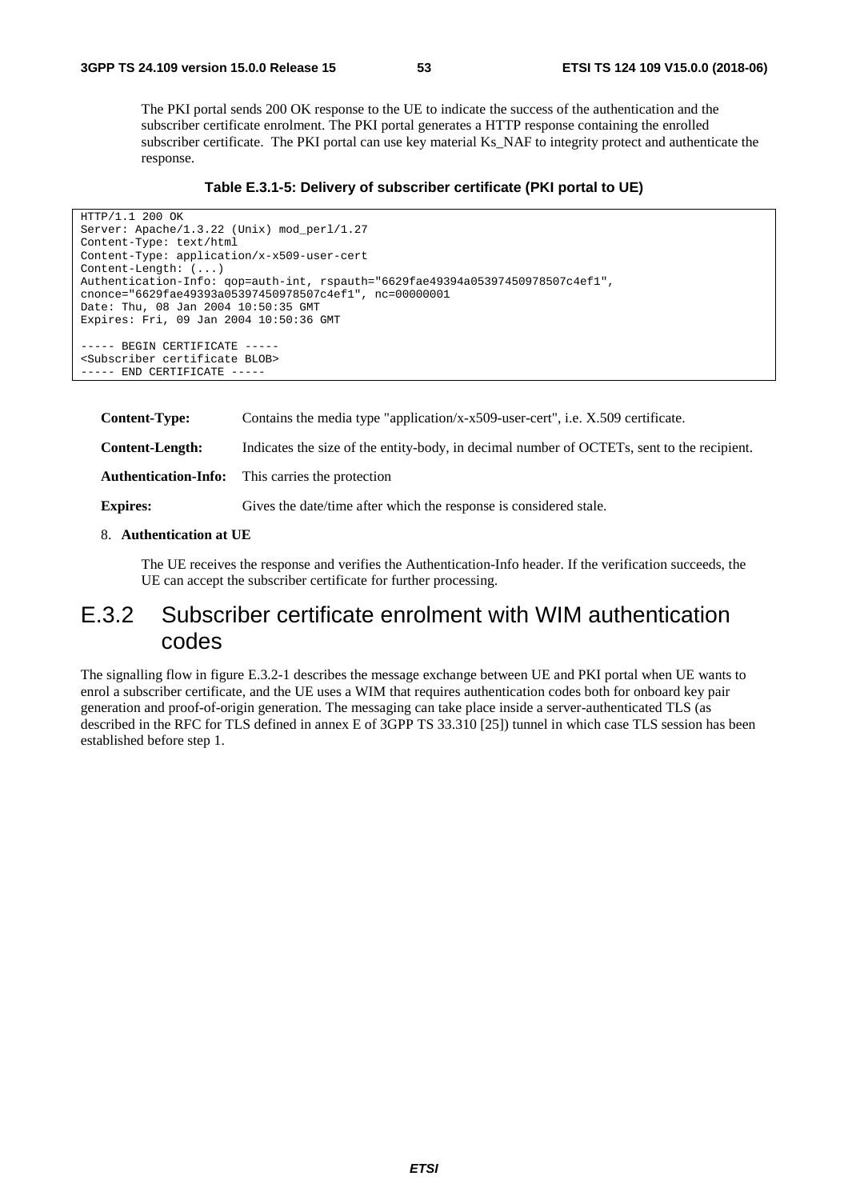The PKI portal sends 200 OK response to the UE to indicate the success of the authentication and the subscriber certificate enrolment. The PKI portal generates a HTTP response containing the enrolled subscriber certificate. The PKI portal can use key material Ks_NAF to integrity protect and authenticate the response.

**Table E.3.1-5: Delivery of subscriber certificate (PKI portal to UE)**

```
HTTP/1.1 200 OK
Server: Apache/1.3.22 (Unix) mod_perl/1.27
Content-Type: text/html
Content-Type: application/x-x509-user-cert
Content-Length: (...)
Authentication-Info: qop=auth-int, rspauth="6629fae49394a05397450978507c4ef1",
cnonce="6629fae49393a05397450978507c4ef1", nc=00000001
Date: Thu, 08 Jan 2004 10:50:35 GMT
Expires: Fri, 09 Jan 2004 10:50:36 GMT

----- BEGIN CERTIFICATE -----
<Subscriber certificate BLOB>
----- END CERTIFICATE -----
```

**Content-Type:** Contains the media type "application/x-x509-user-cert", i.e. X.509 certificate.

**Content-Length:** Indicates the size of the entity-body, in decimal number of OCTETs, sent to the recipient.

**Authentication-Info:** This carries the protection

**Expires:** Gives the date/time after which the response is considered stale.

8. **Authentication at UE**

   The UE receives the response and verifies the Authentication-Info header. If the verification succeeds, the UE can accept the subscriber certificate for further processing.

## E.3.2 Subscriber certificate enrolment with WIM authentication codes

The signalling flow in figure E.3.2-1 describes the message exchange between UE and PKI portal when UE wants to enrol a subscriber certificate, and the UE uses a WIM that requires authentication codes both for onboard key pair generation and proof-of-origin generation. The messaging can take place inside a server-authenticated TLS (as described in the RFC for TLS defined in annex E of 3GPP TS 33.310 [25]) tunnel in which case TLS session has been established before step 1.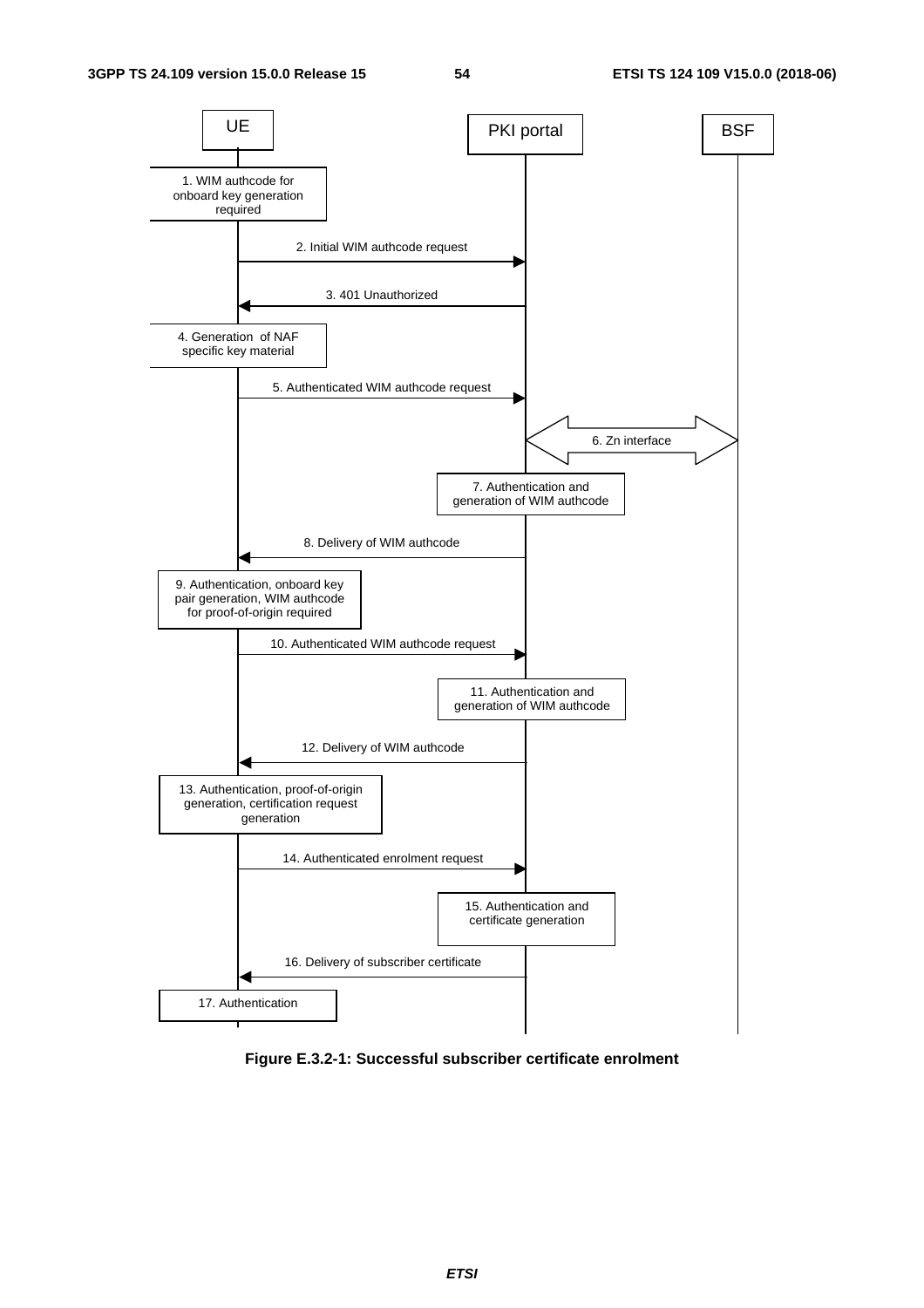UE

PKI portal

BSF

1. WIM authcode for onboard key generation required

2. Initial WIM authcode request

3. 401 Unauthorized

4. Generation of NAF specific key material

5. Authenticated WIM authcode request

6. Zn interface

7. Authentication and generation of WIM authcode

8. Delivery of WIM authcode

9. Authentication, onboard key pair generation, WIM authcode for proof-of-origin required

10. Authenticated WIM authcode request

11. Authentication and generation of WIM authcode

12. Delivery of WIM authcode

13. Authentication, proof-of-origin generation, certification request generation

14. Authenticated enrolment request

15. Authentication and certificate generation

16. Delivery of subscriber certificate

17. Authentication

**Figure E.3.2-1: Successful subscriber certificate enrolment**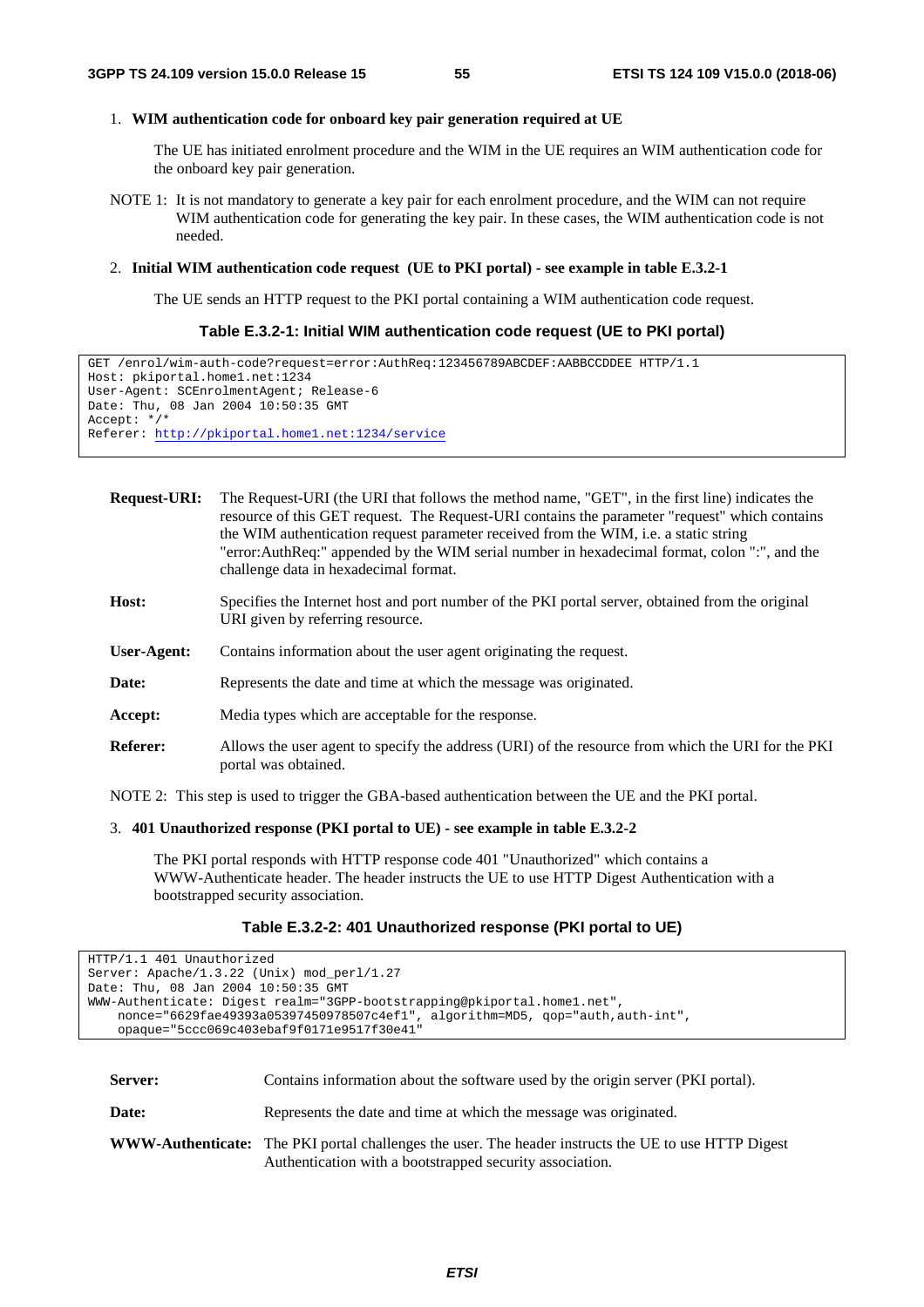1. **WIM authentication code for onboard key pair generation required at UE**

   The UE has initiated enrolment procedure and the WIM in the UE requires an WIM authentication code for the onboard key pair generation.

NOTE 1: It is not mandatory to generate a key pair for each enrolment procedure, and the WIM can not require WIM authentication code for generating the key pair. In these cases, the WIM authentication code is not needed.

2. **Initial WIM authentication code request (UE to PKI portal) - see example in table E.3.2-1**

   The UE sends an HTTP request to the PKI portal containing a WIM authentication code request.

**Table E.3.2-1: Initial WIM authentication code request (UE to PKI portal)**

```
GET /enrol/wim-auth-code?request=error:AuthReq:123456789ABCDEF:AABBCCDDEE HTTP/1.1
Host: pkiportal.home1.net:1234
User-Agent: SCEnrolmentAgent; Release-6
Date: Thu, 08 Jan 2004 10:50:35 GMT
Accept: */*
Referer: http://pkiportal.home1.net:1234/service
```

**Request-URI:** The Request-URI (the URI that follows the method name, "GET", in the first line) indicates the resource of this GET request. The Request-URI contains the parameter "request" which contains the WIM authentication request parameter received from the WIM, i.e. a static string "error:AuthReq:" appended by the WIM serial number in hexadecimal format, colon ":", and the challenge data in hexadecimal format.

**Host:** Specifies the Internet host and port number of the PKI portal server, obtained from the original URI given by referring resource.

**User-Agent:** Contains information about the user agent originating the request.

**Date:** Represents the date and time at which the message was originated.

**Accept:** Media types which are acceptable for the response.

**Referer:** Allows the user agent to specify the address (URI) of the resource from which the URI for the PKI portal was obtained.

NOTE 2: This step is used to trigger the GBA-based authentication between the UE and the PKI portal.

3. **401 Unauthorized response (PKI portal to UE) - see example in table E.3.2-2**

   The PKI portal responds with HTTP response code 401 "Unauthorized" which contains a WWW-Authenticate header. The header instructs the UE to use HTTP Digest Authentication with a bootstrapped security association.

**Table E.3.2-2: 401 Unauthorized response (PKI portal to UE)**

```
HTTP/1.1 401 Unauthorized
Server: Apache/1.3.22 (Unix) mod_perl/1.27
Date: Thu, 08 Jan 2004 10:50:35 GMT
WWW-Authenticate: Digest realm="3GPP-bootstrapping@pkiportal.home1.net",
    nonce="6629fae49393a05397450978507c4ef1", algorithm=MD5, qop="auth,auth-int",
    opaque="5ccc069c403ebaf9f0171e9517f30e41"
```

**Server:** Contains information about the software used by the origin server (PKI portal).

**Date:** Represents the date and time at which the message was originated.

**WWW-Authenticate:** The PKI portal challenges the user. The header instructs the UE to use HTTP Digest Authentication with a bootstrapped security association.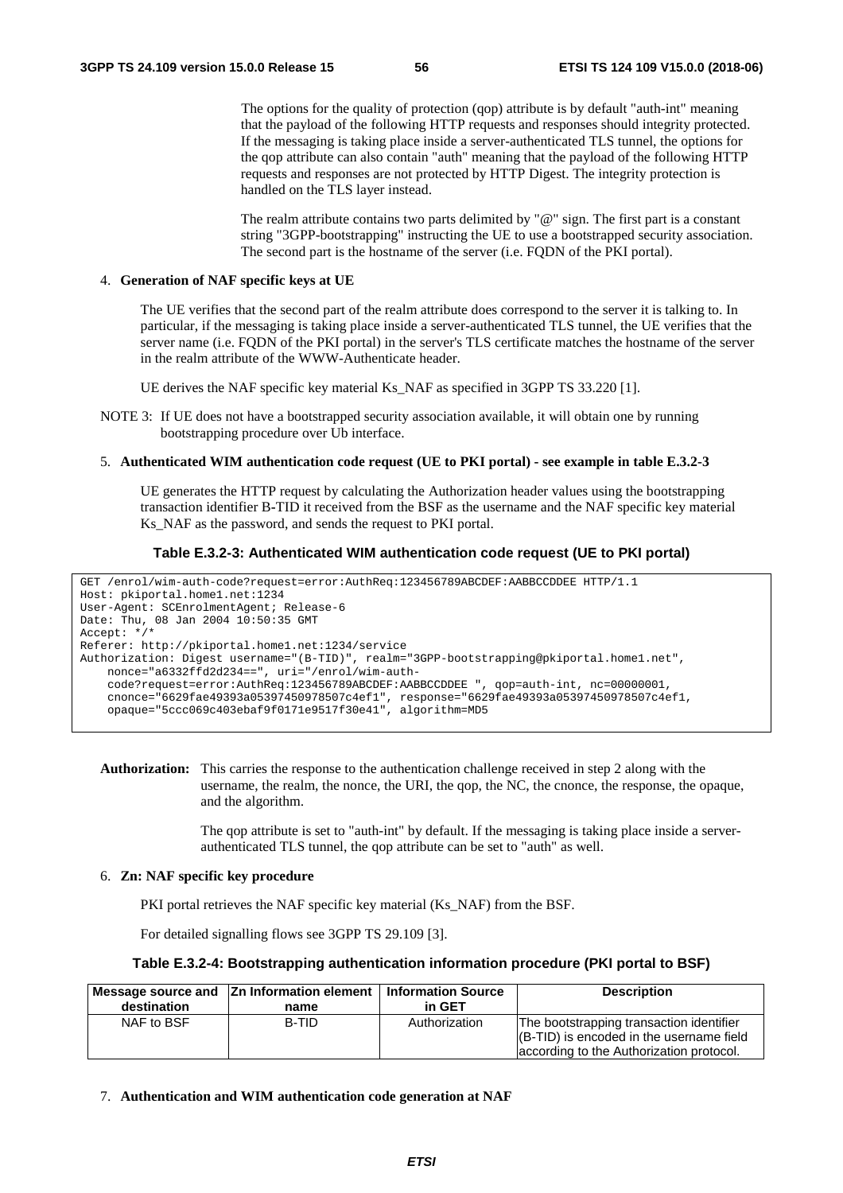The options for the quality of protection (qop) attribute is by default "auth-int" meaning that the payload of the following HTTP requests and responses should integrity protected. If the messaging is taking place inside a server-authenticated TLS tunnel, the options for the qop attribute can also contain "auth" meaning that the payload of the following HTTP requests and responses are not protected by HTTP Digest. The integrity protection is handled on the TLS layer instead.

The realm attribute contains two parts delimited by "@" sign. The first part is a constant string "3GPP-bootstrapping" instructing the UE to use a bootstrapped security association. The second part is the hostname of the server (i.e. FQDN of the PKI portal).

4. **Generation of NAF specific keys at UE**

The UE verifies that the second part of the realm attribute does correspond to the server it is talking to. In particular, if the messaging is taking place inside a server-authenticated TLS tunnel, the UE verifies that the server name (i.e. FQDN of the PKI portal) in the server's TLS certificate matches the hostname of the server in the realm attribute of the WWW-Authenticate header.

UE derives the NAF specific key material Ks_NAF as specified in 3GPP TS 33.220 [1].

NOTE 3: If UE does not have a bootstrapped security association available, it will obtain one by running bootstrapping procedure over Ub interface.

5. **Authenticated WIM authentication code request (UE to PKI portal) - see example in table E.3.2-3**

UE generates the HTTP request by calculating the Authorization header values using the bootstrapping transaction identifier B-TID it received from the BSF as the username and the NAF specific key material Ks_NAF as the password, and sends the request to PKI portal.

**Table E.3.2-3: Authenticated WIM authentication code request (UE to PKI portal)**

```
GET /enrol/wim-auth-code?request=error:AuthReq:123456789ABCDEF:AABBCCDDEE HTTP/1.1
Host: pkiportal.home1.net:1234
User-Agent: SCEnrolmentAgent; Release-6
Date: Thu, 08 Jan 2004 10:50:35 GMT
Accept: */*
Referer: http://pkiportal.home1.net:1234/service
Authorization: Digest username="(B-TID)", realm="3GPP-bootstrapping@pkiportal.home1.net",
    nonce="a6332ffd2d234==", uri="/enrol/wim-auth-
    code?request=error:AuthReq:123456789ABCDEF:AABBCCDDEE ", qop=auth-int, nc=00000001,
    cnonce="6629fae49393a05397450978507c4ef1", response="6629fae49393a05397450978507c4ef1,
    opaque="5ccc069c403ebaf9f0171e9517f30e41", algorithm=MD5
```

**Authorization:** This carries the response to the authentication challenge received in step 2 along with the username, the realm, the nonce, the URI, the qop, the NC, the cnonce, the response, the opaque, and the algorithm.

The qop attribute is set to "auth-int" by default. If the messaging is taking place inside a server-authenticated TLS tunnel, the qop attribute can be set to "auth" as well.

6. **Zn: NAF specific key procedure**

PKI portal retrieves the NAF specific key material (Ks_NAF) from the BSF.

For detailed signalling flows see 3GPP TS 29.109 [3].

**Table E.3.2-4: Bootstrapping authentication information procedure (PKI portal to BSF)**

| Message source and destination | Zn Information element name | Information Source in GET | Description |
|---|---|---|---|
| NAF to BSF | B-TID | Authorization | The bootstrapping transaction identifier (B-TID) is encoded in the username field according to the Authorization protocol. |

7. **Authentication and WIM authentication code generation at NAF**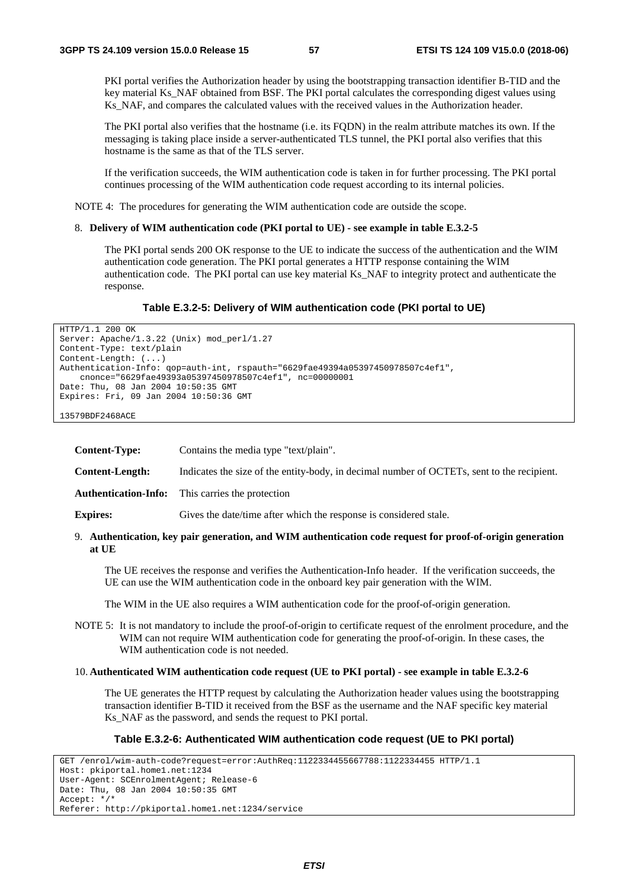PKI portal verifies the Authorization header by using the bootstrapping transaction identifier B-TID and the key material Ks_NAF obtained from BSF. The PKI portal calculates the corresponding digest values using Ks_NAF, and compares the calculated values with the received values in the Authorization header.

The PKI portal also verifies that the hostname (i.e. its FQDN) in the realm attribute matches its own. If the messaging is taking place inside a server-authenticated TLS tunnel, the PKI portal also verifies that this hostname is the same as that of the TLS server.

If the verification succeeds, the WIM authentication code is taken in for further processing. The PKI portal continues processing of the WIM authentication code request according to its internal policies.

NOTE 4: The procedures for generating the WIM authentication code are outside the scope.

8. **Delivery of WIM authentication code (PKI portal to UE) - see example in table E.3.2-5**

   The PKI portal sends 200 OK response to the UE to indicate the success of the authentication and the WIM authentication code generation. The PKI portal generates a HTTP response containing the WIM authentication code. The PKI portal can use key material Ks_NAF to integrity protect and authenticate the response.

**Table E.3.2-5: Delivery of WIM authentication code (PKI portal to UE)**

```
HTTP/1.1 200 OK
Server: Apache/1.3.22 (Unix) mod_perl/1.27
Content-Type: text/plain
Content-Length: (...)
Authentication-Info: qop=auth-int, rspauth="6629fae49394a05397450978507c4ef1",
    cnonce="6629fae49393a05397450978507c4ef1", nc=00000001
Date: Thu, 08 Jan 2004 10:50:35 GMT
Expires: Fri, 09 Jan 2004 10:50:36 GMT

13579BDF2468ACE
```

| | |
|---|---|
| **Content-Type:** | Contains the media type "text/plain". |
| **Content-Length:** | Indicates the size of the entity-body, in decimal number of OCTETs, sent to the recipient. |
| **Authentication-Info:** | This carries the protection |
| **Expires:** | Gives the date/time after which the response is considered stale. |

9. **Authentication, key pair generation, and WIM authentication code request for proof-of-origin generation at UE**

   The UE receives the response and verifies the Authentication-Info header. If the verification succeeds, the UE can use the WIM authentication code in the onboard key pair generation with the WIM.

   The WIM in the UE also requires a WIM authentication code for the proof-of-origin generation.

NOTE 5: It is not mandatory to include the proof-of-origin to certificate request of the enrolment procedure, and the WIM can not require WIM authentication code for generating the proof-of-origin. In these cases, the WIM authentication code is not needed.

10. **Authenticated WIM authentication code request (UE to PKI portal) - see example in table E.3.2-6**

    The UE generates the HTTP request by calculating the Authorization header values using the bootstrapping transaction identifier B-TID it received from the BSF as the username and the NAF specific key material Ks_NAF as the password, and sends the request to PKI portal.

**Table E.3.2-6: Authenticated WIM authentication code request (UE to PKI portal)**

```
GET /enrol/wim-auth-code?request=error:AuthReq:1122334455667788:1122334455 HTTP/1.1
Host: pkiportal.home1.net:1234
User-Agent: SCEnrolmentAgent; Release-6
Date: Thu, 08 Jan 2004 10:50:35 GMT
Accept: */*
Referer: http://pkiportal.home1.net:1234/service
```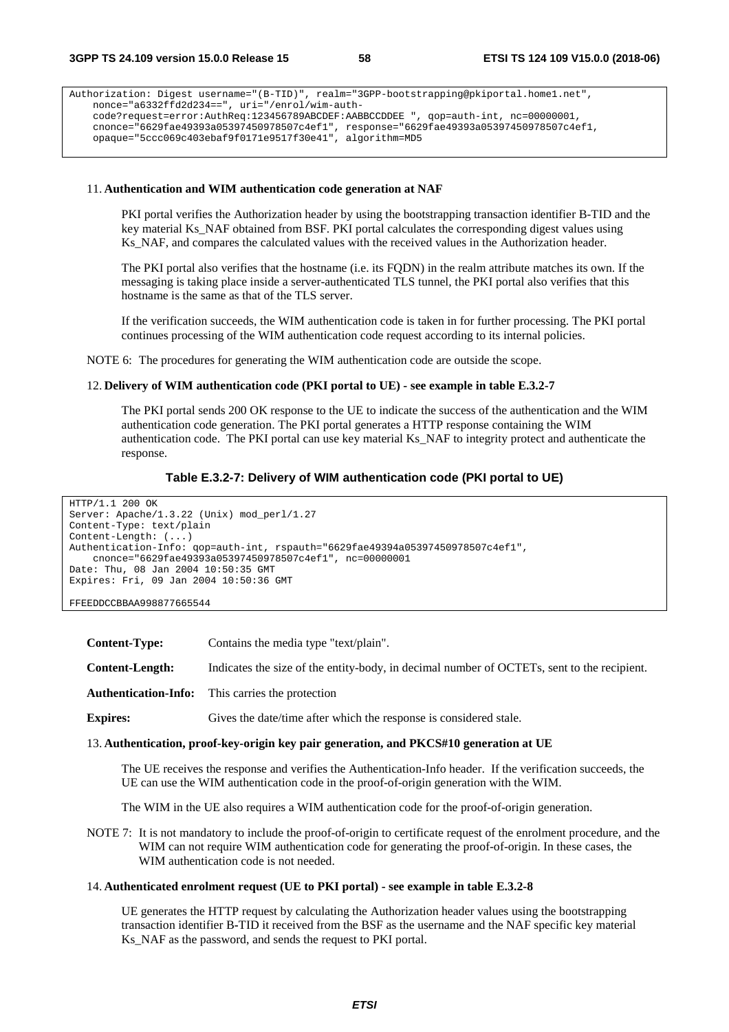```
Authorization: Digest username="(B-TID)", realm="3GPP-bootstrapping@pkiportal.home1.net",
    nonce="a6332ffd2d234==", uri="/enrol/wim-auth-
    code?request=error:AuthReq:123456789ABCDEF:AABBCCDDEE ", qop=auth-int, nc=00000001,
    cnonce="6629fae49393a05397450978507c4ef1", response="6629fae49393a05397450978507c4ef1,
    opaque="5ccc069c403ebaf9f0171e9517f30e41", algorithm=MD5
```

11. **Authentication and WIM authentication code generation at NAF**

    PKI portal verifies the Authorization header by using the bootstrapping transaction identifier B-TID and the key material Ks_NAF obtained from BSF. PKI portal calculates the corresponding digest values using Ks_NAF, and compares the calculated values with the received values in the Authorization header.

    The PKI portal also verifies that the hostname (i.e. its FQDN) in the realm attribute matches its own. If the messaging is taking place inside a server-authenticated TLS tunnel, the PKI portal also verifies that this hostname is the same as that of the TLS server.

    If the verification succeeds, the WIM authentication code is taken in for further processing. The PKI portal continues processing of the WIM authentication code request according to its internal policies.

NOTE 6: The procedures for generating the WIM authentication code are outside the scope.

12. **Delivery of WIM authentication code (PKI portal to UE) - see example in table E.3.2-7**

    The PKI portal sends 200 OK response to the UE to indicate the success of the authentication and the WIM authentication code generation. The PKI portal generates a HTTP response containing the WIM authentication code. The PKI portal can use key material Ks_NAF to integrity protect and authenticate the response.

**Table E.3.2-7: Delivery of WIM authentication code (PKI portal to UE)**

```
HTTP/1.1 200 OK
Server: Apache/1.3.22 (Unix) mod_perl/1.27
Content-Type: text/plain
Content-Length: (...)
Authentication-Info: qop=auth-int, rspauth="6629fae49394a05397450978507c4ef1",
    cnonce="6629fae49393a05397450978507c4ef1", nc=00000001
Date: Thu, 08 Jan 2004 10:50:35 GMT
Expires: Fri, 09 Jan 2004 10:50:36 GMT

FFEEDDCCBBAA998877665544
```

| | |
|---|---|
| **Content-Type:** | Contains the media type "text/plain". |
| **Content-Length:** | Indicates the size of the entity-body, in decimal number of OCTETs, sent to the recipient. |
| **Authentication-Info:** | This carries the protection |
| **Expires:** | Gives the date/time after which the response is considered stale. |

13. **Authentication, proof-key-origin key pair generation, and PKCS#10 generation at UE**

    The UE receives the response and verifies the Authentication-Info header. If the verification succeeds, the UE can use the WIM authentication code in the proof-of-origin generation with the WIM.

    The WIM in the UE also requires a WIM authentication code for the proof-of-origin generation.

NOTE 7: It is not mandatory to include the proof-of-origin to certificate request of the enrolment procedure, and the WIM can not require WIM authentication code for generating the proof-of-origin. In these cases, the WIM authentication code is not needed.

14. **Authenticated enrolment request (UE to PKI portal) - see example in table E.3.2-8**

    UE generates the HTTP request by calculating the Authorization header values using the bootstrapping transaction identifier B-TID it received from the BSF as the username and the NAF specific key material Ks_NAF as the password, and sends the request to PKI portal.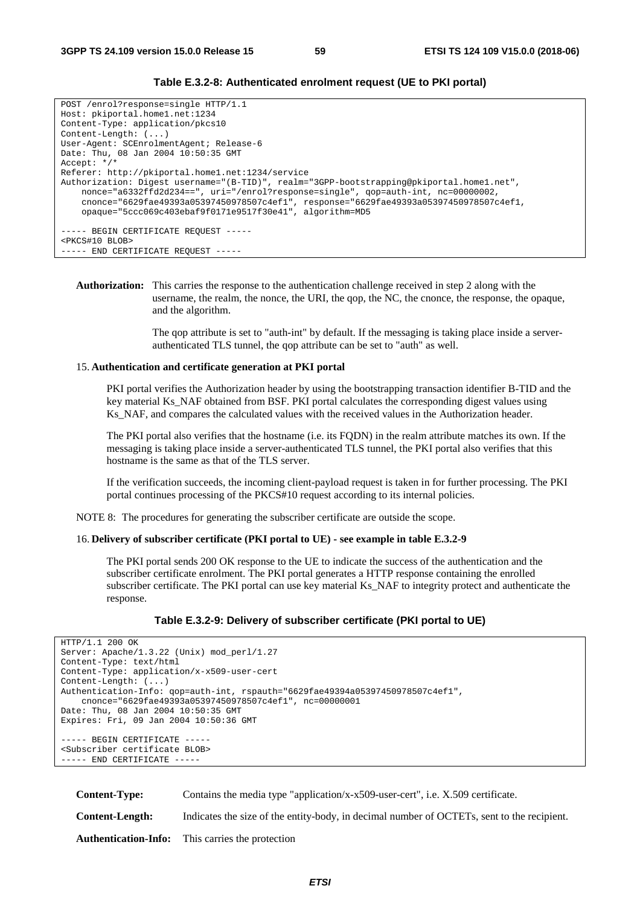**Table E.3.2-8: Authenticated enrolment request (UE to PKI portal)**

```
POST /enrol?response=single HTTP/1.1
Host: pkiportal.home1.net:1234
Content-Type: application/pkcs10
Content-Length: (...)
User-Agent: SCEnrolmentAgent; Release-6
Date: Thu, 08 Jan 2004 10:50:35 GMT
Accept: */*
Referer: http://pkiportal.home1.net:1234/service
Authorization: Digest username="(B-TID)", realm="3GPP-bootstrapping@pkiportal.home1.net",
    nonce="a6332ffd2d234==", uri="/enrol?response=single", qop=auth-int, nc=00000002,
    cnonce="6629fae49393a05397450978507c4ef1", response="6629fae49393a05397450978507c4ef1,
    opaque="5ccc069c403ebaf9f0171e9517f30e41", algorithm=MD5

----- BEGIN CERTIFICATE REQUEST -----
<PKCS#10 BLOB>
----- END CERTIFICATE REQUEST -----
```

**Authorization:** This carries the response to the authentication challenge received in step 2 along with the username, the realm, the nonce, the URI, the qop, the NC, the cnonce, the response, the opaque, and the algorithm.

The qop attribute is set to "auth-int" by default. If the messaging is taking place inside a server-authenticated TLS tunnel, the qop attribute can be set to "auth" as well.

15. **Authentication and certificate generation at PKI portal**

PKI portal verifies the Authorization header by using the bootstrapping transaction identifier B-TID and the key material Ks_NAF obtained from BSF. PKI portal calculates the corresponding digest values using Ks_NAF, and compares the calculated values with the received values in the Authorization header.

The PKI portal also verifies that the hostname (i.e. its FQDN) in the realm attribute matches its own. If the messaging is taking place inside a server-authenticated TLS tunnel, the PKI portal also verifies that this hostname is the same as that of the TLS server.

If the verification succeeds, the incoming client-payload request is taken in for further processing. The PKI portal continues processing of the PKCS#10 request according to its internal policies.

NOTE 8: The procedures for generating the subscriber certificate are outside the scope.

16. **Delivery of subscriber certificate (PKI portal to UE) - see example in table E.3.2-9**

The PKI portal sends 200 OK response to the UE to indicate the success of the authentication and the subscriber certificate enrolment. The PKI portal generates a HTTP response containing the enrolled subscriber certificate. The PKI portal can use key material Ks_NAF to integrity protect and authenticate the response.

**Table E.3.2-9: Delivery of subscriber certificate (PKI portal to UE)**

```
HTTP/1.1 200 OK
Server: Apache/1.3.22 (Unix) mod_perl/1.27
Content-Type: text/html
Content-Type: application/x-x509-user-cert
Content-Length: (...)
Authentication-Info: qop=auth-int, rspauth="6629fae49394a05397450978507c4ef1",
    cnonce="6629fae49393a05397450978507c4ef1", nc=00000001
Date: Thu, 08 Jan 2004 10:50:35 GMT
Expires: Fri, 09 Jan 2004 10:50:36 GMT

----- BEGIN CERTIFICATE -----
<Subscriber certificate BLOB>
----- END CERTIFICATE -----
```

**Content-Type:** Contains the media type "application/x-x509-user-cert", i.e. X.509 certificate.

**Content-Length:** Indicates the size of the entity-body, in decimal number of OCTETs, sent to the recipient.

**Authentication-Info:** This carries the protection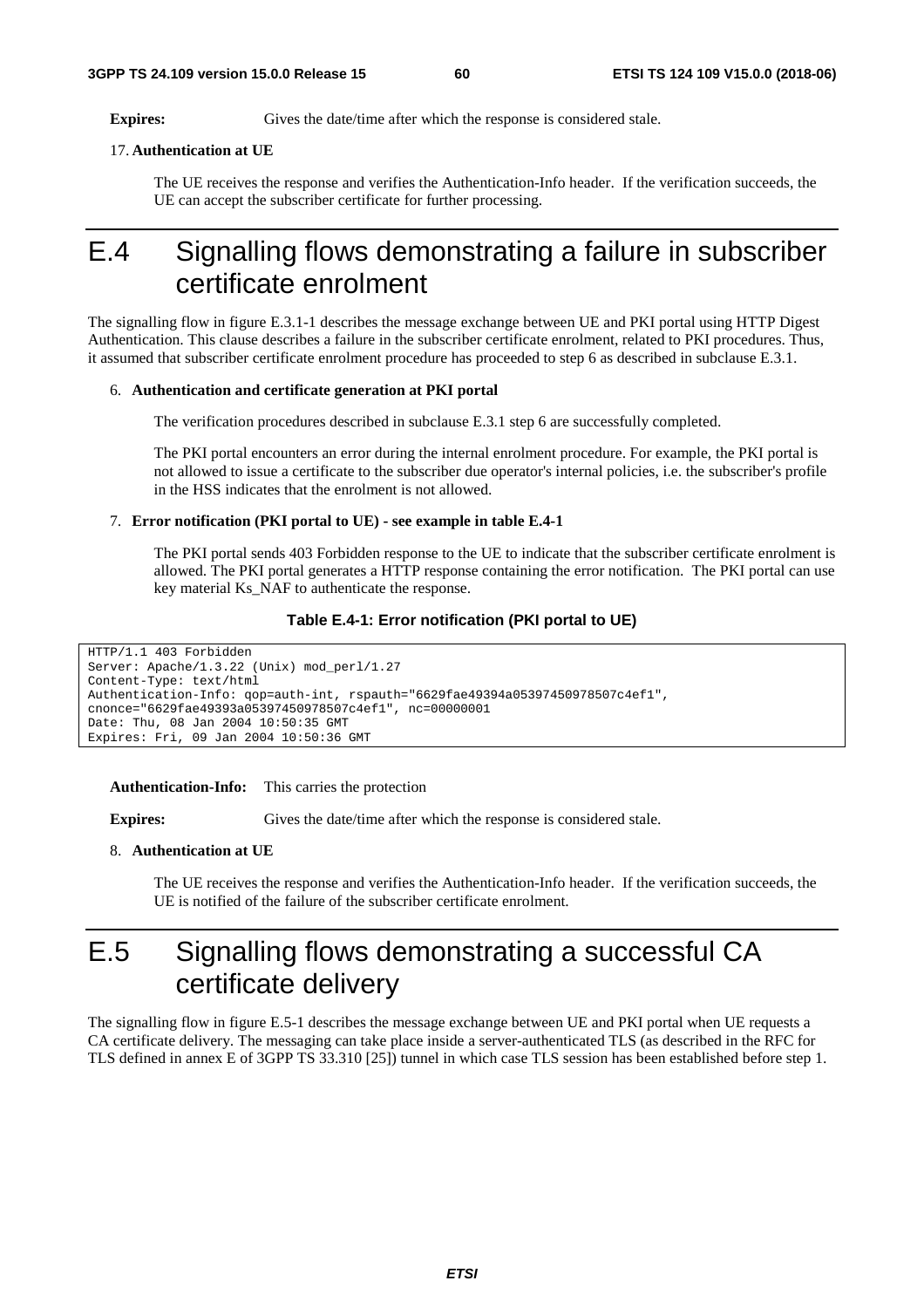**Expires:** Gives the date/time after which the response is considered stale.

17. **Authentication at UE**

    The UE receives the response and verifies the Authentication-Info header. If the verification succeeds, the UE can accept the subscriber certificate for further processing.

# E.4 Signalling flows demonstrating a failure in subscriber certificate enrolment

The signalling flow in figure E.3.1-1 describes the message exchange between UE and PKI portal using HTTP Digest Authentication. This clause describes a failure in the subscriber certificate enrolment, related to PKI procedures. Thus, it assumed that subscriber certificate enrolment procedure has proceeded to step 6 as described in subclause E.3.1.

6. **Authentication and certificate generation at PKI portal**

   The verification procedures described in subclause E.3.1 step 6 are successfully completed.

   The PKI portal encounters an error during the internal enrolment procedure. For example, the PKI portal is not allowed to issue a certificate to the subscriber due operator's internal policies, i.e. the subscriber's profile in the HSS indicates that the enrolment is not allowed.

7. **Error notification (PKI portal to UE) - see example in table E.4-1**

   The PKI portal sends 403 Forbidden response to the UE to indicate that the subscriber certificate enrolment is allowed. The PKI portal generates a HTTP response containing the error notification. The PKI portal can use key material Ks_NAF to authenticate the response.

**Table E.4-1: Error notification (PKI portal to UE)**

```
HTTP/1.1 403 Forbidden
Server: Apache/1.3.22 (Unix) mod_perl/1.27
Content-Type: text/html
Authentication-Info: qop=auth-int, rspauth="6629fae49394a05397450978507c4ef1",
cnonce="6629fae49393a05397450978507c4ef1", nc=00000001
Date: Thu, 08 Jan 2004 10:50:35 GMT
Expires: Fri, 09 Jan 2004 10:50:36 GMT
```

**Authentication-Info:** This carries the protection

**Expires:** Gives the date/time after which the response is considered stale.

8. **Authentication at UE**

   The UE receives the response and verifies the Authentication-Info header. If the verification succeeds, the UE is notified of the failure of the subscriber certificate enrolment.

# E.5 Signalling flows demonstrating a successful CA certificate delivery

The signalling flow in figure E.5-1 describes the message exchange between UE and PKI portal when UE requests a CA certificate delivery. The messaging can take place inside a server-authenticated TLS (as described in the RFC for TLS defined in annex E of 3GPP TS 33.310 [25]) tunnel in which case TLS session has been established before step 1.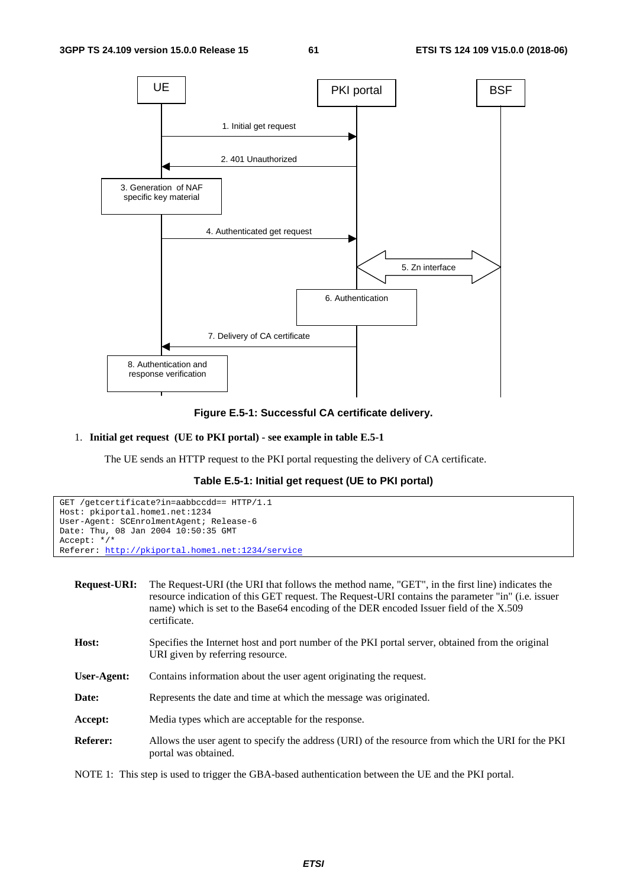UE

PKI portal

BSF

1. Initial get request

2. 401 Unauthorized

3. Generation of NAF specific key material

4. Authenticated get request

5. Zn interface

6. Authentication

7. Delivery of CA certificate

8. Authentication and response verification

**Figure E.5-1: Successful CA certificate delivery.**

1. **Initial get request (UE to PKI portal) - see example in table E.5-1**

The UE sends an HTTP request to the PKI portal requesting the delivery of CA certificate.

**Table E.5-1: Initial get request (UE to PKI portal)**

```
GET /getcertificate?in=aabbccdd== HTTP/1.1
Host: pkiportal.home1.net:1234
User-Agent: SCEnrolmentAgent; Release-6
Date: Thu, 08 Jan 2004 10:50:35 GMT
Accept: */*
Referer: http://pkiportal.home1.net:1234/service
```

**Request-URI:** The Request-URI (the URI that follows the method name, "GET", in the first line) indicates the resource indication of this GET request. The Request-URI contains the parameter "in" (i.e. issuer name) which is set to the Base64 encoding of the DER encoded Issuer field of the X.509 certificate.

**Host:** Specifies the Internet host and port number of the PKI portal server, obtained from the original URI given by referring resource.

**User-Agent:** Contains information about the user agent originating the request.

**Date:** Represents the date and time at which the message was originated.

**Accept:** Media types which are acceptable for the response.

**Referer:** Allows the user agent to specify the address (URI) of the resource from which the URI for the PKI portal was obtained.

NOTE 1: This step is used to trigger the GBA-based authentication between the UE and the PKI portal.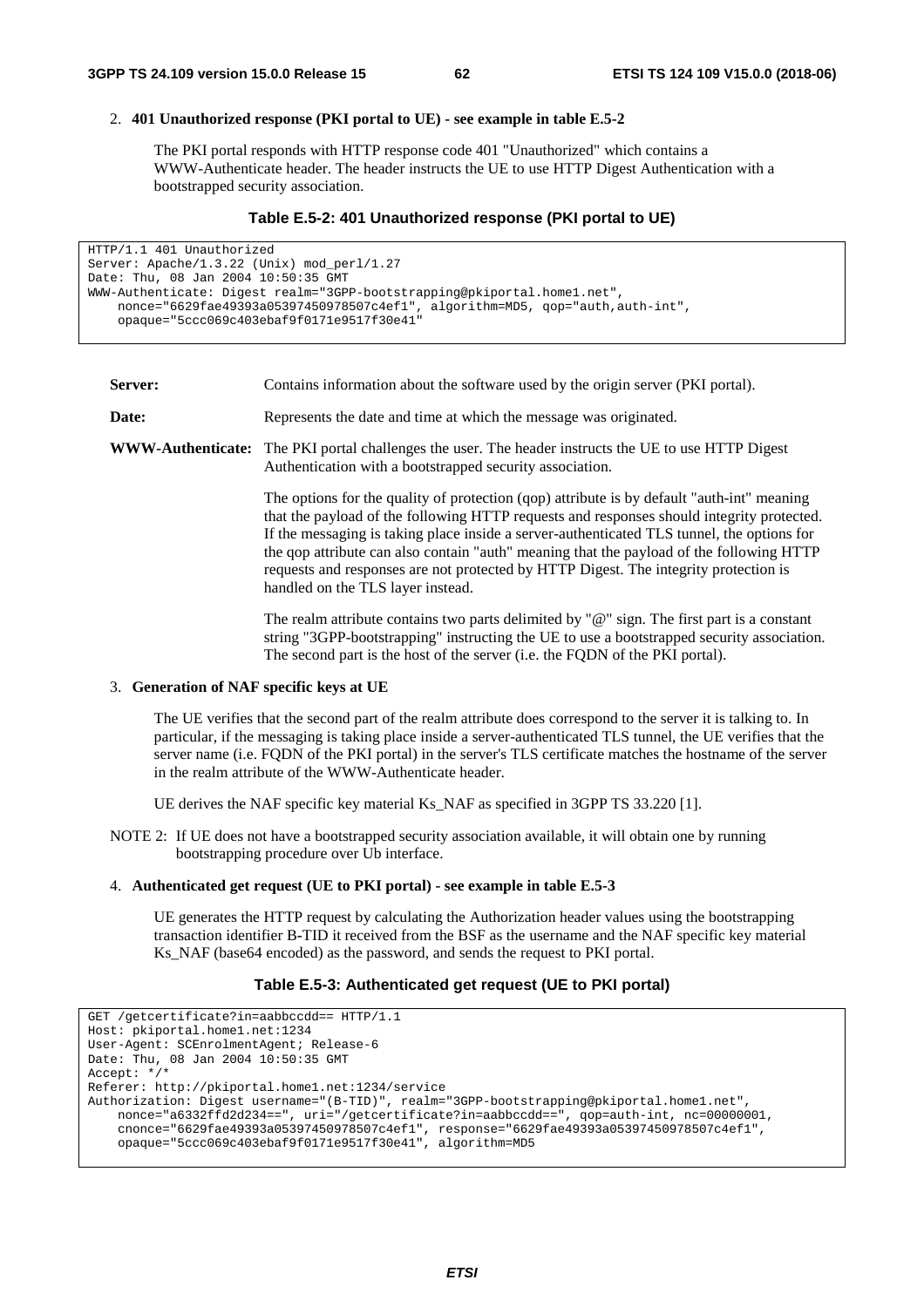2. **401 Unauthorized response (PKI portal to UE) - see example in table E.5-2**

   The PKI portal responds with HTTP response code 401 "Unauthorized" which contains a WWW-Authenticate header. The header instructs the UE to use HTTP Digest Authentication with a bootstrapped security association.

**Table E.5-2: 401 Unauthorized response (PKI portal to UE)**

```
HTTP/1.1 401 Unauthorized
Server: Apache/1.3.22 (Unix) mod_perl/1.27
Date: Thu, 08 Jan 2004 10:50:35 GMT
WWW-Authenticate: Digest realm="3GPP-bootstrapping@pkiportal.home1.net",
    nonce="6629fae49393a05397450978507c4ef1", algorithm=MD5, qop="auth,auth-int",
    opaque="5ccc069c403ebaf9f0171e9517f30e41"
```

**Server:** Contains information about the software used by the origin server (PKI portal).

**Date:** Represents the date and time at which the message was originated.

**WWW-Authenticate:** The PKI portal challenges the user. The header instructs the UE to use HTTP Digest Authentication with a bootstrapped security association.

The options for the quality of protection (qop) attribute is by default "auth-int" meaning that the payload of the following HTTP requests and responses should integrity protected. If the messaging is taking place inside a server-authenticated TLS tunnel, the options for the qop attribute can also contain "auth" meaning that the payload of the following HTTP requests and responses are not protected by HTTP Digest. The integrity protection is handled on the TLS layer instead.

The realm attribute contains two parts delimited by "@" sign. The first part is a constant string "3GPP-bootstrapping" instructing the UE to use a bootstrapped security association. The second part is the host of the server (i.e. the FQDN of the PKI portal).

3. **Generation of NAF specific keys at UE**

   The UE verifies that the second part of the realm attribute does correspond to the server it is talking to. In particular, if the messaging is taking place inside a server-authenticated TLS tunnel, the UE verifies that the server name (i.e. FQDN of the PKI portal) in the server's TLS certificate matches the hostname of the server in the realm attribute of the WWW-Authenticate header.

   UE derives the NAF specific key material Ks_NAF as specified in 3GPP TS 33.220 [1].

NOTE 2: If UE does not have a bootstrapped security association available, it will obtain one by running bootstrapping procedure over Ub interface.

4. **Authenticated get request (UE to PKI portal) - see example in table E.5-3**

   UE generates the HTTP request by calculating the Authorization header values using the bootstrapping transaction identifier B-TID it received from the BSF as the username and the NAF specific key material Ks_NAF (base64 encoded) as the password, and sends the request to PKI portal.

**Table E.5-3: Authenticated get request (UE to PKI portal)**

```
GET /getcertificate?in=aabbccdd== HTTP/1.1
Host: pkiportal.home1.net:1234
User-Agent: SCEnrolmentAgent; Release-6
Date: Thu, 08 Jan 2004 10:50:35 GMT
Accept: */*
Referer: http://pkiportal.home1.net:1234/service
Authorization: Digest username="(B-TID)", realm="3GPP-bootstrapping@pkiportal.home1.net",
    nonce="a6332ffd2d234==", uri="/getcertificate?in=aabbccdd==", qop=auth-int, nc=00000001,
    cnonce="6629fae49393a05397450978507c4ef1", response="6629fae49393a05397450978507c4ef1",
    opaque="5ccc069c403ebaf9f0171e9517f30e41", algorithm=MD5
```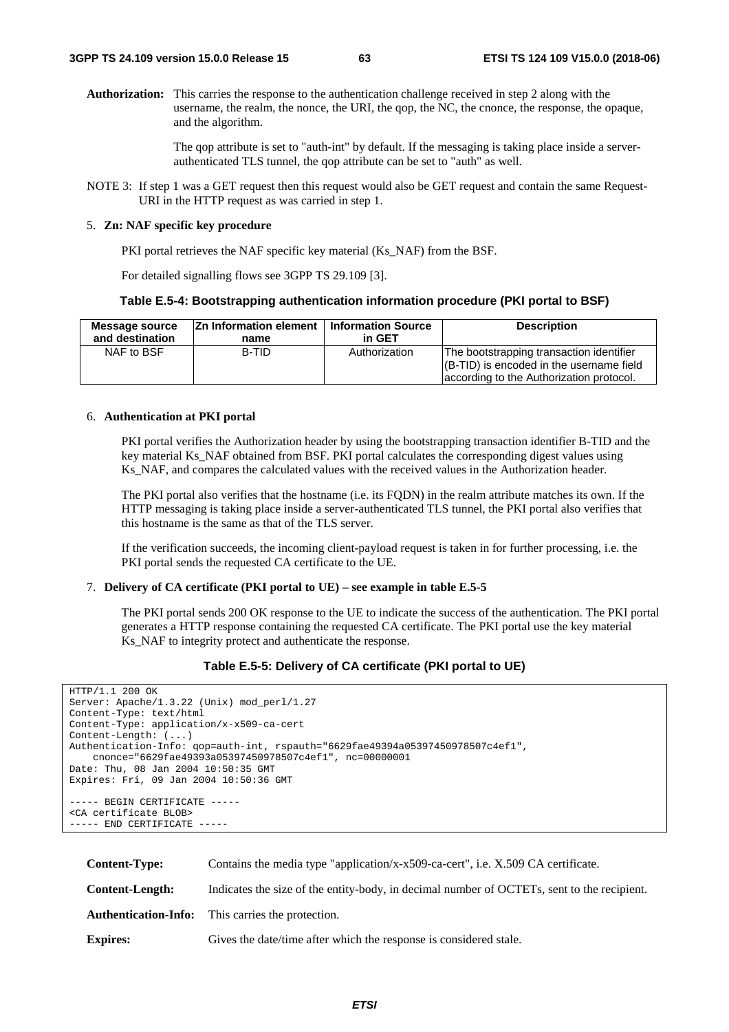**Authorization:** This carries the response to the authentication challenge received in step 2 along with the username, the realm, the nonce, the URI, the qop, the NC, the cnonce, the response, the opaque, and the algorithm.

The qop attribute is set to "auth-int" by default. If the messaging is taking place inside a server-authenticated TLS tunnel, the qop attribute can be set to "auth" as well.

NOTE 3: If step 1 was a GET request then this request would also be GET request and contain the same Request-URI in the HTTP request as was carried in step 1.

5. **Zn: NAF specific key procedure**

PKI portal retrieves the NAF specific key material (Ks_NAF) from the BSF.

For detailed signalling flows see 3GPP TS 29.109 [3].

**Table E.5-4: Bootstrapping authentication information procedure (PKI portal to BSF)**

| Message source and destination | Zn Information element name | Information Source in GET | Description |
|---|---|---|---|
| NAF to BSF | B-TID | Authorization | The bootstrapping transaction identifier (B-TID) is encoded in the username field according to the Authorization protocol. |

6. **Authentication at PKI portal**

PKI portal verifies the Authorization header by using the bootstrapping transaction identifier B-TID and the key material Ks_NAF obtained from BSF. PKI portal calculates the corresponding digest values using Ks_NAF, and compares the calculated values with the received values in the Authorization header.

The PKI portal also verifies that the hostname (i.e. its FQDN) in the realm attribute matches its own. If the HTTP messaging is taking place inside a server-authenticated TLS tunnel, the PKI portal also verifies that this hostname is the same as that of the TLS server.

If the verification succeeds, the incoming client-payload request is taken in for further processing, i.e. the PKI portal sends the requested CA certificate to the UE.

7. **Delivery of CA certificate (PKI portal to UE) – see example in table E.5-5**

The PKI portal sends 200 OK response to the UE to indicate the success of the authentication. The PKI portal generates a HTTP response containing the requested CA certificate. The PKI portal use the key material Ks_NAF to integrity protect and authenticate the response.

**Table E.5-5: Delivery of CA certificate (PKI portal to UE)**

```
HTTP/1.1 200 OK
Server: Apache/1.3.22 (Unix) mod_perl/1.27
Content-Type: text/html
Content-Type: application/x-x509-ca-cert
Content-Length: (...)
Authentication-Info: qop=auth-int, rspauth="6629fae49394a05397450978507c4ef1",
    cnonce="6629fae49393a05397450978507c4ef1", nc=00000001
Date: Thu, 08 Jan 2004 10:50:35 GMT
Expires: Fri, 09 Jan 2004 10:50:36 GMT

----- BEGIN CERTIFICATE -----
<CA certificate BLOB>
----- END CERTIFICATE -----
```

**Content-Type:** Contains the media type "application/x-x509-ca-cert", i.e. X.509 CA certificate.

**Content-Length:** Indicates the size of the entity-body, in decimal number of OCTETs, sent to the recipient.

**Authentication-Info:** This carries the protection.

**Expires:** Gives the date/time after which the response is considered stale.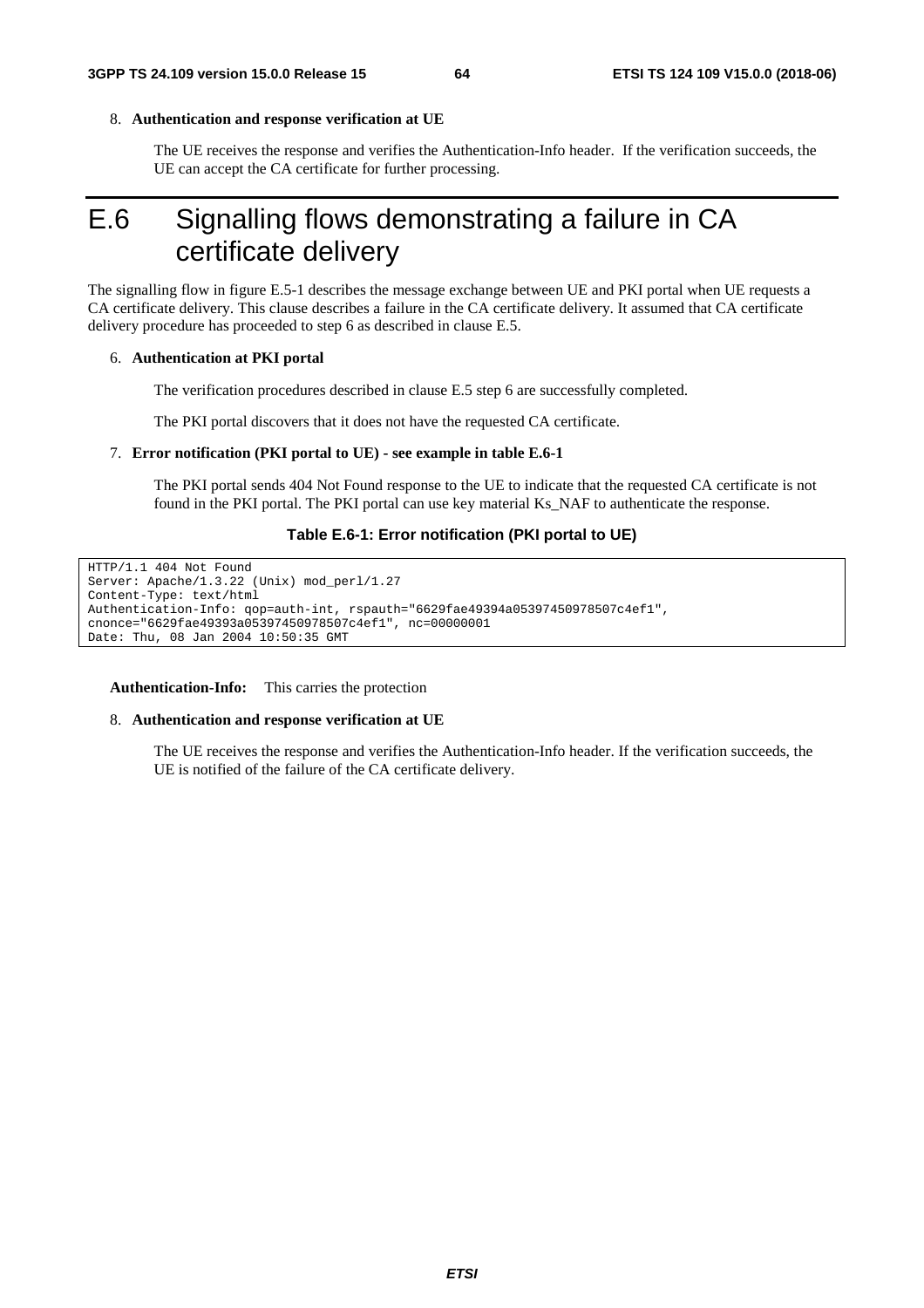8. **Authentication and response verification at UE**

The UE receives the response and verifies the Authentication-Info header. If the verification succeeds, the UE can accept the CA certificate for further processing.

# E.6 Signalling flows demonstrating a failure in CA certificate delivery

The signalling flow in figure E.5-1 describes the message exchange between UE and PKI portal when UE requests a CA certificate delivery. This clause describes a failure in the CA certificate delivery. It assumed that CA certificate delivery procedure has proceeded to step 6 as described in clause E.5.

6. **Authentication at PKI portal**

The verification procedures described in clause E.5 step 6 are successfully completed.

The PKI portal discovers that it does not have the requested CA certificate.

7. **Error notification (PKI portal to UE) - see example in table E.6-1**

The PKI portal sends 404 Not Found response to the UE to indicate that the requested CA certificate is not found in the PKI portal. The PKI portal can use key material Ks_NAF to authenticate the response.

**Table E.6-1: Error notification (PKI portal to UE)**

```
HTTP/1.1 404 Not Found
Server: Apache/1.3.22 (Unix) mod_perl/1.27
Content-Type: text/html
Authentication-Info: qop=auth-int, rspauth="6629fae49394a05397450978507c4ef1",
cnonce="6629fae49393a05397450978507c4ef1", nc=00000001
Date: Thu, 08 Jan 2004 10:50:35 GMT
```

**Authentication-Info:** This carries the protection

8. **Authentication and response verification at UE**

The UE receives the response and verifies the Authentication-Info header. If the verification succeeds, the UE is notified of the failure of the CA certificate delivery.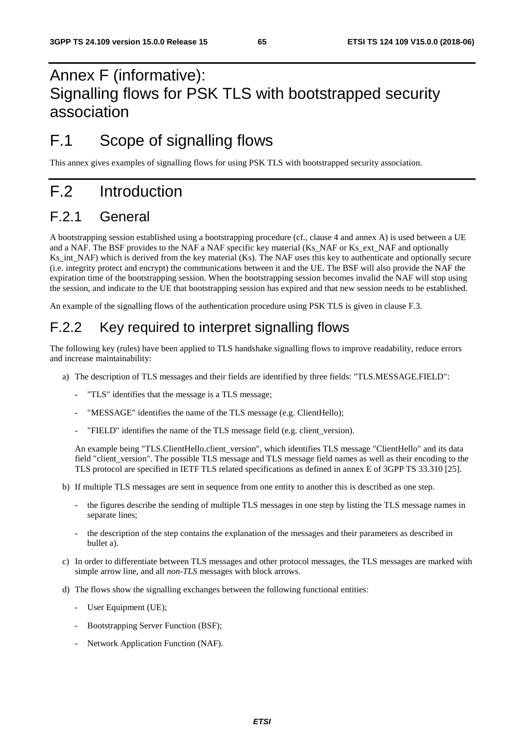# Annex F (informative): Signalling flows for PSK TLS with bootstrapped security association

## F.1 Scope of signalling flows

This annex gives examples of signalling flows for using PSK TLS with bootstrapped security association.

## F.2 Introduction

### F.2.1 General

A bootstrapping session established using a bootstrapping procedure (cf., clause 4 and annex A) is used between a UE and a NAF. The BSF provides to the NAF a NAF specific key material (Ks_NAF or Ks_ext_NAF and optionally Ks_int_NAF) which is derived from the key material (Ks). The NAF uses this key to authenticate and optionally secure (i.e. integrity protect and encrypt) the communications between it and the UE. The BSF will also provide the NAF the expiration time of the bootstrapping session. When the bootstrapping session becomes invalid the NAF will stop using the session, and indicate to the UE that bootstrapping session has expired and that new session needs to be established.

An example of the signalling flows of the authentication procedure using PSK TLS is given in clause F.3.

### F.2.2 Key required to interpret signalling flows

The following key (rules) have been applied to TLS handshake signalling flows to improve readability, reduce errors and increase maintainability:

a) The description of TLS messages and their fields are identified by three fields: "TLS.MESSAGE.FIELD":

   - "TLS" identifies that the message is a TLS message;
   - "MESSAGE" identifies the name of the TLS message (e.g. ClientHello);
   - "FIELD" identifies the name of the TLS message field (e.g. client_version).

   An example being "TLS.ClientHello.client_version", which identifies TLS message "ClientHello" and its data field "client_version". The possible TLS message and TLS message field names as well as their encoding to the TLS protocol are specified in IETF TLS related specifications as defined in annex E of 3GPP TS 33.310 [25].

b) If multiple TLS messages are sent in sequence from one entity to another this is described as one step.

   - the figures describe the sending of multiple TLS messages in one step by listing the TLS message names in separate lines;
   - the description of the step contains the explanation of the messages and their parameters as described in bullet a).

c) In order to differentiate between TLS messages and other protocol messages, the TLS messages are marked with simple arrow line, and all *non-TLS* messages with block arrows.

d) The flows show the signalling exchanges between the following functional entities:

   - User Equipment (UE);
   - Bootstrapping Server Function (BSF);
   - Network Application Function (NAF).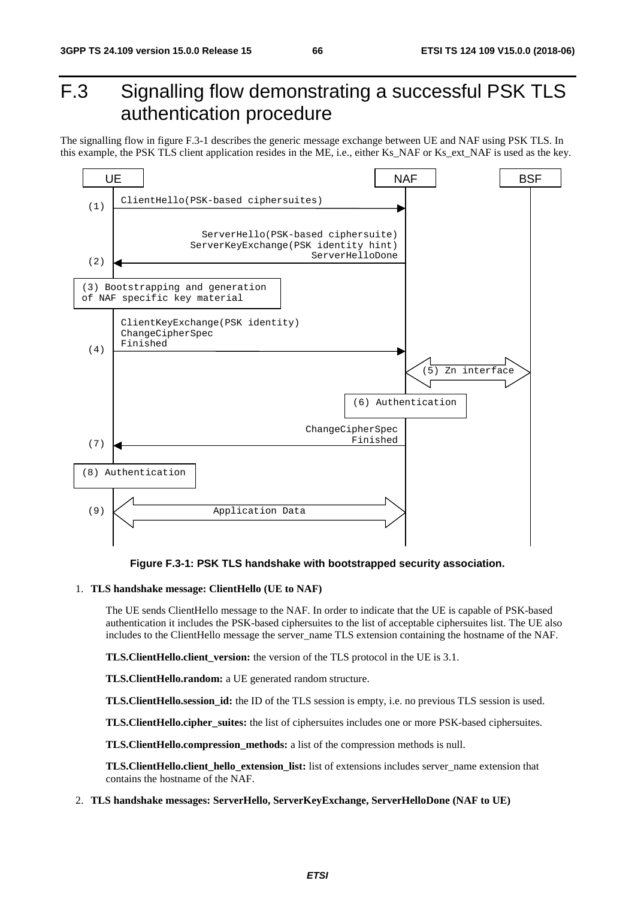# F.3 Signalling flow demonstrating a successful PSK TLS authentication procedure

The signalling flow in figure F.3-1 describes the generic message exchange between UE and NAF using PSK TLS. In this example, the PSK TLS client application resides in the ME, i.e., either Ks_NAF or Ks_ext_NAF is used as the key.

UE
NAF
BSF
(1) ClientHello(PSK-based ciphersuites)
(2) ServerHello(PSK-based ciphersuite)
ServerKeyExchange(PSK identity hint)
ServerHelloDone
(3) Bootstrapping and generation of NAF specific key material
(4) ClientKeyExchange(PSK identity)
ChangeCipherSpec
Finished
(5) Zn interface
(6) Authentication
(7) ChangeCipherSpec
Finished
(8) Authentication
(9) Application Data

**Figure F.3-1: PSK TLS handshake with bootstrapped security association.**

1. **TLS handshake message: ClientHello (UE to NAF)**

   The UE sends ClientHello message to the NAF. In order to indicate that the UE is capable of PSK-based authentication it includes the PSK-based ciphersuites to the list of acceptable ciphersuites list. The UE also includes to the ClientHello message the server_name TLS extension containing the hostname of the NAF.

   **TLS.ClientHello.client_version:** the version of the TLS protocol in the UE is 3.1.

   **TLS.ClientHello.random:** a UE generated random structure.

   **TLS.ClientHello.session_id:** the ID of the TLS session is empty, i.e. no previous TLS session is used.

   **TLS.ClientHello.cipher_suites:** the list of ciphersuites includes one or more PSK-based ciphersuites.

   **TLS.ClientHello.compression_methods:** a list of the compression methods is null.

   **TLS.ClientHello.client_hello_extension_list:** list of extensions includes server_name extension that contains the hostname of the NAF.

2. **TLS handshake messages: ServerHello, ServerKeyExchange, ServerHelloDone (NAF to UE)**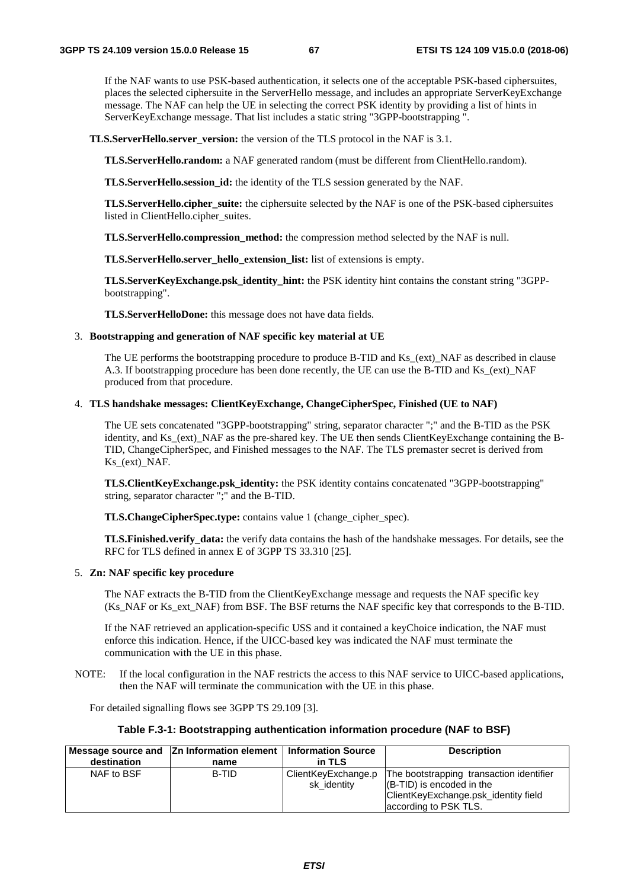If the NAF wants to use PSK-based authentication, it selects one of the acceptable PSK-based ciphersuites, places the selected ciphersuite in the ServerHello message, and includes an appropriate ServerKeyExchange message. The NAF can help the UE in selecting the correct PSK identity by providing a list of hints in ServerKeyExchange message. That list includes a static string "3GPP-bootstrapping ".

**TLS.ServerHello.server_version:** the version of the TLS protocol in the NAF is 3.1.

**TLS.ServerHello.random:** a NAF generated random (must be different from ClientHello.random).

**TLS.ServerHello.session_id:** the identity of the TLS session generated by the NAF.

**TLS.ServerHello.cipher_suite:** the ciphersuite selected by the NAF is one of the PSK-based ciphersuites listed in ClientHello.cipher_suites.

**TLS.ServerHello.compression_method:** the compression method selected by the NAF is null.

**TLS.ServerHello.server_hello_extension_list:** list of extensions is empty.

**TLS.ServerKeyExchange.psk_identity_hint:** the PSK identity hint contains the constant string "3GPP-bootstrapping".

**TLS.ServerHelloDone:** this message does not have data fields.

3. **Bootstrapping and generation of NAF specific key material at UE**

   The UE performs the bootstrapping procedure to produce B-TID and Ks_(ext)_NAF as described in clause A.3. If bootstrapping procedure has been done recently, the UE can use the B-TID and Ks_(ext)_NAF produced from that procedure.

4. **TLS handshake messages: ClientKeyExchange, ChangeCipherSpec, Finished (UE to NAF)**

   The UE sets concatenated "3GPP-bootstrapping" string, separator character ";" and the B-TID as the PSK identity, and Ks_(ext)_NAF as the pre-shared key. The UE then sends ClientKeyExchange containing the B-TID, ChangeCipherSpec, and Finished messages to the NAF. The TLS premaster secret is derived from Ks_(ext)_NAF.

   **TLS.ClientKeyExchange.psk_identity:** the PSK identity contains concatenated "3GPP-bootstrapping" string, separator character ";" and the B-TID.

   **TLS.ChangeCipherSpec.type:** contains value 1 (change_cipher_spec).

   **TLS.Finished.verify_data:** the verify data contains the hash of the handshake messages. For details, see the RFC for TLS defined in annex E of 3GPP TS 33.310 [25].

5. **Zn: NAF specific key procedure**

   The NAF extracts the B-TID from the ClientKeyExchange message and requests the NAF specific key (Ks_NAF or Ks_ext_NAF) from BSF. The BSF returns the NAF specific key that corresponds to the B-TID.

   If the NAF retrieved an application-specific USS and it contained a keyChoice indication, the NAF must enforce this indication. Hence, if the UICC-based key was indicated the NAF must terminate the communication with the UE in this phase.

NOTE: If the local configuration in the NAF restricts the access to this NAF service to UICC-based applications, then the NAF will terminate the communication with the UE in this phase.

For detailed signalling flows see 3GPP TS 29.109 [3].

**Table F.3-1: Bootstrapping authentication information procedure (NAF to BSF)**

| Message source and destination | Zn Information element name | Information Source in TLS | Description |
|---|---|---|---|
| NAF to BSF | B-TID | ClientKeyExchange.psk_identity | The bootstrapping transaction identifier (B-TID) is encoded in the ClientKeyExchange.psk_identity field according to PSK TLS. |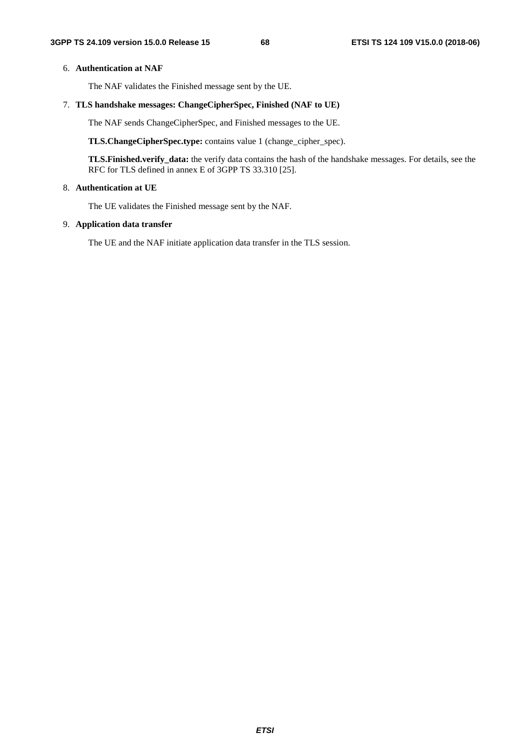6. **Authentication at NAF**

   The NAF validates the Finished message sent by the UE.

7. **TLS handshake messages: ChangeCipherSpec, Finished (NAF to UE)**

   The NAF sends ChangeCipherSpec, and Finished messages to the UE.

   **TLS.ChangeCipherSpec.type:** contains value 1 (change_cipher_spec).

   **TLS.Finished.verify_data:** the verify data contains the hash of the handshake messages. For details, see the RFC for TLS defined in annex E of 3GPP TS 33.310 [25].

8. **Authentication at UE**

   The UE validates the Finished message sent by the NAF.

9. **Application data transfer**

   The UE and the NAF initiate application data transfer in the TLS session.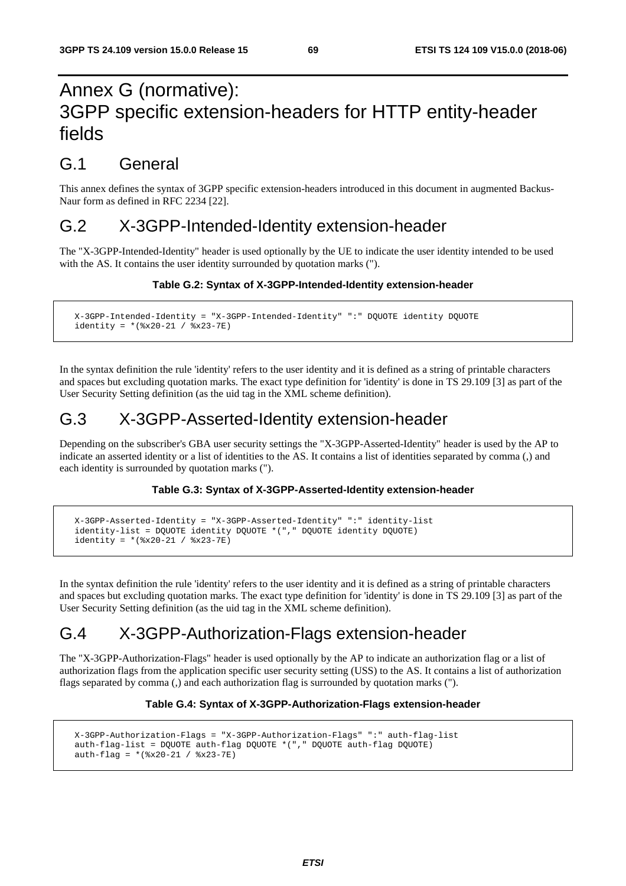# Annex G (normative): 3GPP specific extension-headers for HTTP entity-header fields

## G.1 General

This annex defines the syntax of 3GPP specific extension-headers introduced in this document in augmented Backus-Naur form as defined in RFC 2234 [22].

## G.2 X-3GPP-Intended-Identity extension-header

The "X-3GPP-Intended-Identity" header is used optionally by the UE to indicate the user identity intended to be used with the AS. It contains the user identity surrounded by quotation marks (").

**Table G.2: Syntax of X-3GPP-Intended-Identity extension-header**

```
X-3GPP-Intended-Identity = "X-3GPP-Intended-Identity" ":" DQUOTE identity DQUOTE
identity = *(%x20-21 / %x23-7E)
```

In the syntax definition the rule 'identity' refers to the user identity and it is defined as a string of printable characters and spaces but excluding quotation marks. The exact type definition for 'identity' is done in TS 29.109 [3] as part of the User Security Setting definition (as the uid tag in the XML scheme definition).

## G.3 X-3GPP-Asserted-Identity extension-header

Depending on the subscriber's GBA user security settings the "X-3GPP-Asserted-Identity" header is used by the AP to indicate an asserted identity or a list of identities to the AS. It contains a list of identities separated by comma (,) and each identity is surrounded by quotation marks (").

**Table G.3: Syntax of X-3GPP-Asserted-Identity extension-header**

```
X-3GPP-Asserted-Identity = "X-3GPP-Asserted-Identity" ":" identity-list
identity-list = DQUOTE identity DQUOTE *("," DQUOTE identity DQUOTE)
identity = *(%x20-21 / %x23-7E)
```

In the syntax definition the rule 'identity' refers to the user identity and it is defined as a string of printable characters and spaces but excluding quotation marks. The exact type definition for 'identity' is done in TS 29.109 [3] as part of the User Security Setting definition (as the uid tag in the XML scheme definition).

## G.4 X-3GPP-Authorization-Flags extension-header

The "X-3GPP-Authorization-Flags" header is used optionally by the AP to indicate an authorization flag or a list of authorization flags from the application specific user security setting (USS) to the AS. It contains a list of authorization flags separated by comma (,) and each authorization flag is surrounded by quotation marks (").

**Table G.4: Syntax of X-3GPP-Authorization-Flags extension-header**

```
X-3GPP-Authorization-Flags = "X-3GPP-Authorization-Flags" ":" auth-flag-list
auth-flag-list = DQUOTE auth-flag DQUOTE *("," DQUOTE auth-flag DQUOTE)
auth-flag = *(%x20-21 / %x23-7E)
```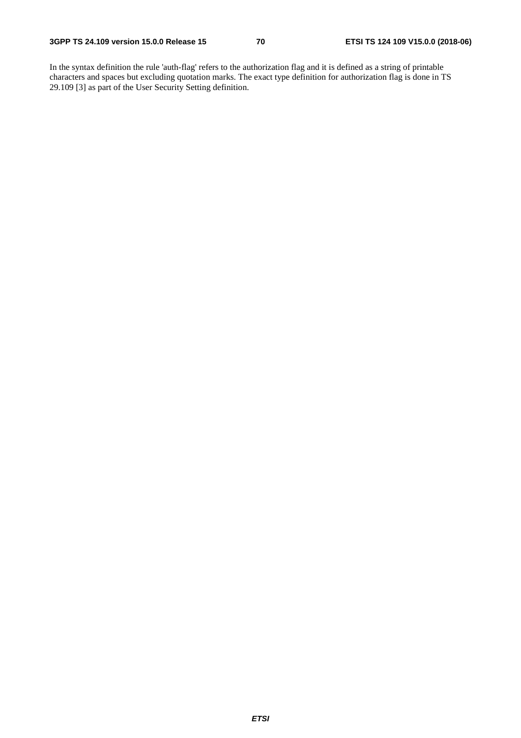In the syntax definition the rule 'auth-flag' refers to the authorization flag and it is defined as a string of printable characters and spaces but excluding quotation marks. The exact type definition for authorization flag is done in TS 29.109 [3] as part of the User Security Setting definition.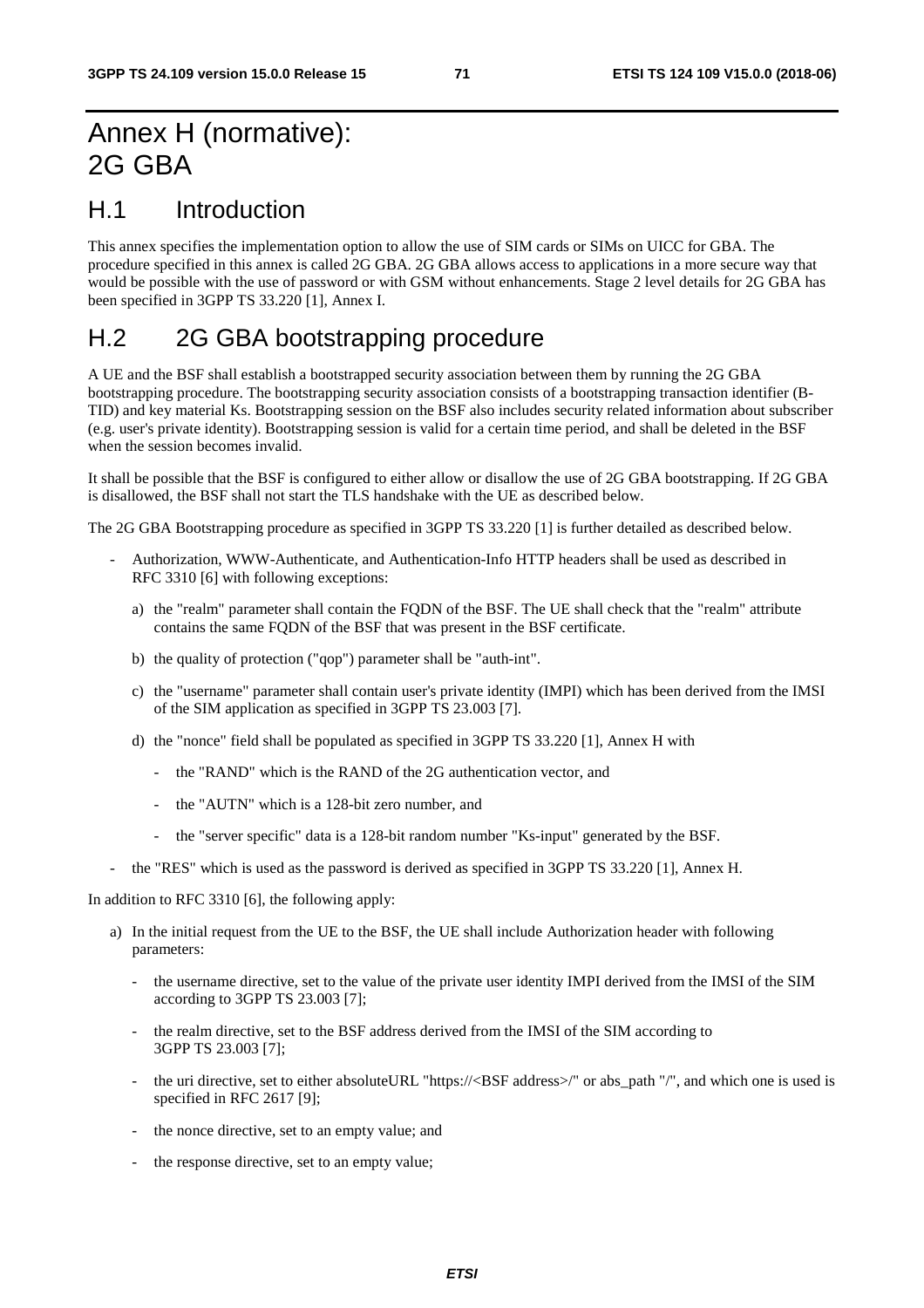# Annex H (normative): 2G GBA

## H.1 Introduction

This annex specifies the implementation option to allow the use of SIM cards or SIMs on UICC for GBA. The procedure specified in this annex is called 2G GBA. 2G GBA allows access to applications in a more secure way that would be possible with the use of password or with GSM without enhancements. Stage 2 level details for 2G GBA has been specified in 3GPP TS 33.220 [1], Annex I.

## H.2 2G GBA bootstrapping procedure

A UE and the BSF shall establish a bootstrapped security association between them by running the 2G GBA bootstrapping procedure. The bootstrapping security association consists of a bootstrapping transaction identifier (B-TID) and key material Ks. Bootstrapping session on the BSF also includes security related information about subscriber (e.g. user's private identity). Bootstrapping session is valid for a certain time period, and shall be deleted in the BSF when the session becomes invalid.

It shall be possible that the BSF is configured to either allow or disallow the use of 2G GBA bootstrapping. If 2G GBA is disallowed, the BSF shall not start the TLS handshake with the UE as described below.

The 2G GBA Bootstrapping procedure as specified in 3GPP TS 33.220 [1] is further detailed as described below.

- Authorization, WWW-Authenticate, and Authentication-Info HTTP headers shall be used as described in RFC 3310 [6] with following exceptions:
  a) the "realm" parameter shall contain the FQDN of the BSF. The UE shall check that the "realm" attribute contains the same FQDN of the BSF that was present in the BSF certificate.
  b) the quality of protection ("qop") parameter shall be "auth-int".
  c) the "username" parameter shall contain user's private identity (IMPI) which has been derived from the IMSI of the SIM application as specified in 3GPP TS 23.003 [7].
  d) the "nonce" field shall be populated as specified in 3GPP TS 33.220 [1], Annex H with
     - the "RAND" which is the RAND of the 2G authentication vector, and
     - the "AUTN" which is a 128-bit zero number, and
     - the "server specific" data is a 128-bit random number "Ks-input" generated by the BSF.
- the "RES" which is used as the password is derived as specified in 3GPP TS 33.220 [1], Annex H.

In addition to RFC 3310 [6], the following apply:

a) In the initial request from the UE to the BSF, the UE shall include Authorization header with following parameters:
   - the username directive, set to the value of the private user identity IMPI derived from the IMSI of the SIM according to 3GPP TS 23.003 [7];
   - the realm directive, set to the BSF address derived from the IMSI of the SIM according to 3GPP TS 23.003 [7];
   - the uri directive, set to either absoluteURL "https://<BSF address>/" or abs_path "/", and which one is used is specified in RFC 2617 [9];
   - the nonce directive, set to an empty value; and
   - the response directive, set to an empty value;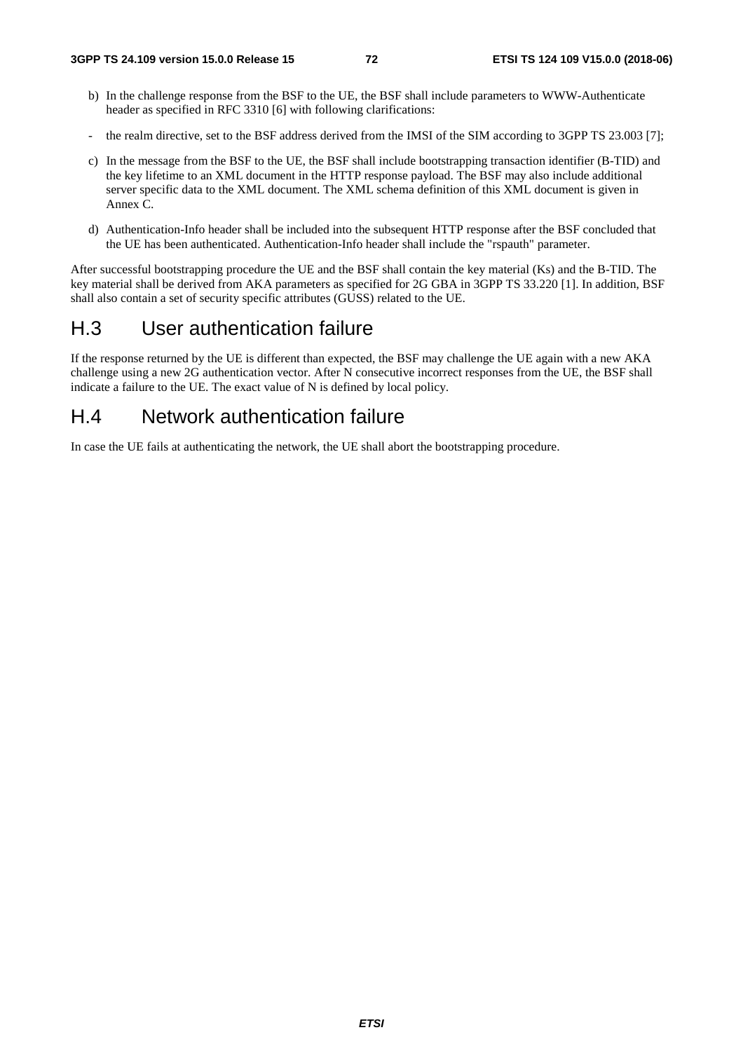b) In the challenge response from the BSF to the UE, the BSF shall include parameters to WWW-Authenticate header as specified in RFC 3310 [6] with following clarifications:

- the realm directive, set to the BSF address derived from the IMSI of the SIM according to 3GPP TS 23.003 [7];

c) In the message from the BSF to the UE, the BSF shall include bootstrapping transaction identifier (B-TID) and the key lifetime to an XML document in the HTTP response payload. The BSF may also include additional server specific data to the XML document. The XML schema definition of this XML document is given in Annex C.

d) Authentication-Info header shall be included into the subsequent HTTP response after the BSF concluded that the UE has been authenticated. Authentication-Info header shall include the "rspauth" parameter.

After successful bootstrapping procedure the UE and the BSF shall contain the key material (Ks) and the B-TID. The key material shall be derived from AKA parameters as specified for 2G GBA in 3GPP TS 33.220 [1]. In addition, BSF shall also contain a set of security specific attributes (GUSS) related to the UE.

## H.3 User authentication failure

If the response returned by the UE is different than expected, the BSF may challenge the UE again with a new AKA challenge using a new 2G authentication vector. After N consecutive incorrect responses from the UE, the BSF shall indicate a failure to the UE. The exact value of N is defined by local policy.

## H.4 Network authentication failure

In case the UE fails at authenticating the network, the UE shall abort the bootstrapping procedure.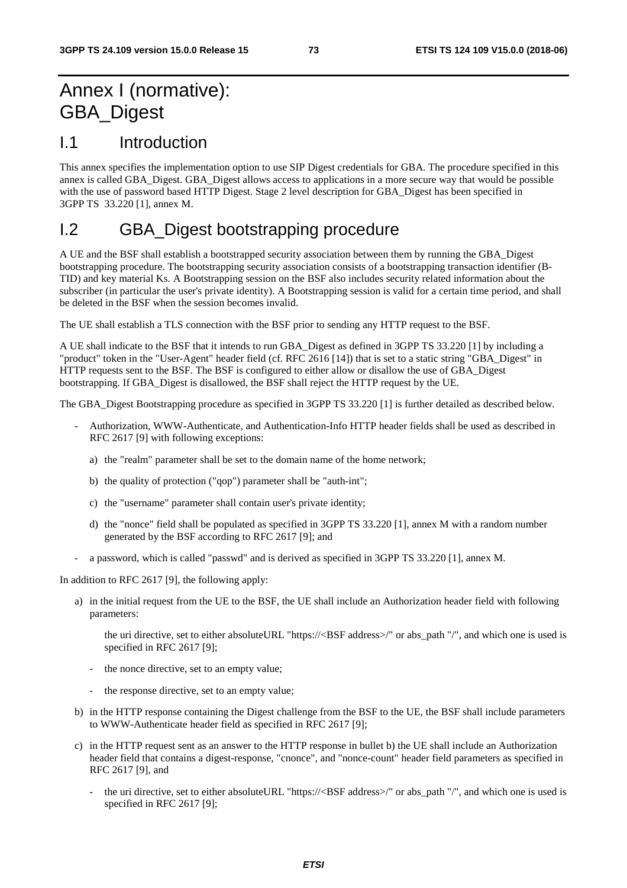# Annex I (normative): GBA_Digest

## I.1 Introduction

This annex specifies the implementation option to use SIP Digest credentials for GBA. The procedure specified in this annex is called GBA_Digest. GBA_Digest allows access to applications in a more secure way that would be possible with the use of password based HTTP Digest. Stage 2 level description for GBA_Digest has been specified in 3GPP TS 33.220 [1], annex M.

## I.2 GBA_Digest bootstrapping procedure

A UE and the BSF shall establish a bootstrapped security association between them by running the GBA_Digest bootstrapping procedure. The bootstrapping security association consists of a bootstrapping transaction identifier (B-TID) and key material Ks. A Bootstrapping session on the BSF also includes security related information about the subscriber (in particular the user's private identity). A Bootstrapping session is valid for a certain time period, and shall be deleted in the BSF when the session becomes invalid.

The UE shall establish a TLS connection with the BSF prior to sending any HTTP request to the BSF.

A UE shall indicate to the BSF that it intends to run GBA_Digest as defined in 3GPP TS 33.220 [1] by including a "product" token in the "User-Agent" header field (cf. RFC 2616 [14]) that is set to a static string "GBA_Digest" in HTTP requests sent to the BSF. The BSF is configured to either allow or disallow the use of GBA_Digest bootstrapping. If GBA_Digest is disallowed, the BSF shall reject the HTTP request by the UE.

The GBA_Digest Bootstrapping procedure as specified in 3GPP TS 33.220 [1] is further detailed as described below.

- Authorization, WWW-Authenticate, and Authentication-Info HTTP header fields shall be used as described in RFC 2617 [9] with following exceptions:
  - a) the "realm" parameter shall be set to the domain name of the home network;
  - b) the quality of protection ("qop") parameter shall be "auth-int";
  - c) the "username" parameter shall contain user's private identity;
  - d) the "nonce" field shall be populated as specified in 3GPP TS 33.220 [1], annex M with a random number generated by the BSF according to RFC 2617 [9]; and
- a password, which is called "passwd" and is derived as specified in 3GPP TS 33.220 [1], annex M.

In addition to RFC 2617 [9], the following apply:

a) in the initial request from the UE to the BSF, the UE shall include an Authorization header field with following parameters:

   the uri directive, set to either absoluteURL "https://<BSF address>/" or abs_path "/", and which one is used is specified in RFC 2617 [9];

   - the nonce directive, set to an empty value;
   - the response directive, set to an empty value;

b) in the HTTP response containing the Digest challenge from the BSF to the UE, the BSF shall include parameters to WWW-Authenticate header field as specified in RFC 2617 [9];

c) in the HTTP request sent as an answer to the HTTP response in bullet b) the UE shall include an Authorization header field that contains a digest-response, "cnonce", and "nonce-count" header field parameters as specified in RFC 2617 [9], and

   - the uri directive, set to either absoluteURL "https://<BSF address>/" or abs_path "/", and which one is used is specified in RFC 2617 [9];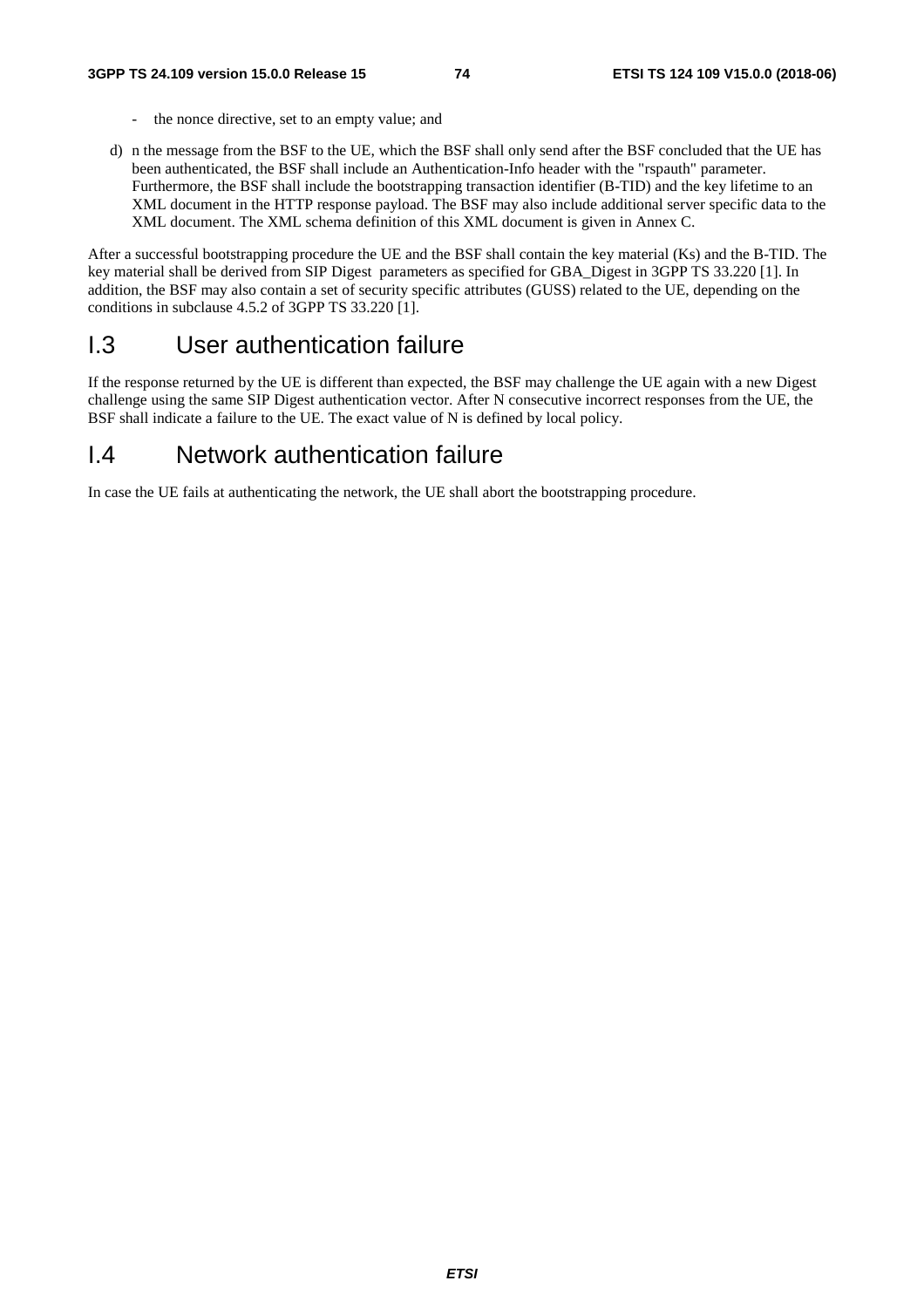- the nonce directive, set to an empty value; and

d) n the message from the BSF to the UE, which the BSF shall only send after the BSF concluded that the UE has been authenticated, the BSF shall include an Authentication-Info header with the "rspauth" parameter. Furthermore, the BSF shall include the bootstrapping transaction identifier (B-TID) and the key lifetime to an XML document in the HTTP response payload. The BSF may also include additional server specific data to the XML document. The XML schema definition of this XML document is given in Annex C.

After a successful bootstrapping procedure the UE and the BSF shall contain the key material (Ks) and the B-TID. The key material shall be derived from SIP Digest parameters as specified for GBA_Digest in 3GPP TS 33.220 [1]. In addition, the BSF may also contain a set of security specific attributes (GUSS) related to the UE, depending on the conditions in subclause 4.5.2 of 3GPP TS 33.220 [1].

# I.3 User authentication failure

If the response returned by the UE is different than expected, the BSF may challenge the UE again with a new Digest challenge using the same SIP Digest authentication vector. After N consecutive incorrect responses from the UE, the BSF shall indicate a failure to the UE. The exact value of N is defined by local policy.

# I.4 Network authentication failure

In case the UE fails at authenticating the network, the UE shall abort the bootstrapping procedure.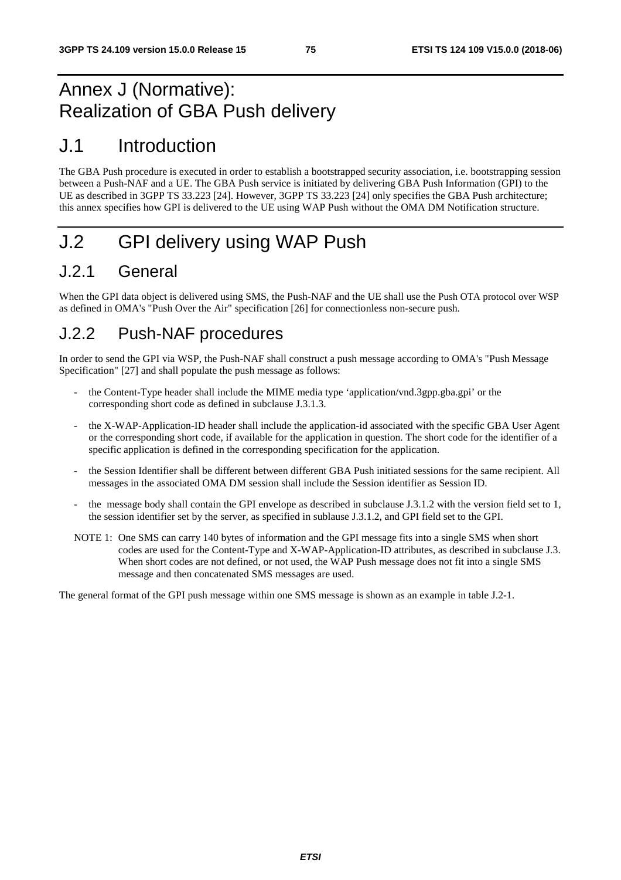# Annex J (Normative): Realization of GBA Push delivery

# J.1 Introduction

The GBA Push procedure is executed in order to establish a bootstrapped security association, i.e. bootstrapping session between a Push-NAF and a UE. The GBA Push service is initiated by delivering GBA Push Information (GPI) to the UE as described in 3GPP TS 33.223 [24]. However, 3GPP TS 33.223 [24] only specifies the GBA Push architecture; this annex specifies how GPI is delivered to the UE using WAP Push without the OMA DM Notification structure.

# J.2 GPI delivery using WAP Push

## J.2.1 General

When the GPI data object is delivered using SMS, the Push-NAF and the UE shall use the Push OTA protocol over WSP as defined in OMA's "Push Over the Air" specification [26] for connectionless non-secure push.

## J.2.2 Push-NAF procedures

In order to send the GPI via WSP, the Push-NAF shall construct a push message according to OMA's "Push Message Specification" [27] and shall populate the push message as follows:

- the Content-Type header shall include the MIME media type 'application/vnd.3gpp.gba.gpi' or the corresponding short code as defined in subclause J.3.1.3.
- the X-WAP-Application-ID header shall include the application-id associated with the specific GBA User Agent or the corresponding short code, if available for the application in question. The short code for the identifier of a specific application is defined in the corresponding specification for the application.
- the Session Identifier shall be different between different GBA Push initiated sessions for the same recipient. All messages in the associated OMA DM session shall include the Session identifier as Session ID.
- the message body shall contain the GPI envelope as described in subclause J.3.1.2 with the version field set to 1, the session identifier set by the server, as specified in sublause J.3.1.2, and GPI field set to the GPI.

NOTE 1: One SMS can carry 140 bytes of information and the GPI message fits into a single SMS when short codes are used for the Content-Type and X-WAP-Application-ID attributes, as described in subclause J.3. When short codes are not defined, or not used, the WAP Push message does not fit into a single SMS message and then concatenated SMS messages are used.

The general format of the GPI push message within one SMS message is shown as an example in table J.2-1.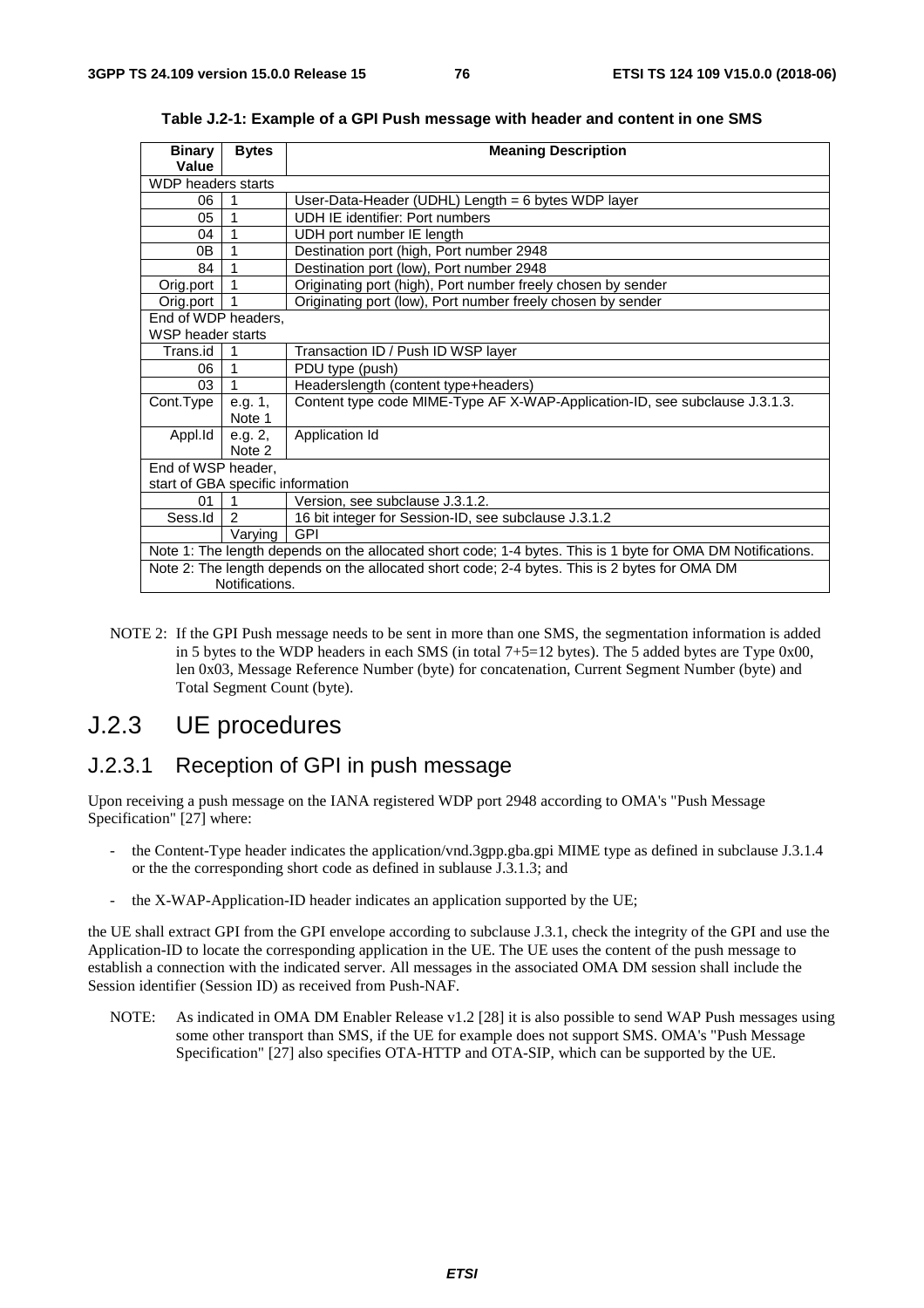**Table J.2-1: Example of a GPI Push message with header and content in one SMS**

| Binary Value | Bytes | Meaning Description |
|---|---|---|
| WDP headers starts | | |
| 06 | 1 | User-Data-Header (UDHL) Length = 6 bytes WDP layer |
| 05 | 1 | UDH IE identifier: Port numbers |
| 04 | 1 | UDH port number IE length |
| 0B | 1 | Destination port (high, Port number 2948 |
| 84 | 1 | Destination port (low), Port number 2948 |
| Orig.port | 1 | Originating port (high), Port number freely chosen by sender |
| Orig.port | 1 | Originating port (low), Port number freely chosen by sender |
| End of WDP headers, WSP header starts | | |
| Trans.id | 1 | Transaction ID / Push ID WSP layer |
| 06 | 1 | PDU type (push) |
| 03 | 1 | Headerslength (content type+headers) |
| Cont.Type | e.g. 1, Note 1 | Content type code MIME-Type AF X-WAP-Application-ID, see subclause J.3.1.3. |
| Appl.Id | e.g. 2, Note 2 | Application Id |
| End of WSP header, start of GBA specific information | | |
| 01 | 1 | Version, see subclause J.3.1.2. |
| Sess.Id | 2 | 16 bit integer for Session-ID, see subclause J.3.1.2 |
| | Varying | GPI |
| Note 1: The length depends on the allocated short code; 1-4 bytes. This is 1 byte for OMA DM Notifications. | | |
| Note 2: The length depends on the allocated short code; 2-4 bytes. This is 2 bytes for OMA DM Notifications. | | |

NOTE 2: If the GPI Push message needs to be sent in more than one SMS, the segmentation information is added in 5 bytes to the WDP headers in each SMS (in total 7+5=12 bytes). The 5 added bytes are Type 0x00, len 0x03, Message Reference Number (byte) for concatenation, Current Segment Number (byte) and Total Segment Count (byte).

## J.2.3 UE procedures

### J.2.3.1 Reception of GPI in push message

Upon receiving a push message on the IANA registered WDP port 2948 according to OMA's "Push Message Specification" [27] where:

- the Content-Type header indicates the application/vnd.3gpp.gba.gpi MIME type as defined in subclause J.3.1.4 or the the corresponding short code as defined in sublause J.3.1.3; and
- the X-WAP-Application-ID header indicates an application supported by the UE;

the UE shall extract GPI from the GPI envelope according to subclause J.3.1, check the integrity of the GPI and use the Application-ID to locate the corresponding application in the UE. The UE uses the content of the push message to establish a connection with the indicated server. All messages in the associated OMA DM session shall include the Session identifier (Session ID) as received from Push-NAF.

NOTE: As indicated in OMA DM Enabler Release v1.2 [28] it is also possible to send WAP Push messages using some other transport than SMS, if the UE for example does not support SMS. OMA's "Push Message Specification" [27] also specifies OTA-HTTP and OTA-SIP, which can be supported by the UE.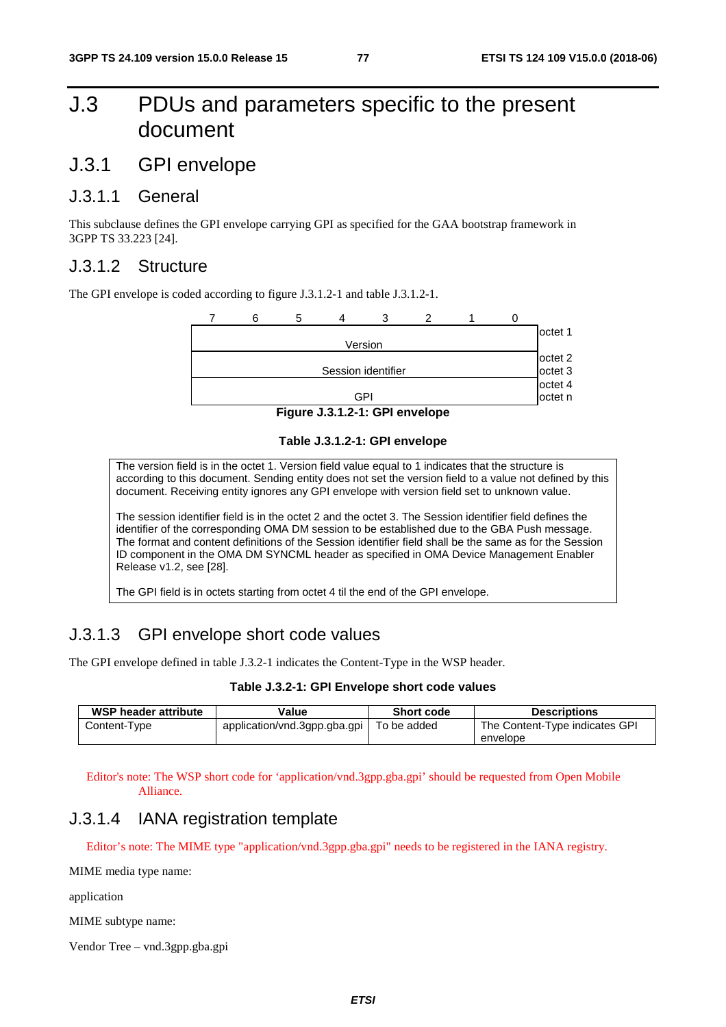# J.3 PDUs and parameters specific to the present document

## J.3.1 GPI envelope

### J.3.1.1 General

This subclause defines the GPI envelope carrying GPI as specified for the GAA bootstrap framework in 3GPP TS 33.223 [24].

### J.3.1.2 Structure

The GPI envelope is coded according to figure J.3.1.2-1 and table J.3.1.2-1.

| 7 | 6 | 5 | 4 | 3 | 2 | 1 | 0 | |
|---|---|---|---|---|---|---|---|---|
| Version | | | | | | | | octet 1 |
| Session identifier | | | | | | | | octet 2<br>octet 3 |
| GPI | | | | | | | | octet 4<br>octet n |

**Figure J.3.1.2-1: GPI envelope**

**Table J.3.1.2-1: GPI envelope**

| |
|---|
| The version field is in the octet 1. Version field value equal to 1 indicates that the structure is according to this document. Sending entity does not set the version field to a value not defined by this document. Receiving entity ignores any GPI envelope with version field set to unknown value.<br><br>The session identifier field is in the octet 2 and the octet 3. The Session identifier field defines the identifier of the corresponding OMA DM session to be established due to the GBA Push message. The format and content definitions of the Session identifier field shall be the same as for the Session ID component in the OMA DM SYNCML header as specified in OMA Device Management Enabler Release v1.2, see [28].<br><br>The GPI field is in octets starting from octet 4 til the end of the GPI envelope. |

### J.3.1.3 GPI envelope short code values

The GPI envelope defined in table J.3.2-1 indicates the Content-Type in the WSP header.

**Table J.3.2-1: GPI Envelope short code values**

| WSP header attribute | Value | Short code | Descriptions |
|---|---|---|---|
| Content-Type | application/vnd.3gpp.gba.gpi | To be added | The Content-Type indicates GPI envelope |

Editor's note: The WSP short code for 'application/vnd.3gpp.gba.gpi' should be requested from Open Mobile Alliance.

### J.3.1.4 IANA registration template

Editor's note: The MIME type "application/vnd.3gpp.gba.gpi" needs to be registered in the IANA registry.

MIME media type name:

application

MIME subtype name:

Vendor Tree – vnd.3gpp.gba.gpi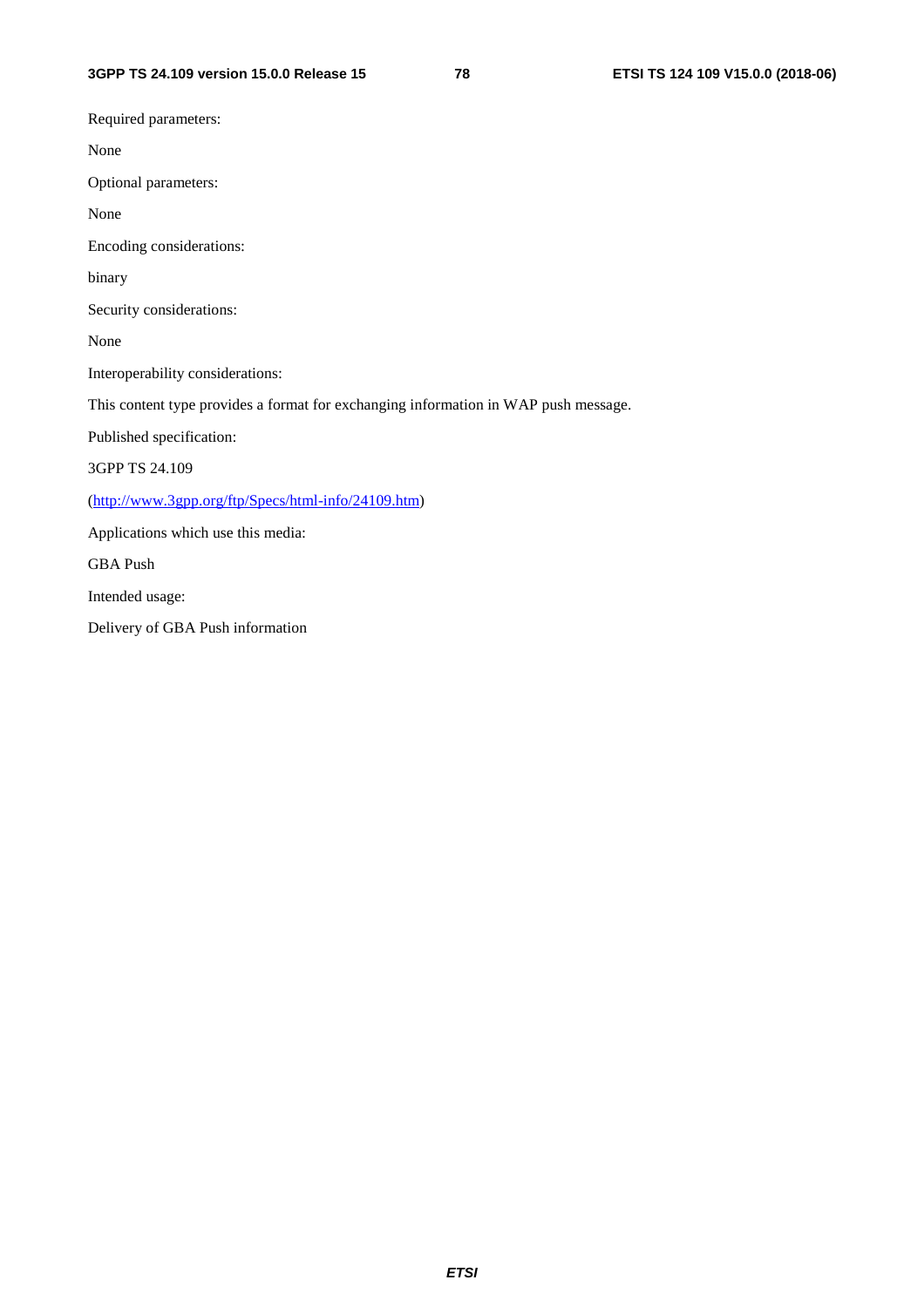Required parameters:

None

Optional parameters:

None

Encoding considerations:

binary

Security considerations:

None

Interoperability considerations:

This content type provides a format for exchanging information in WAP push message.

Published specification:

3GPP TS 24.109

(http://www.3gpp.org/ftp/Specs/html-info/24109.htm)

Applications which use this media:

GBA Push

Intended usage:

Delivery of GBA Push information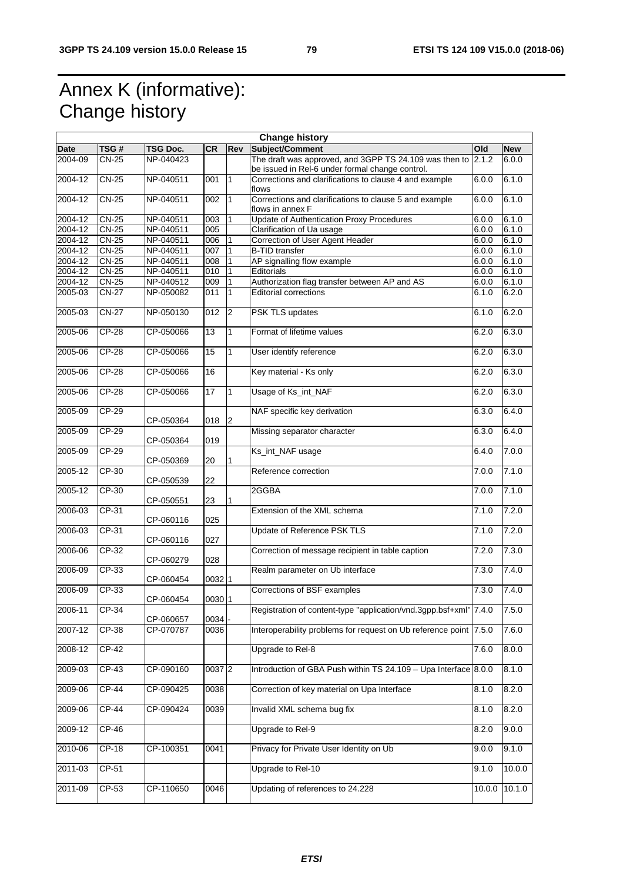# Annex K (informative): Change history

| Change history | | | | | | | |
|---|---|---|---|---|---|---|---|
| **Date** | **TSG #** | **TSG Doc.** | **CR** | **Rev** | **Subject/Comment** | **Old** | **New** |
| 2004-09 | CN-25 | NP-040423 | | | The draft was approved, and 3GPP TS 24.109 was then to be issued in Rel-6 under formal change control. | 2.1.2 | 6.0.0 |
| 2004-12 | CN-25 | NP-040511 | 001 | 1 | Corrections and clarifications to clause 4 and example flows | 6.0.0 | 6.1.0 |
| 2004-12 | CN-25 | NP-040511 | 002 | 1 | Corrections and clarifications to clause 5 and example flows in annex F | 6.0.0 | 6.1.0 |
| 2004-12 | CN-25 | NP-040511 | 003 | 1 | Update of Authentication Proxy Procedures | 6.0.0 | 6.1.0 |
| 2004-12 | CN-25 | NP-040511 | 005 | | Clarification of Ua usage | 6.0.0 | 6.1.0 |
| 2004-12 | CN-25 | NP-040511 | 006 | 1 | Correction of User Agent Header | 6.0.0 | 6.1.0 |
| 2004-12 | CN-25 | NP-040511 | 007 | 1 | B-TID transfer | 6.0.0 | 6.1.0 |
| 2004-12 | CN-25 | NP-040511 | 008 | 1 | AP signalling flow example | 6.0.0 | 6.1.0 |
| 2004-12 | CN-25 | NP-040511 | 010 | 1 | Editorials | 6.0.0 | 6.1.0 |
| 2004-12 | CN-25 | NP-040512 | 009 | 1 | Authorization flag transfer between AP and AS | 6.0.0 | 6.1.0 |
| 2005-03 | CN-27 | NP-050082 | 011 | 1 | Editorial corrections | 6.1.0 | 6.2.0 |
| 2005-03 | CN-27 | NP-050130 | 012 | 2 | PSK TLS updates | 6.1.0 | 6.2.0 |
| 2005-06 | CP-28 | CP-050066 | 13 | 1 | Format of lifetime values | 6.2.0 | 6.3.0 |
| 2005-06 | CP-28 | CP-050066 | 15 | 1 | User identify reference | 6.2.0 | 6.3.0 |
| 2005-06 | CP-28 | CP-050066 | 16 | | Key material - Ks only | 6.2.0 | 6.3.0 |
| 2005-06 | CP-28 | CP-050066 | 17 | 1 | Usage of Ks_int_NAF | 6.2.0 | 6.3.0 |
| 2005-09 | CP-29 | CP-050364 | 018 | 2 | NAF specific key derivation | 6.3.0 | 6.4.0 |
| 2005-09 | CP-29 | CP-050364 | 019 | | Missing separator character | 6.3.0 | 6.4.0 |
| 2005-09 | CP-29 | CP-050369 | 20 | 1 | Ks_int_NAF usage | 6.4.0 | 7.0.0 |
| 2005-12 | CP-30 | CP-050539 | 22 | | Reference correction | 7.0.0 | 7.1.0 |
| 2005-12 | CP-30 | CP-050551 | 23 | 1 | 2GGBA | 7.0.0 | 7.1.0 |
| 2006-03 | CP-31 | CP-060116 | 025 | | Extension of the XML schema | 7.1.0 | 7.2.0 |
| 2006-03 | CP-31 | CP-060116 | 027 | | Update of Reference PSK TLS | 7.1.0 | 7.2.0 |
| 2006-06 | CP-32 | CP-060279 | 028 | | Correction of message recipient in table caption | 7.2.0 | 7.3.0 |
| 2006-09 | CP-33 | CP-060454 | 0032 | 1 | Realm parameter on Ub interface | 7.3.0 | 7.4.0 |
| 2006-09 | CP-33 | CP-060454 | 0030 | 1 | Corrections of BSF examples | 7.3.0 | 7.4.0 |
| 2006-11 | CP-34 | CP-060657 | 0034 | - | Registration of content-type "application/vnd.3gpp.bsf+xml" | 7.4.0 | 7.5.0 |
| 2007-12 | CP-38 | CP-070787 | 0036 | | Interoperability problems for request on Ub reference point | 7.5.0 | 7.6.0 |
| 2008-12 | CP-42 | | | | Upgrade to Rel-8 | 7.6.0 | 8.0.0 |
| 2009-03 | CP-43 | CP-090160 | 0037 | 2 | Introduction of GBA Push within TS 24.109 – Upa Interface | 8.0.0 | 8.1.0 |
| 2009-06 | CP-44 | CP-090425 | 0038 | | Correction of key material on Upa Interface | 8.1.0 | 8.2.0 |
| 2009-06 | CP-44 | CP-090424 | 0039 | | Invalid XML schema bug fix | 8.1.0 | 8.2.0 |
| 2009-12 | CP-46 | | | | Upgrade to Rel-9 | 8.2.0 | 9.0.0 |
| 2010-06 | CP-18 | CP-100351 | 0041 | | Privacy for Private User Identity on Ub | 9.0.0 | 9.1.0 |
| 2011-03 | CP-51 | | | | Upgrade to Rel-10 | 9.1.0 | 10.0.0 |
| 2011-09 | CP-53 | CP-110650 | 0046 | | Updating of references to 24.228 | 10.0.0 | 10.1.0 |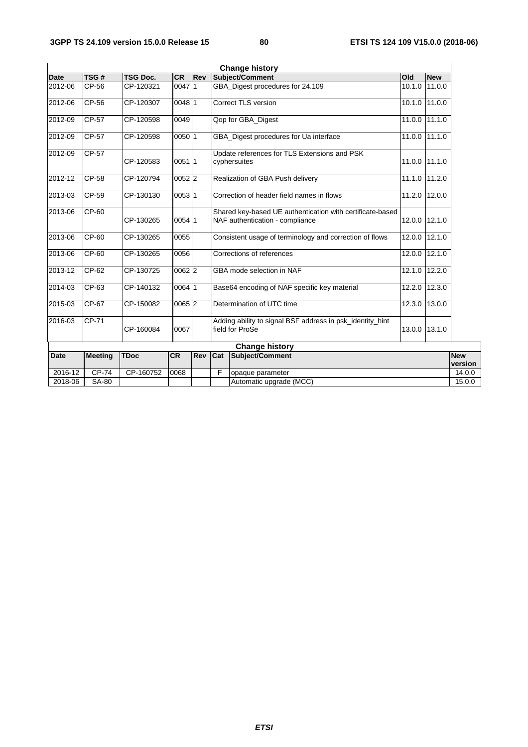| Change history | | | | | | | |
|---|---|---|---|---|---|---|---|
| **Date** | **TSG #** | **TSG Doc.** | **CR** | **Rev** | **Subject/Comment** | **Old** | **New** |
| 2012-06 | CP-56 | CP-120321 | 0047 | 1 | GBA_Digest procedures for 24.109 | 10.1.0 | 11.0.0 |
| 2012-06 | CP-56 | CP-120307 | 0048 | 1 | Correct TLS version | 10.1.0 | 11.0.0 |
| 2012-09 | CP-57 | CP-120598 | 0049 | | Qop for GBA_Digest | 11.0.0 | 11.1.0 |
| 2012-09 | CP-57 | CP-120598 | 0050 | 1 | GBA_Digest procedures for Ua interface | 11.0.0 | 11.1.0 |
| 2012-09 | CP-57 | CP-120583 | 0051 | 1 | Update references for TLS Extensions and PSK cyphersuites | 11.0.0 | 11.1.0 |
| 2012-12 | CP-58 | CP-120794 | 0052 | 2 | Realization of GBA Push delivery | 11.1.0 | 11.2.0 |
| 2013-03 | CP-59 | CP-130130 | 0053 | 1 | Correction of header field names in flows | 11.2.0 | 12.0.0 |
| 2013-06 | CP-60 | CP-130265 | 0054 | 1 | Shared key-based UE authentication with certificate-based NAF authentication - compliance | 12.0.0 | 12.1.0 |
| 2013-06 | CP-60 | CP-130265 | 0055 | | Consistent usage of terminology and correction of flows | 12.0.0 | 12.1.0 |
| 2013-06 | CP-60 | CP-130265 | 0056 | | Corrections of references | 12.0.0 | 12.1.0 |
| 2013-12 | CP-62 | CP-130725 | 0062 | 2 | GBA mode selection in NAF | 12.1.0 | 12.2.0 |
| 2014-03 | CP-63 | CP-140132 | 0064 | 1 | Base64 encoding of NAF specific key material | 12.2.0 | 12.3.0 |
| 2015-03 | CP-67 | CP-150082 | 0065 | 2 | Determination of UTC time | 12.3.0 | 13.0.0 |
| 2016-03 | CP-71 | CP-160084 | 0067 | | Adding ability to signal BSF address in psk_identity_hint field for ProSe | 13.0.0 | 13.1.0 |

| Change history | | | | | | | |
|---|---|---|---|---|---|---|---|
| **Date** | **Meeting** | **TDoc** | **CR** | **Rev** | **Cat** | **Subject/Comment** | **New version** |
| 2016-12 | CP-74 | CP-160752 | 0068 | | F | opaque parameter | 14.0.0 |
| 2018-06 | SA-80 | | | | | Automatic upgrade (MCC) | 15.0.0 |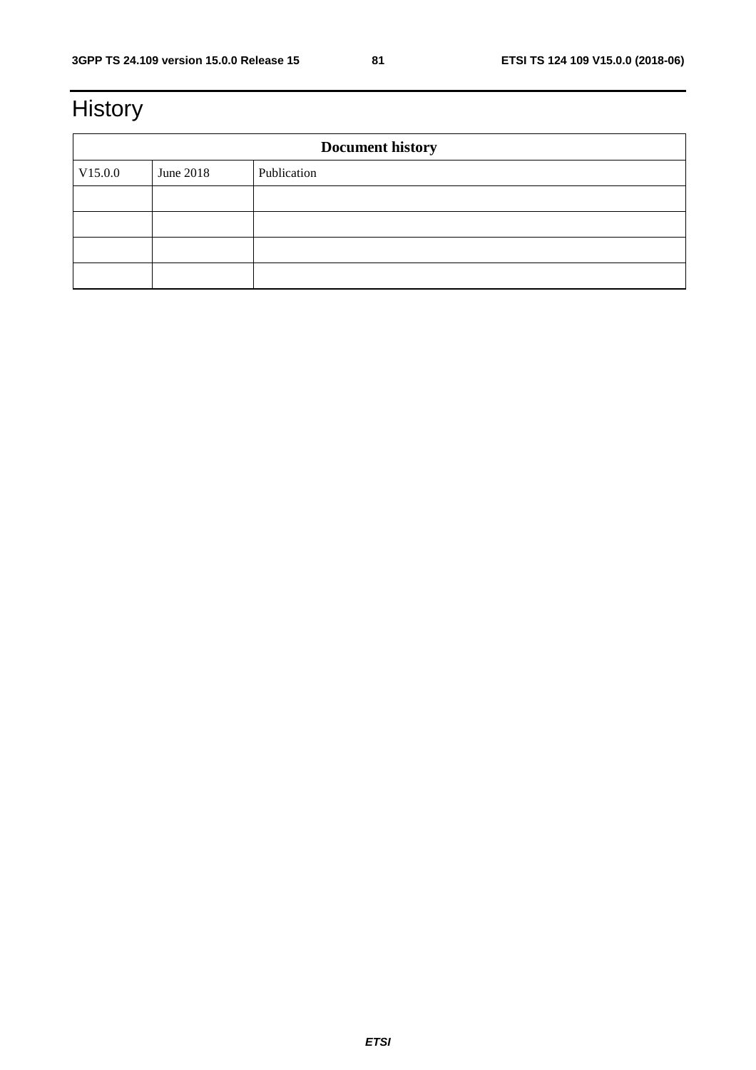# History

| Document history | | |
|---|---|---|
| V15.0.0 | June 2018 | Publication |
| | | |
| | | |
| | | |
| | | |